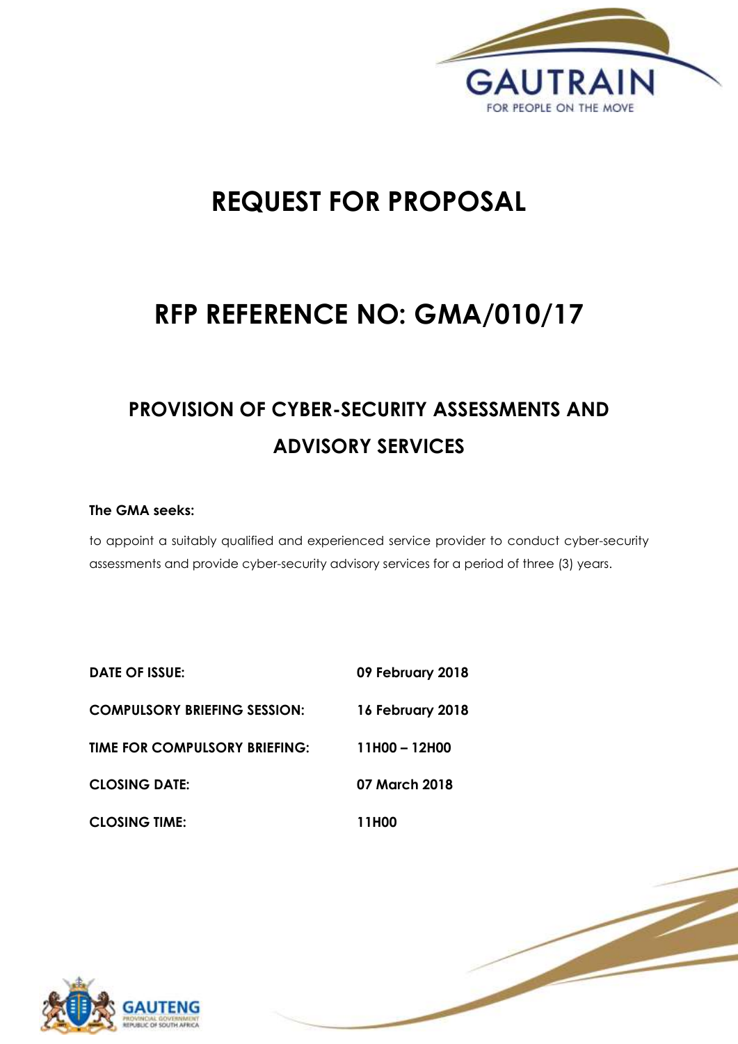GAUTRAIN

FOR PEOPLE ON THE MOVE

# REQUEST FOR PROPOSAL

# RFP REFERENCE NO: GMA/010/17

## PROVISION OF CYBER-SECURITY ASSESSMENTS AND ADVISORY SERVICES

**The GMA seeks:**

to appoint a suitably qualified and experienced service provider to conduct cyber-security assessments and provide cyber-security advisory services for a period of three (3) years.

| | |
|---|---|
| **DATE OF ISSUE:** | **09 February 2018** |
| **COMPULSORY BRIEFING SESSION:** | **16 February 2018** |
| **TIME FOR COMPULSORY BRIEFING:** | **11H00 – 12H00** |
| **CLOSING DATE:** | **07 March 2018** |
| **CLOSING TIME:** | **11H00** |

GAUTENG PROVINCIAL GOVERNMENT

REPUBLIC OF SOUTH AFRICA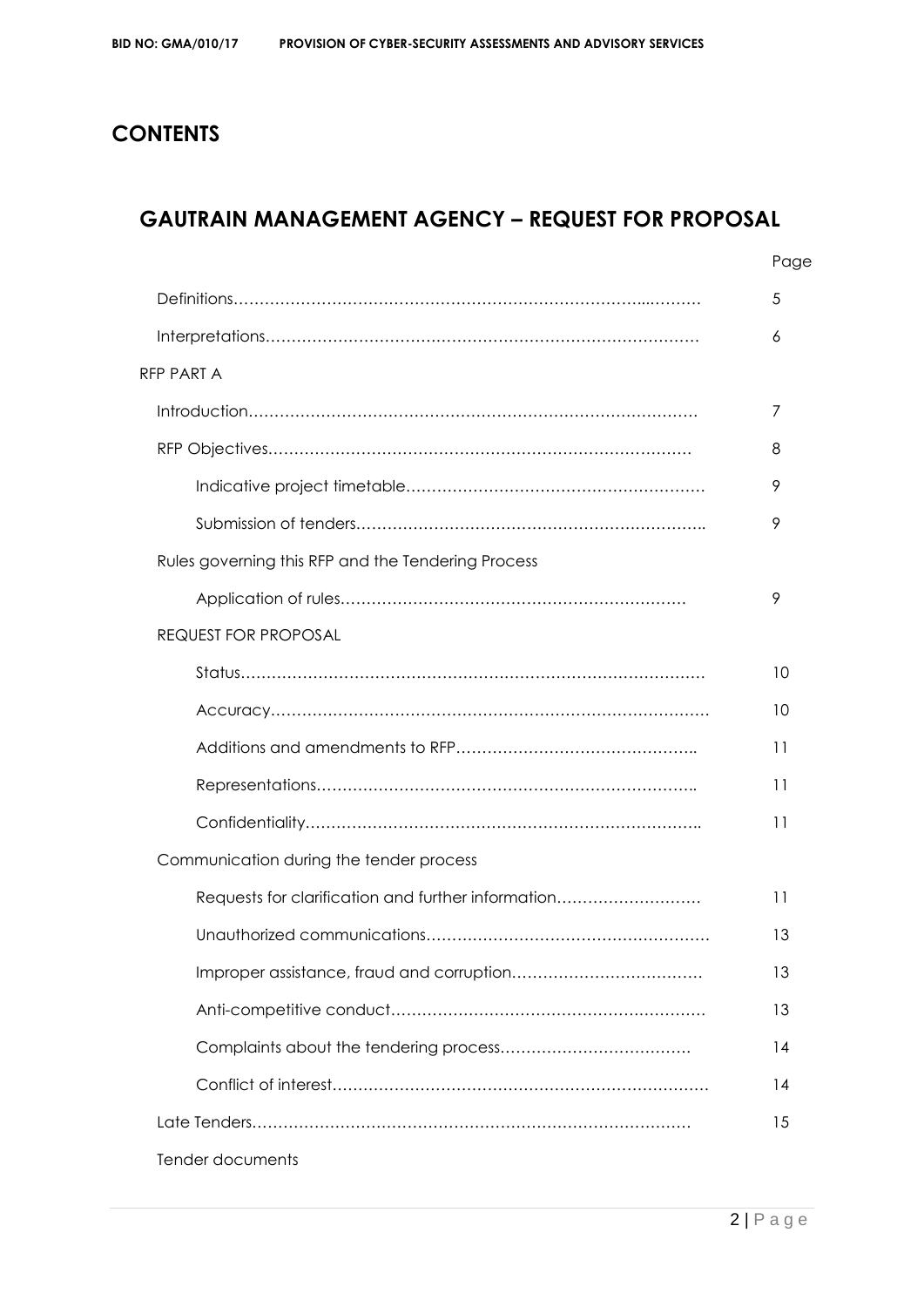# CONTENTS

## GAUTRAIN MANAGEMENT AGENCY – REQUEST FOR PROPOSAL

| | Page |
|---|---|
| Definitions | 5 |
| Interpretations | 6 |
| RFP PART A | |
| Introduction | 7 |
| RFP Objectives | 8 |
| Indicative project timetable | 9 |
| Submission of tenders | 9 |
| Rules governing this RFP and the Tendering Process | |
| Application of rules | 9 |
| REQUEST FOR PROPOSAL | |
| Status | 10 |
| Accuracy | 10 |
| Additions and amendments to RFP | 11 |
| Representations | 11 |
| Confidentiality | 11 |
| Communication during the tender process | |
| Requests for clarification and further information | 11 |
| Unauthorized communications | 13 |
| Improper assistance, fraud and corruption | 13 |
| Anti-competitive conduct | 13 |
| Complaints about the tendering process | 14 |
| Conflict of interest | 14 |
| Late Tenders | 15 |
| Tender documents | |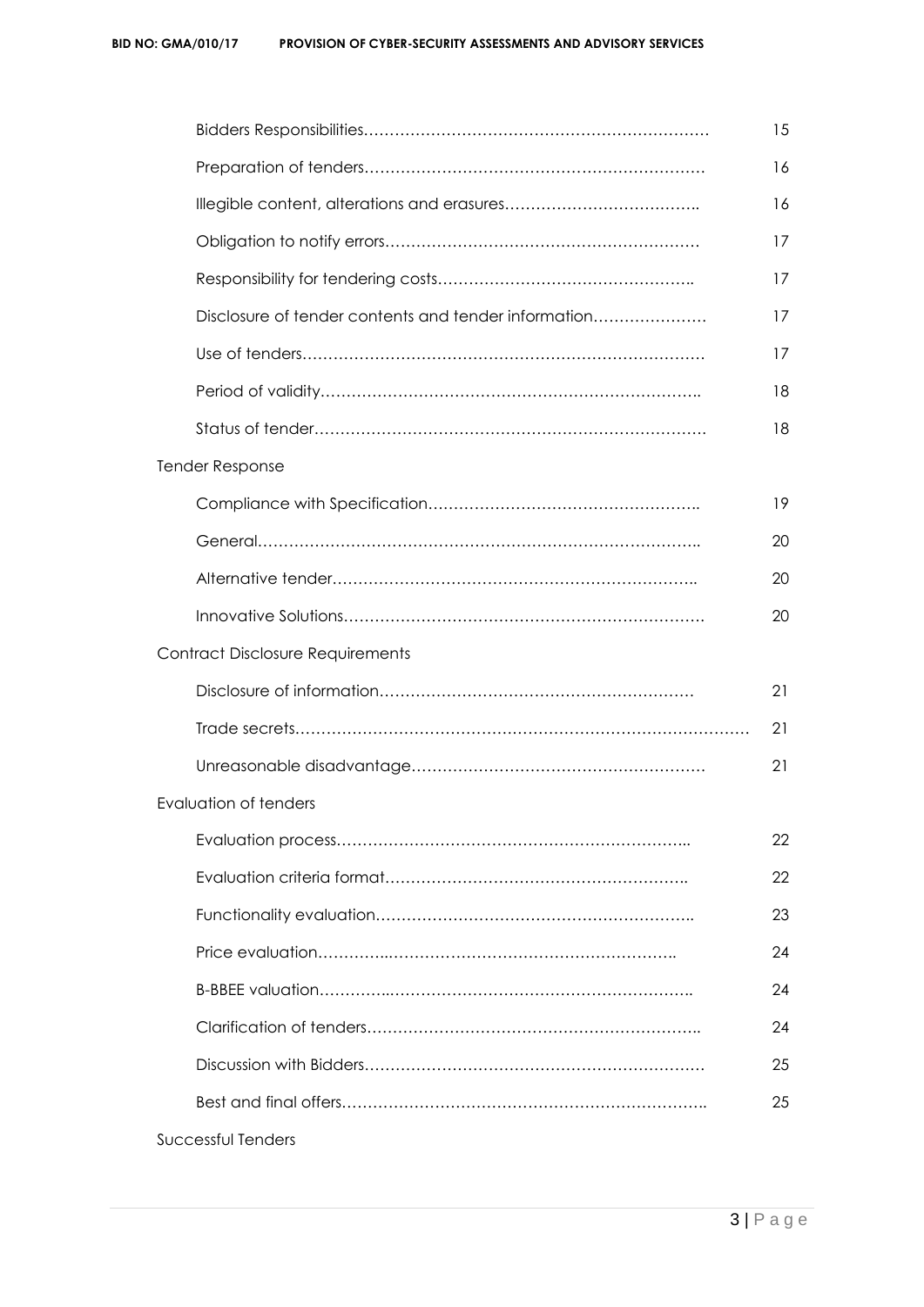| | |
|---|---|
| Bidders Responsibilities………………………………………………………… | 15 |
| Preparation of tenders………………………………………………………… | 16 |
| Illegible content, alterations and erasures……………………………….. | 16 |
| Obligation to notify errors…………………………………………………… | 17 |
| Responsibility for tendering costs………………………………………….. | 17 |
| Disclosure of tender contents and tender information…………………. | 17 |
| Use of tenders…………………………………………………………………. | 17 |
| Period of validity……………………………………………………………….. | 18 |
| Status of tender………………………………………………………………… | 18 |
| **Tender Response** | |
| Compliance with Specification…………………………………………….. | 19 |
| General………………………………………………………………………….. | 20 |
| Alternative tender…………………………………………………………….. | 20 |
| Innovative Solutions…………………………………………………………. | 20 |
| **Contract Disclosure Requirements** | |
| Disclosure of information…………………………………………………… | 21 |
| Trade secrets…………………………………………………………………………… | 21 |
| Unreasonable disadvantage………………………………………………… | 21 |
| **Evaluation of tenders** | |
| Evaluation process………………………………………………………….. | 22 |
| Evaluation criteria format………………………………………………….. | 22 |
| Functionality evaluation…………………………………………………….. | 23 |
| Price evaluation……………..………………………………………………. | 24 |
| B-BBEE valuation…………..………………………………………………. | 24 |
| Clarification of tenders……………………………………………………….. | 24 |
| Discussion with Bidders………………………………………………………… | 25 |
| Best and final offers…………………………………………………………….. | 25 |
| **Successful Tenders** | |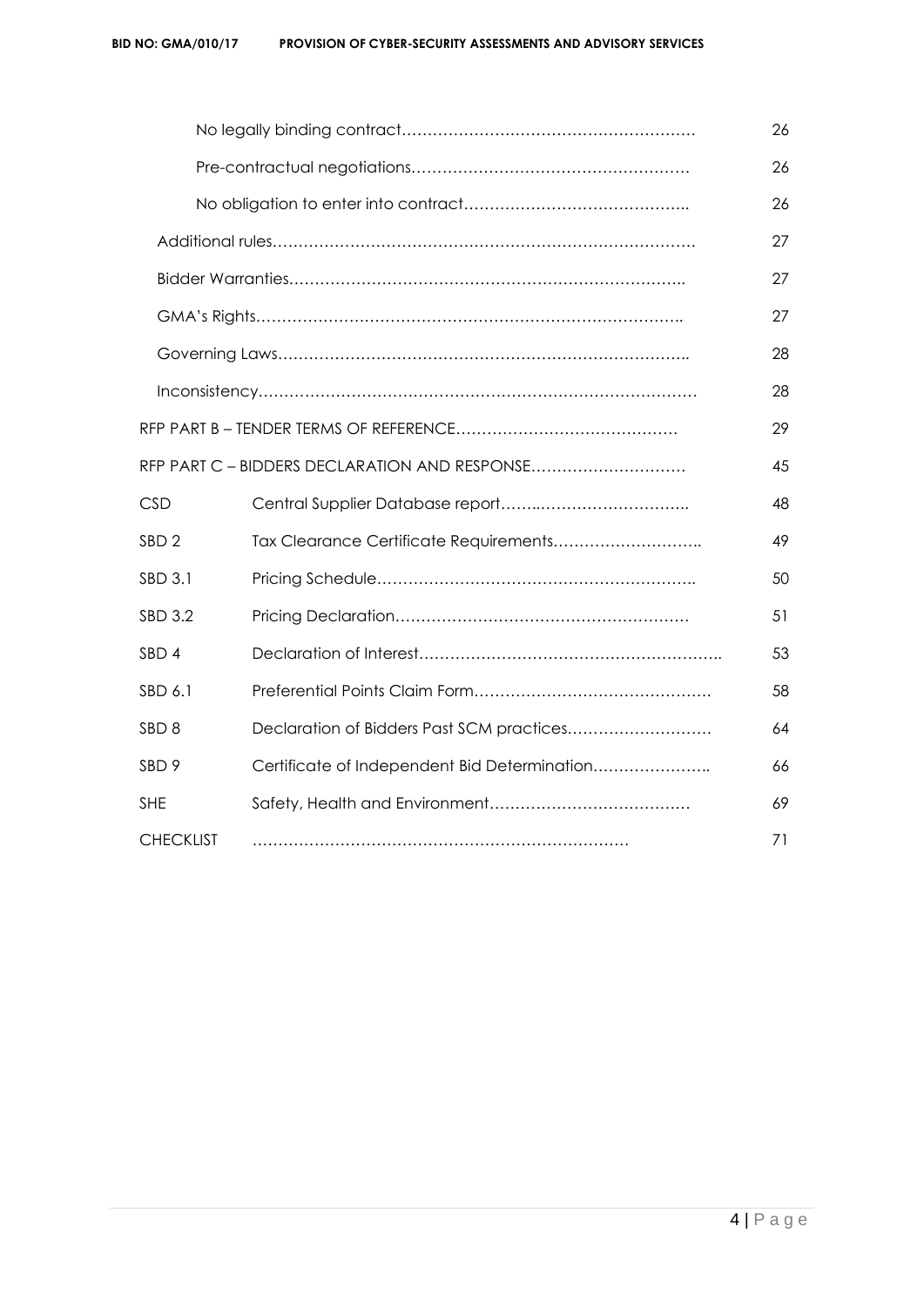| | | |
|---|---|---|
| | No legally binding contract………………………………………………… | 26 |
| | Pre-contractual negotiations……………………………………………… | 26 |
| | No obligation to enter into contract…………………………………….. | 26 |
| | Additional rules……………………………………………………………………… | 27 |
| | Bidder Warranties……………………………………………………………….. | 27 |
| | GMA's Rights……………………………………………………………………….. | 27 |
| | Governing Laws…………………………………………………………………….. | 28 |
| | Inconsistency………………………………………………………………………… | 28 |
| | RFP PART B – TENDER TERMS OF REFERENCE…………………………………… | 29 |
| | RFP PART C – BIDDERS DECLARATION AND RESPONSE………………………… | 45 |
| CSD | Central Supplier Database report……..……………………….. | 48 |
| SBD 2 | Tax Clearance Certificate Requirements……………………….. | 49 |
| SBD 3.1 | Pricing Schedule…………………………………………………….. | 50 |
| SBD 3.2 | Pricing Declaration………………………………………………… | 51 |
| SBD 4 | Declaration of Interest………………………………………………….. | 53 |
| SBD 6.1 | Preferential Points Claim Form………………………………………. | 58 |
| SBD 8 | Declaration of Bidders Past SCM practices………………………. | 64 |
| SBD 9 | Certificate of Independent Bid Determination………………….. | 66 |
| SHE | Safety, Health and Environment………………………………… | 69 |
| CHECKLIST | ……………………………………………………………… | 71 |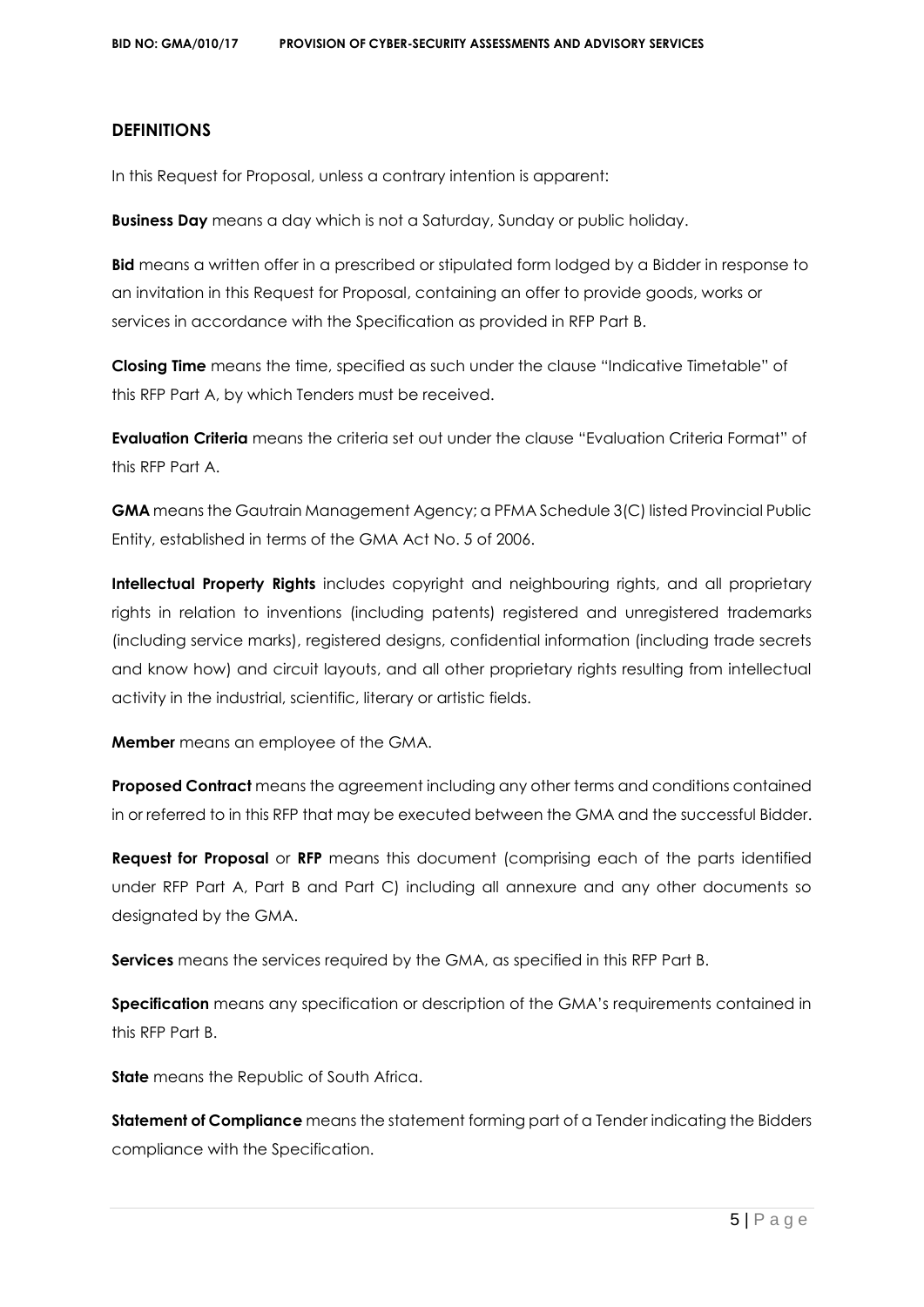## DEFINITIONS

In this Request for Proposal, unless a contrary intention is apparent:

**Business Day** means a day which is not a Saturday, Sunday or public holiday.

**Bid** means a written offer in a prescribed or stipulated form lodged by a Bidder in response to an invitation in this Request for Proposal, containing an offer to provide goods, works or services in accordance with the Specification as provided in RFP Part B.

**Closing Time** means the time, specified as such under the clause "Indicative Timetable" of this RFP Part A, by which Tenders must be received.

**Evaluation Criteria** means the criteria set out under the clause "Evaluation Criteria Format" of this RFP Part A.

**GMA** means the Gautrain Management Agency; a PFMA Schedule 3(C) listed Provincial Public Entity, established in terms of the GMA Act No. 5 of 2006.

**Intellectual Property Rights** includes copyright and neighbouring rights, and all proprietary rights in relation to inventions (including patents) registered and unregistered trademarks (including service marks), registered designs, confidential information (including trade secrets and know how) and circuit layouts, and all other proprietary rights resulting from intellectual activity in the industrial, scientific, literary or artistic fields.

**Member** means an employee of the GMA.

**Proposed Contract** means the agreement including any other terms and conditions contained in or referred to in this RFP that may be executed between the GMA and the successful Bidder.

**Request for Proposal** or **RFP** means this document (comprising each of the parts identified under RFP Part A, Part B and Part C) including all annexure and any other documents so designated by the GMA.

**Services** means the services required by the GMA, as specified in this RFP Part B.

**Specification** means any specification or description of the GMA's requirements contained in this RFP Part B.

**State** means the Republic of South Africa.

**Statement of Compliance** means the statement forming part of a Tender indicating the Bidders compliance with the Specification.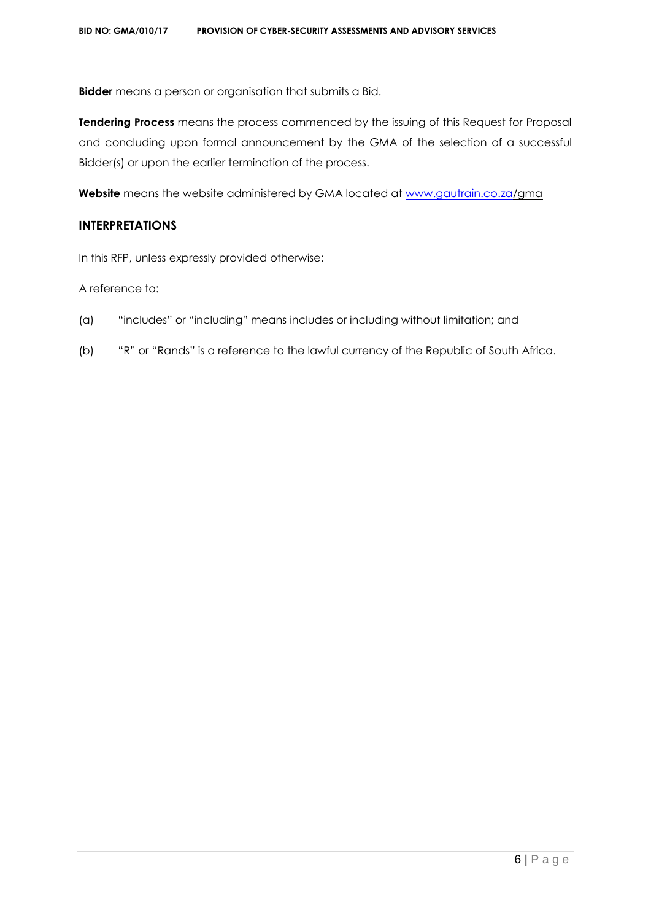**Bidder** means a person or organisation that submits a Bid.

**Tendering Process** means the process commenced by the issuing of this Request for Proposal and concluding upon formal announcement by the GMA of the selection of a successful Bidder(s) or upon the earlier termination of the process.

**Website** means the website administered by GMA located at www.gautrain.co.za/gma

## INTERPRETATIONS

In this RFP, unless expressly provided otherwise:

A reference to:

(a) "includes" or "including" means includes or including without limitation; and

(b) "R" or "Rands" is a reference to the lawful currency of the Republic of South Africa.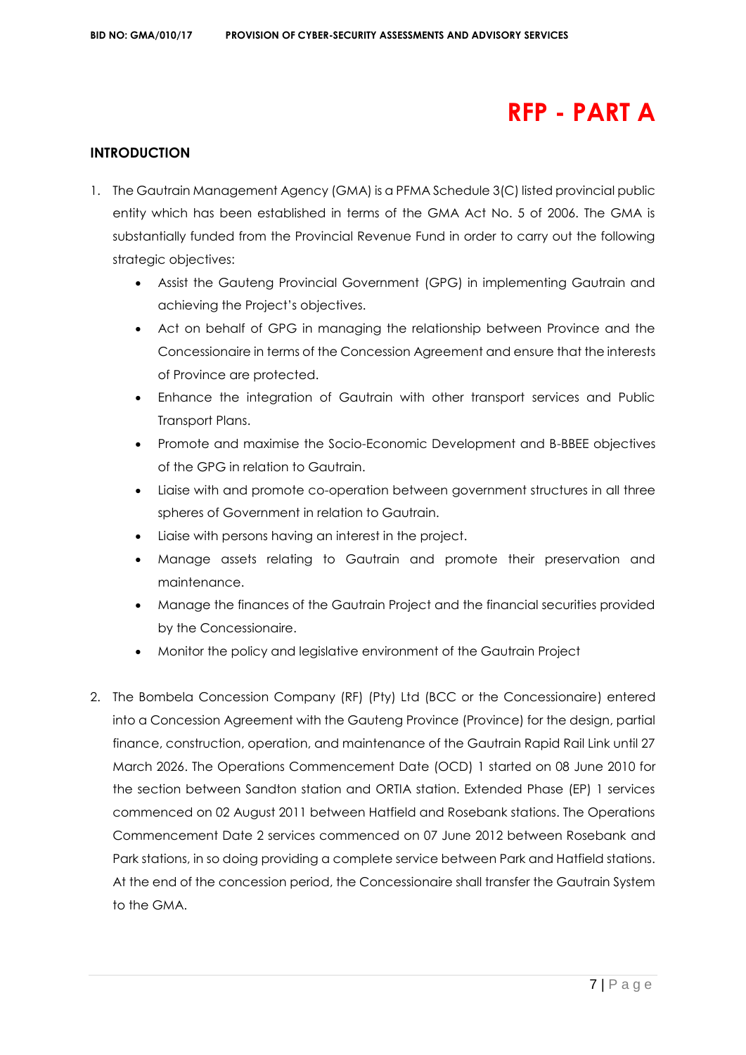# RFP - PART A

## INTRODUCTION

1. The Gautrain Management Agency (GMA) is a PFMA Schedule 3(C) listed provincial public entity which has been established in terms of the GMA Act No. 5 of 2006. The GMA is substantially funded from the Provincial Revenue Fund in order to carry out the following strategic objectives:
   - Assist the Gauteng Provincial Government (GPG) in implementing Gautrain and achieving the Project's objectives.
   - Act on behalf of GPG in managing the relationship between Province and the Concessionaire in terms of the Concession Agreement and ensure that the interests of Province are protected.
   - Enhance the integration of Gautrain with other transport services and Public Transport Plans.
   - Promote and maximise the Socio-Economic Development and B-BBEE objectives of the GPG in relation to Gautrain.
   - Liaise with and promote co-operation between government structures in all three spheres of Government in relation to Gautrain.
   - Liaise with persons having an interest in the project.
   - Manage assets relating to Gautrain and promote their preservation and maintenance.
   - Manage the finances of the Gautrain Project and the financial securities provided by the Concessionaire.
   - Monitor the policy and legislative environment of the Gautrain Project

2. The Bombela Concession Company (RF) (Pty) Ltd (BCC or the Concessionaire) entered into a Concession Agreement with the Gauteng Province (Province) for the design, partial finance, construction, operation, and maintenance of the Gautrain Rapid Rail Link until 27 March 2026. The Operations Commencement Date (OCD) 1 started on 08 June 2010 for the section between Sandton station and ORTIA station. Extended Phase (EP) 1 services commenced on 02 August 2011 between Hatfield and Rosebank stations. The Operations Commencement Date 2 services commenced on 07 June 2012 between Rosebank and Park stations, in so doing providing a complete service between Park and Hatfield stations. At the end of the concession period, the Concessionaire shall transfer the Gautrain System to the GMA.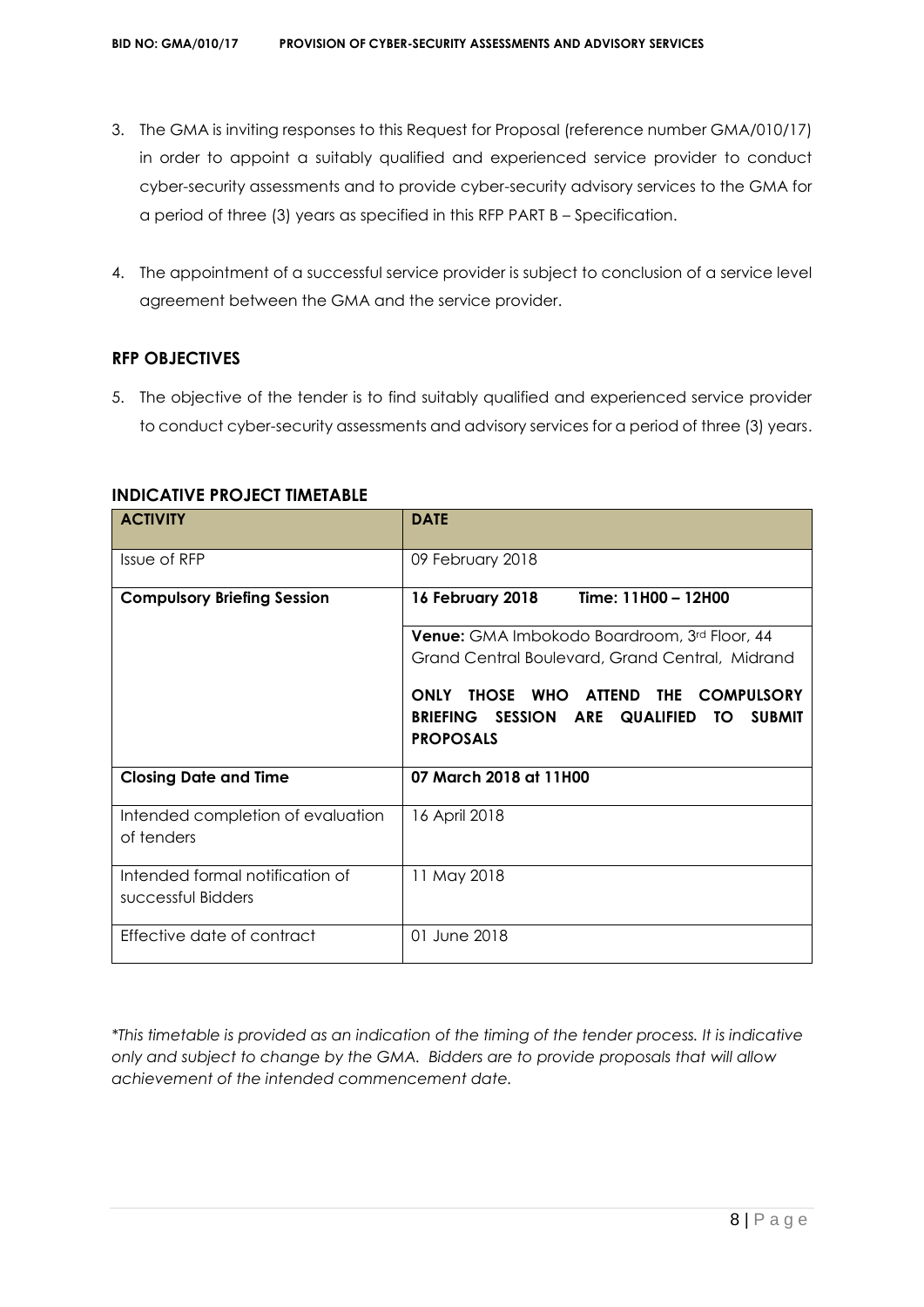3. The GMA is inviting responses to this Request for Proposal (reference number GMA/010/17) in order to appoint a suitably qualified and experienced service provider to conduct cyber-security assessments and to provide cyber-security advisory services to the GMA for a period of three (3) years as specified in this RFP PART B – Specification.

4. The appointment of a successful service provider is subject to conclusion of a service level agreement between the GMA and the service provider.

## RFP OBJECTIVES

5. The objective of the tender is to find suitably qualified and experienced service provider to conduct cyber-security assessments and advisory services for a period of three (3) years.

## INDICATIVE PROJECT TIMETABLE

| ACTIVITY | DATE |
|---|---|
| Issue of RFP | 09 February 2018 |
| **Compulsory Briefing Session** | **16 February 2018 Time: 11H00 – 12H00**<br><br>**Venue:** GMA Imbokodo Boardroom, 3rd Floor, 44 Grand Central Boulevard, Grand Central, Midrand<br><br>**ONLY THOSE WHO ATTEND THE COMPULSORY BRIEFING SESSION ARE QUALIFIED TO SUBMIT PROPOSALS** |
| **Closing Date and Time** | **07 March 2018 at 11H00** |
| Intended completion of evaluation of tenders | 16 April 2018 |
| Intended formal notification of successful Bidders | 11 May 2018 |
| Effective date of contract | 01 June 2018 |

*\*This timetable is provided as an indication of the timing of the tender process. It is indicative only and subject to change by the GMA. Bidders are to provide proposals that will allow achievement of the intended commencement date.*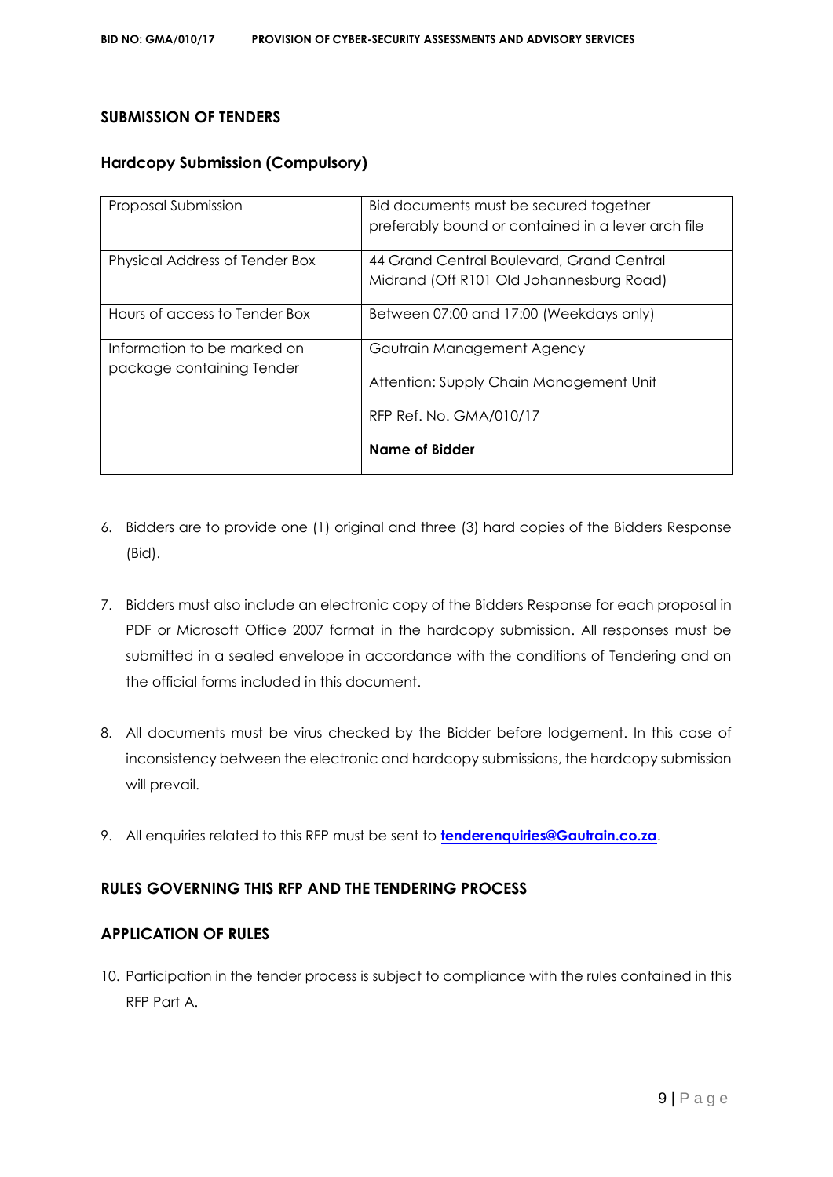## SUBMISSION OF TENDERS

### Hardcopy Submission (Compulsory)

| | |
|---|---|
| Proposal Submission | Bid documents must be secured together preferably bound or contained in a lever arch file |
| Physical Address of Tender Box | 44 Grand Central Boulevard, Grand Central Midrand (Off R101 Old Johannesburg Road) |
| Hours of access to Tender Box | Between 07:00 and 17:00 (Weekdays only) |
| Information to be marked on package containing Tender | Gautrain Management Agency<br><br>Attention: Supply Chain Management Unit<br><br>RFP Ref. No. GMA/010/17<br><br>**Name of Bidder** |

6. Bidders are to provide one (1) original and three (3) hard copies of the Bidders Response (Bid).

7. Bidders must also include an electronic copy of the Bidders Response for each proposal in PDF or Microsoft Office 2007 format in the hardcopy submission. All responses must be submitted in a sealed envelope in accordance with the conditions of Tendering and on the official forms included in this document.

8. All documents must be virus checked by the Bidder before lodgement. In this case of inconsistency between the electronic and hardcopy submissions, the hardcopy submission will prevail.

9. All enquiries related to this RFP must be sent to **tenderenquiries@Gautrain.co.za**.

## RULES GOVERNING THIS RFP AND THE TENDERING PROCESS

## APPLICATION OF RULES

10. Participation in the tender process is subject to compliance with the rules contained in this RFP Part A.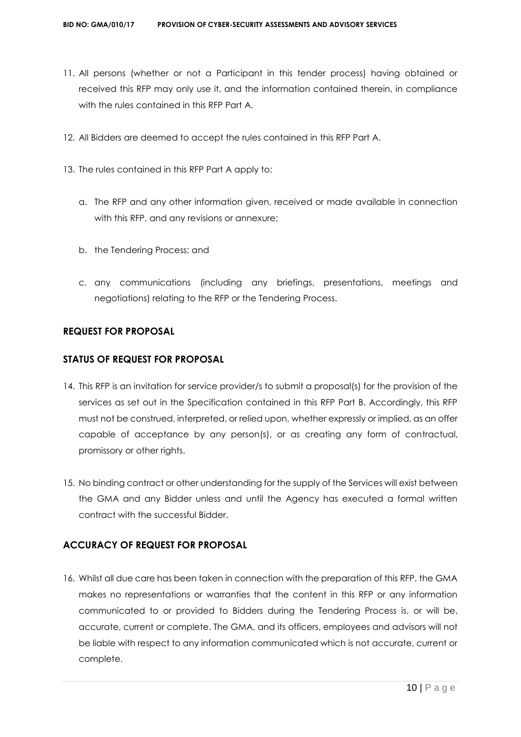11. All persons (whether or not a Participant in this tender process) having obtained or received this RFP may only use it, and the information contained therein, in compliance with the rules contained in this RFP Part A.

12. All Bidders are deemed to accept the rules contained in this RFP Part A.

13. The rules contained in this RFP Part A apply to:

    a. The RFP and any other information given, received or made available in connection with this RFP, and any revisions or annexure;

    b. the Tendering Process; and

    c. any communications (including any briefings, presentations, meetings and negotiations) relating to the RFP or the Tendering Process.

## REQUEST FOR PROPOSAL

## STATUS OF REQUEST FOR PROPOSAL

14. This RFP is an invitation for service provider/s to submit a proposal(s) for the provision of the services as set out in the Specification contained in this RFP Part B. Accordingly, this RFP must not be construed, interpreted, or relied upon, whether expressly or implied, as an offer capable of acceptance by any person(s), or as creating any form of contractual, promissory or other rights.

15. No binding contract or other understanding for the supply of the Services will exist between the GMA and any Bidder unless and until the Agency has executed a formal written contract with the successful Bidder.

## ACCURACY OF REQUEST FOR PROPOSAL

16. Whilst all due care has been taken in connection with the preparation of this RFP, the GMA makes no representations or warranties that the content in this RFP or any information communicated to or provided to Bidders during the Tendering Process is, or will be, accurate, current or complete. The GMA, and its officers, employees and advisors will not be liable with respect to any information communicated which is not accurate, current or complete.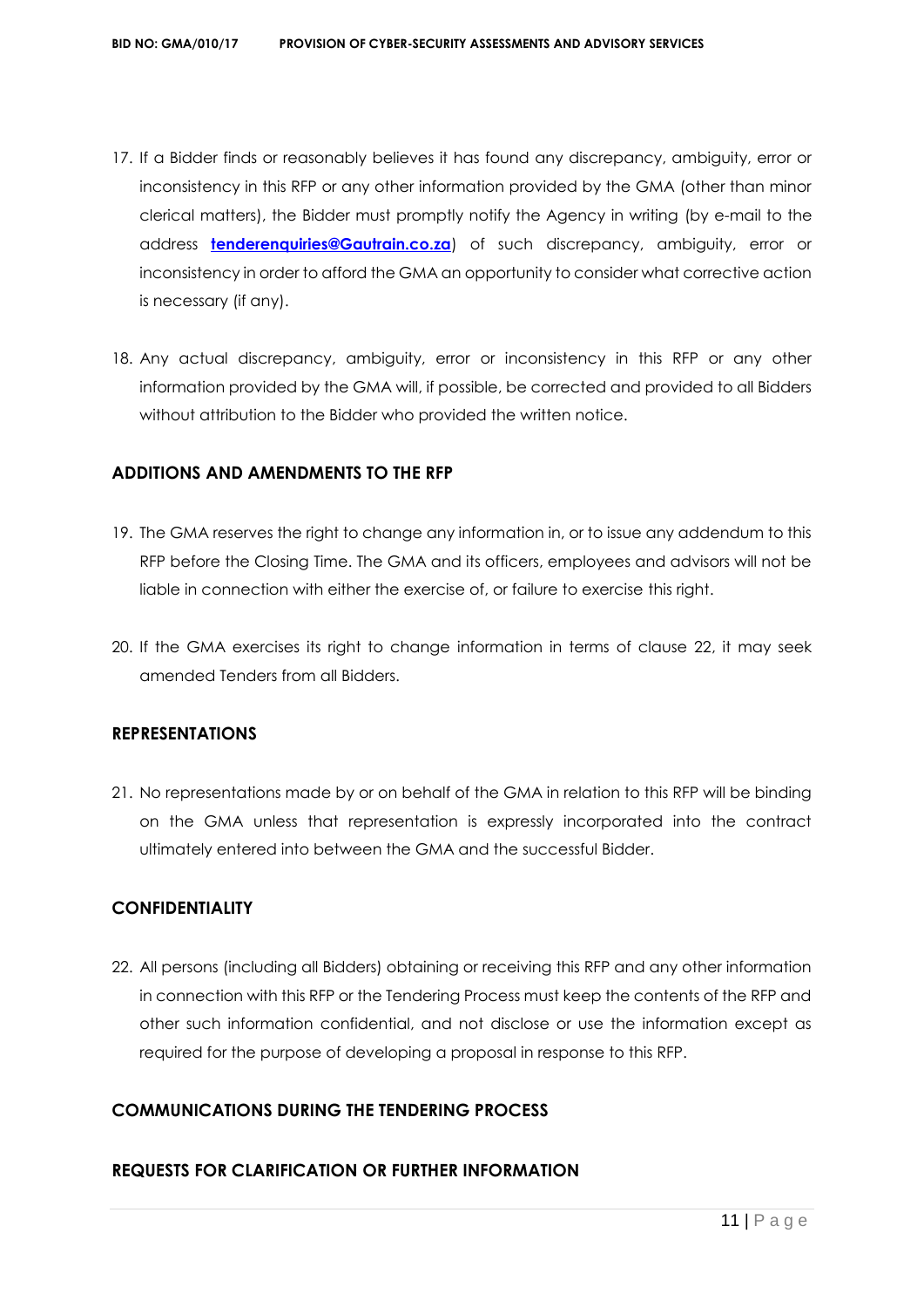17. If a Bidder finds or reasonably believes it has found any discrepancy, ambiguity, error or inconsistency in this RFP or any other information provided by the GMA (other than minor clerical matters), the Bidder must promptly notify the Agency in writing (by e-mail to the address **tenderenquiries@Gautrain.co.za**) of such discrepancy, ambiguity, error or inconsistency in order to afford the GMA an opportunity to consider what corrective action is necessary (if any).

18. Any actual discrepancy, ambiguity, error or inconsistency in this RFP or any other information provided by the GMA will, if possible, be corrected and provided to all Bidders without attribution to the Bidder who provided the written notice.

## ADDITIONS AND AMENDMENTS TO THE RFP

19. The GMA reserves the right to change any information in, or to issue any addendum to this RFP before the Closing Time. The GMA and its officers, employees and advisors will not be liable in connection with either the exercise of, or failure to exercise this right.

20. If the GMA exercises its right to change information in terms of clause 22, it may seek amended Tenders from all Bidders.

## REPRESENTATIONS

21. No representations made by or on behalf of the GMA in relation to this RFP will be binding on the GMA unless that representation is expressly incorporated into the contract ultimately entered into between the GMA and the successful Bidder.

## CONFIDENTIALITY

22. All persons (including all Bidders) obtaining or receiving this RFP and any other information in connection with this RFP or the Tendering Process must keep the contents of the RFP and other such information confidential, and not disclose or use the information except as required for the purpose of developing a proposal in response to this RFP.

## COMMUNICATIONS DURING THE TENDERING PROCESS

## REQUESTS FOR CLARIFICATION OR FURTHER INFORMATION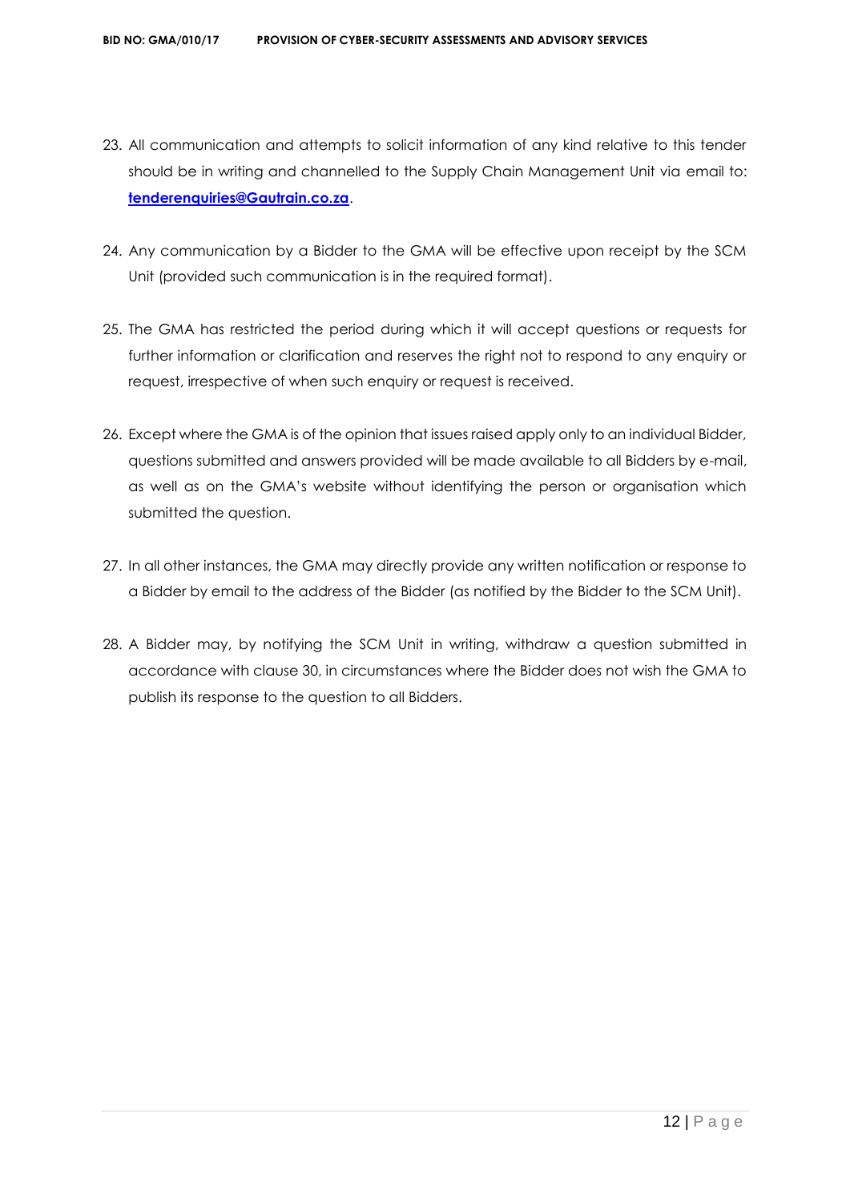23. All communication and attempts to solicit information of any kind relative to this tender should be in writing and channelled to the Supply Chain Management Unit via email to: **tenderenquiries@Gautrain.co.za**.

24. Any communication by a Bidder to the GMA will be effective upon receipt by the SCM Unit (provided such communication is in the required format).

25. The GMA has restricted the period during which it will accept questions or requests for further information or clarification and reserves the right not to respond to any enquiry or request, irrespective of when such enquiry or request is received.

26. Except where the GMA is of the opinion that issues raised apply only to an individual Bidder, questions submitted and answers provided will be made available to all Bidders by e-mail, as well as on the GMA's website without identifying the person or organisation which submitted the question.

27. In all other instances, the GMA may directly provide any written notification or response to a Bidder by email to the address of the Bidder (as notified by the Bidder to the SCM Unit).

28. A Bidder may, by notifying the SCM Unit in writing, withdraw a question submitted in accordance with clause 30, in circumstances where the Bidder does not wish the GMA to publish its response to the question to all Bidders.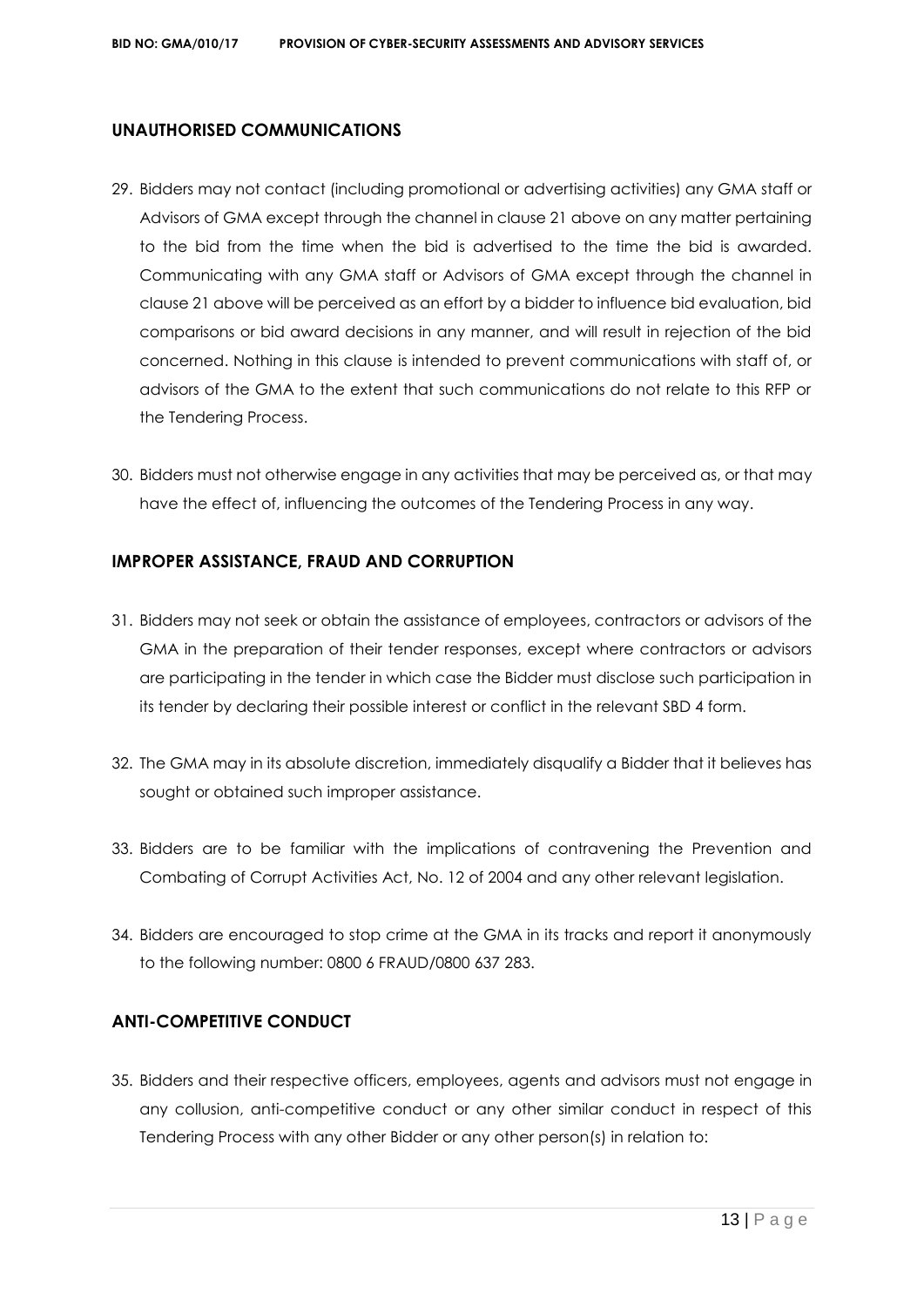## UNAUTHORISED COMMUNICATIONS

29. Bidders may not contact (including promotional or advertising activities) any GMA staff or Advisors of GMA except through the channel in clause 21 above on any matter pertaining to the bid from the time when the bid is advertised to the time the bid is awarded. Communicating with any GMA staff or Advisors of GMA except through the channel in clause 21 above will be perceived as an effort by a bidder to influence bid evaluation, bid comparisons or bid award decisions in any manner, and will result in rejection of the bid concerned. Nothing in this clause is intended to prevent communications with staff of, or advisors of the GMA to the extent that such communications do not relate to this RFP or the Tendering Process.

30. Bidders must not otherwise engage in any activities that may be perceived as, or that may have the effect of, influencing the outcomes of the Tendering Process in any way.

## IMPROPER ASSISTANCE, FRAUD AND CORRUPTION

31. Bidders may not seek or obtain the assistance of employees, contractors or advisors of the GMA in the preparation of their tender responses, except where contractors or advisors are participating in the tender in which case the Bidder must disclose such participation in its tender by declaring their possible interest or conflict in the relevant SBD 4 form.

32. The GMA may in its absolute discretion, immediately disqualify a Bidder that it believes has sought or obtained such improper assistance.

33. Bidders are to be familiar with the implications of contravening the Prevention and Combating of Corrupt Activities Act, No. 12 of 2004 and any other relevant legislation.

34. Bidders are encouraged to stop crime at the GMA in its tracks and report it anonymously to the following number: 0800 6 FRAUD/0800 637 283.

## ANTI-COMPETITIVE CONDUCT

35. Bidders and their respective officers, employees, agents and advisors must not engage in any collusion, anti-competitive conduct or any other similar conduct in respect of this Tendering Process with any other Bidder or any other person(s) in relation to: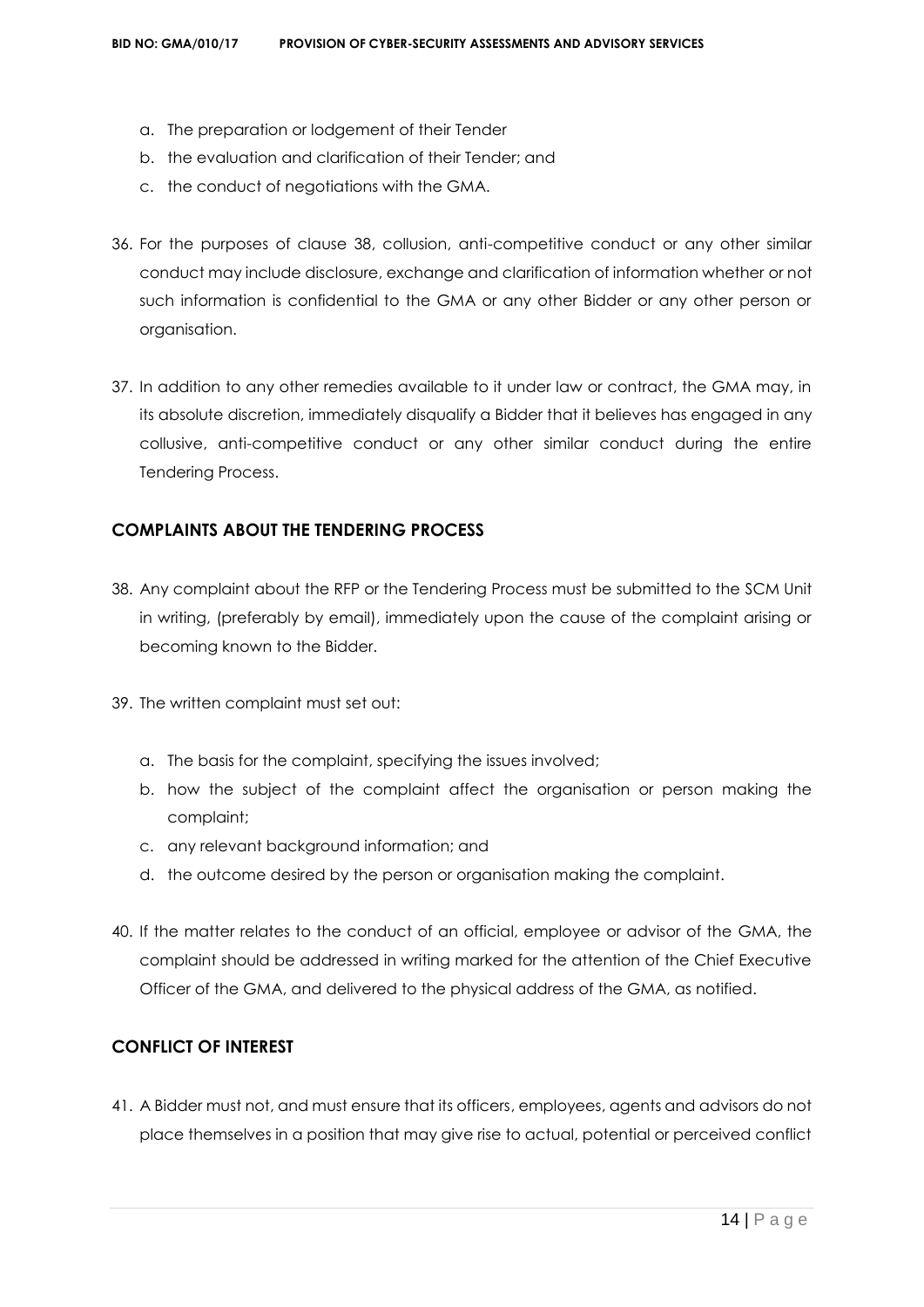a. The preparation or lodgement of their Tender
b. the evaluation and clarification of their Tender; and
c. the conduct of negotiations with the GMA.

36. For the purposes of clause 38, collusion, anti-competitive conduct or any other similar conduct may include disclosure, exchange and clarification of information whether or not such information is confidential to the GMA or any other Bidder or any other person or organisation.

37. In addition to any other remedies available to it under law or contract, the GMA may, in its absolute discretion, immediately disqualify a Bidder that it believes has engaged in any collusive, anti-competitive conduct or any other similar conduct during the entire Tendering Process.

## COMPLAINTS ABOUT THE TENDERING PROCESS

38. Any complaint about the RFP or the Tendering Process must be submitted to the SCM Unit in writing, (preferably by email), immediately upon the cause of the complaint arising or becoming known to the Bidder.

39. The written complaint must set out:

    a. The basis for the complaint, specifying the issues involved;
    b. how the subject of the complaint affect the organisation or person making the complaint;
    c. any relevant background information; and
    d. the outcome desired by the person or organisation making the complaint.

40. If the matter relates to the conduct of an official, employee or advisor of the GMA, the complaint should be addressed in writing marked for the attention of the Chief Executive Officer of the GMA, and delivered to the physical address of the GMA, as notified.

## CONFLICT OF INTEREST

41. A Bidder must not, and must ensure that its officers, employees, agents and advisors do not place themselves in a position that may give rise to actual, potential or perceived conflict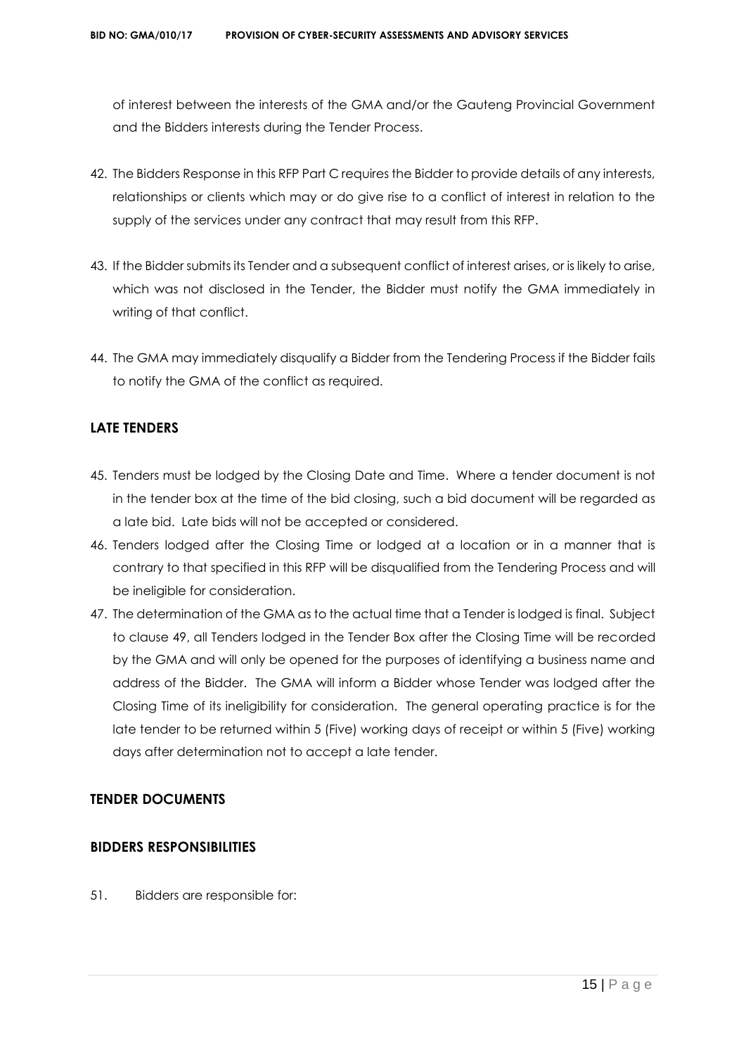of interest between the interests of the GMA and/or the Gauteng Provincial Government and the Bidders interests during the Tender Process.

42. The Bidders Response in this RFP Part C requires the Bidder to provide details of any interests, relationships or clients which may or do give rise to a conflict of interest in relation to the supply of the services under any contract that may result from this RFP.

43. If the Bidder submits its Tender and a subsequent conflict of interest arises, or is likely to arise, which was not disclosed in the Tender, the Bidder must notify the GMA immediately in writing of that conflict.

44. The GMA may immediately disqualify a Bidder from the Tendering Process if the Bidder fails to notify the GMA of the conflict as required.

## LATE TENDERS

45. Tenders must be lodged by the Closing Date and Time. Where a tender document is not in the tender box at the time of the bid closing, such a bid document will be regarded as a late bid. Late bids will not be accepted or considered.
46. Tenders lodged after the Closing Time or lodged at a location or in a manner that is contrary to that specified in this RFP will be disqualified from the Tendering Process and will be ineligible for consideration.
47. The determination of the GMA as to the actual time that a Tender is lodged is final. Subject to clause 49, all Tenders lodged in the Tender Box after the Closing Time will be recorded by the GMA and will only be opened for the purposes of identifying a business name and address of the Bidder. The GMA will inform a Bidder whose Tender was lodged after the Closing Time of its ineligibility for consideration. The general operating practice is for the late tender to be returned within 5 (Five) working days of receipt or within 5 (Five) working days after determination not to accept a late tender.

## TENDER DOCUMENTS

## BIDDERS RESPONSIBILITIES

51. Bidders are responsible for: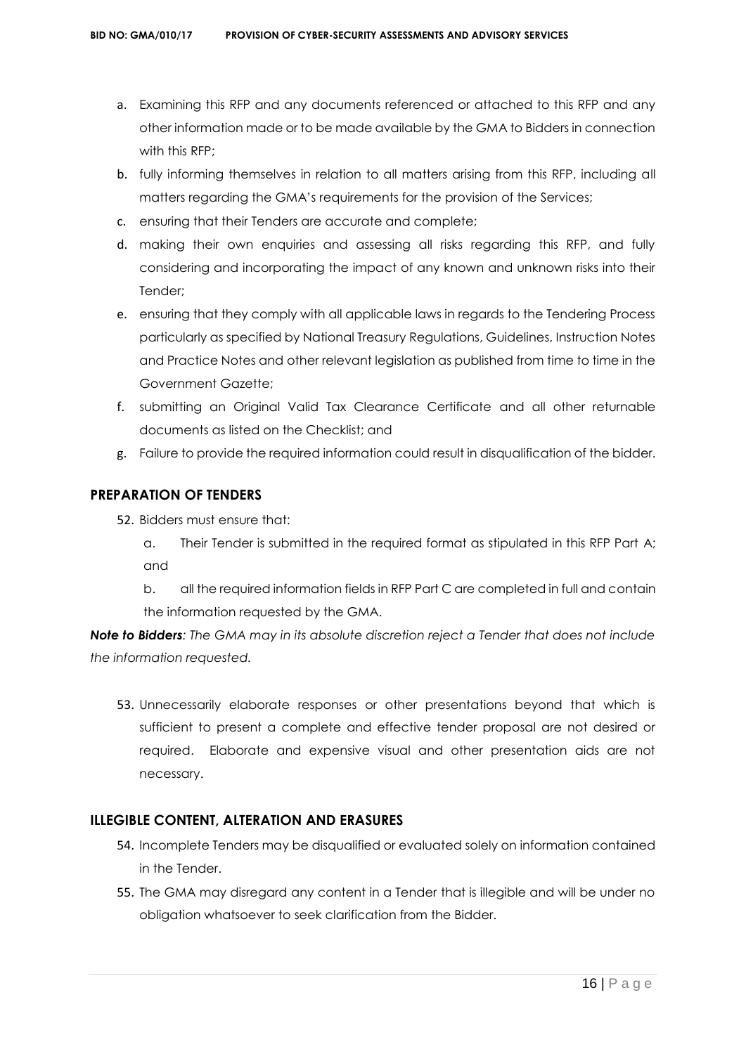a. Examining this RFP and any documents referenced or attached to this RFP and any other information made or to be made available by the GMA to Bidders in connection with this RFP;
b. fully informing themselves in relation to all matters arising from this RFP, including all matters regarding the GMA's requirements for the provision of the Services;
c. ensuring that their Tenders are accurate and complete;
d. making their own enquiries and assessing all risks regarding this RFP, and fully considering and incorporating the impact of any known and unknown risks into their Tender;
e. ensuring that they comply with all applicable laws in regards to the Tendering Process particularly as specified by National Treasury Regulations, Guidelines, Instruction Notes and Practice Notes and other relevant legislation as published from time to time in the Government Gazette;
f. submitting an Original Valid Tax Clearance Certificate and all other returnable documents as listed on the Checklist; and
g. Failure to provide the required information could result in disqualification of the bidder.

## PREPARATION OF TENDERS

52. Bidders must ensure that:

    a. Their Tender is submitted in the required format as stipulated in this RFP Part A; and

    b. all the required information fields in RFP Part C are completed in full and contain the information requested by the GMA.

***Note to Bidders**: The GMA may in its absolute discretion reject a Tender that does not include the information requested.*

53. Unnecessarily elaborate responses or other presentations beyond that which is sufficient to present a complete and effective tender proposal are not desired or required. Elaborate and expensive visual and other presentation aids are not necessary.

## ILLEGIBLE CONTENT, ALTERATION AND ERASURES

54. Incomplete Tenders may be disqualified or evaluated solely on information contained in the Tender.
55. The GMA may disregard any content in a Tender that is illegible and will be under no obligation whatsoever to seek clarification from the Bidder.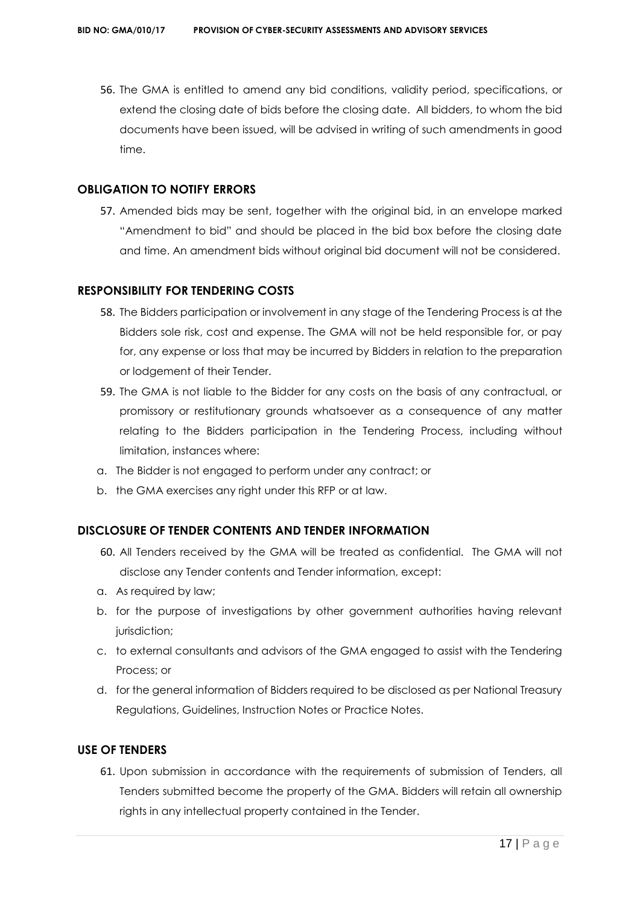56. The GMA is entitled to amend any bid conditions, validity period, specifications, or extend the closing date of bids before the closing date. All bidders, to whom the bid documents have been issued, will be advised in writing of such amendments in good time.

## OBLIGATION TO NOTIFY ERRORS

57. Amended bids may be sent, together with the original bid, in an envelope marked "Amendment to bid" and should be placed in the bid box before the closing date and time. An amendment bids without original bid document will not be considered.

## RESPONSIBILITY FOR TENDERING COSTS

58. The Bidders participation or involvement in any stage of the Tendering Process is at the Bidders sole risk, cost and expense. The GMA will not be held responsible for, or pay for, any expense or loss that may be incurred by Bidders in relation to the preparation or lodgement of their Tender.

59. The GMA is not liable to the Bidder for any costs on the basis of any contractual, or promissory or restitutionary grounds whatsoever as a consequence of any matter relating to the Bidders participation in the Tendering Process, including without limitation, instances where:

   a. The Bidder is not engaged to perform under any contract; or
   b. the GMA exercises any right under this RFP or at law.

## DISCLOSURE OF TENDER CONTENTS AND TENDER INFORMATION

60. All Tenders received by the GMA will be treated as confidential. The GMA will not disclose any Tender contents and Tender information, except:

   a. As required by law;
   b. for the purpose of investigations by other government authorities having relevant jurisdiction;
   c. to external consultants and advisors of the GMA engaged to assist with the Tendering Process; or
   d. for the general information of Bidders required to be disclosed as per National Treasury Regulations, Guidelines, Instruction Notes or Practice Notes.

## USE OF TENDERS

61. Upon submission in accordance with the requirements of submission of Tenders, all Tenders submitted become the property of the GMA. Bidders will retain all ownership rights in any intellectual property contained in the Tender.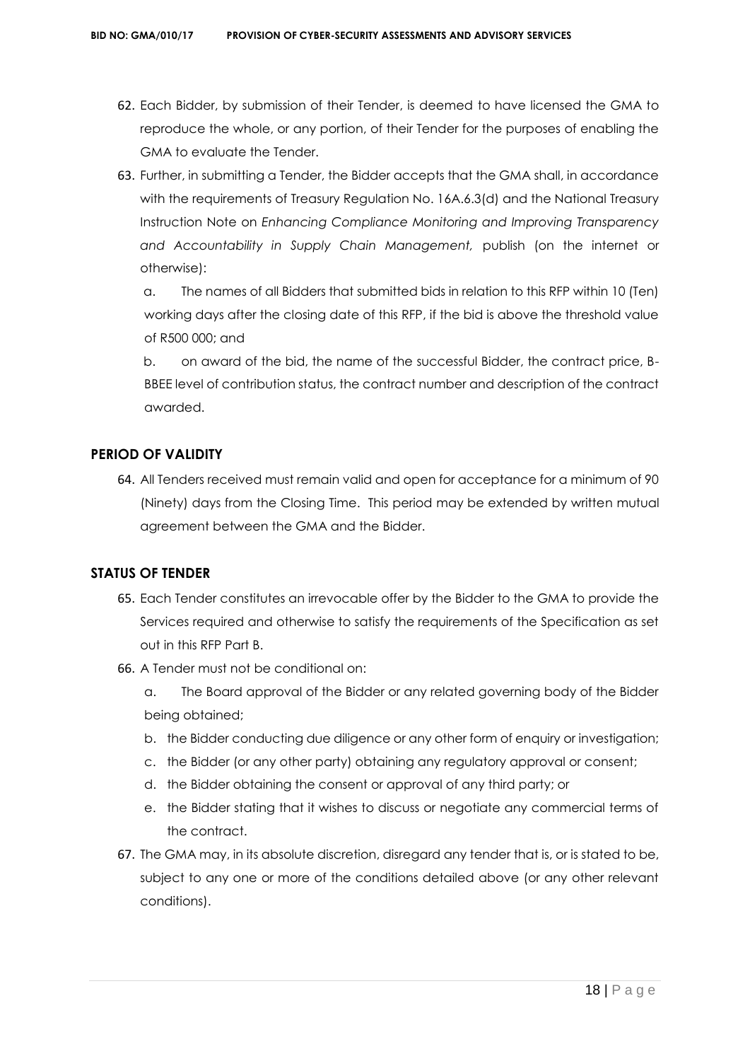62. Each Bidder, by submission of their Tender, is deemed to have licensed the GMA to reproduce the whole, or any portion, of their Tender for the purposes of enabling the GMA to evaluate the Tender.

63. Further, in submitting a Tender, the Bidder accepts that the GMA shall, in accordance with the requirements of Treasury Regulation No. 16A.6.3(d) and the National Treasury Instruction Note on *Enhancing Compliance Monitoring and Improving Transparency and Accountability in Supply Chain Management,* publish (on the internet or otherwise):

   a. The names of all Bidders that submitted bids in relation to this RFP within 10 (Ten) working days after the closing date of this RFP, if the bid is above the threshold value of R500 000; and

   b. on award of the bid, the name of the successful Bidder, the contract price, B-BBEE level of contribution status, the contract number and description of the contract awarded.

## PERIOD OF VALIDITY

64. All Tenders received must remain valid and open for acceptance for a minimum of 90 (Ninety) days from the Closing Time. This period may be extended by written mutual agreement between the GMA and the Bidder.

## STATUS OF TENDER

65. Each Tender constitutes an irrevocable offer by the Bidder to the GMA to provide the Services required and otherwise to satisfy the requirements of the Specification as set out in this RFP Part B.

66. A Tender must not be conditional on:

   a. The Board approval of the Bidder or any related governing body of the Bidder being obtained;

   b. the Bidder conducting due diligence or any other form of enquiry or investigation;

   c. the Bidder (or any other party) obtaining any regulatory approval or consent;

   d. the Bidder obtaining the consent or approval of any third party; or

   e. the Bidder stating that it wishes to discuss or negotiate any commercial terms of the contract.

67. The GMA may, in its absolute discretion, disregard any tender that is, or is stated to be, subject to any one or more of the conditions detailed above (or any other relevant conditions).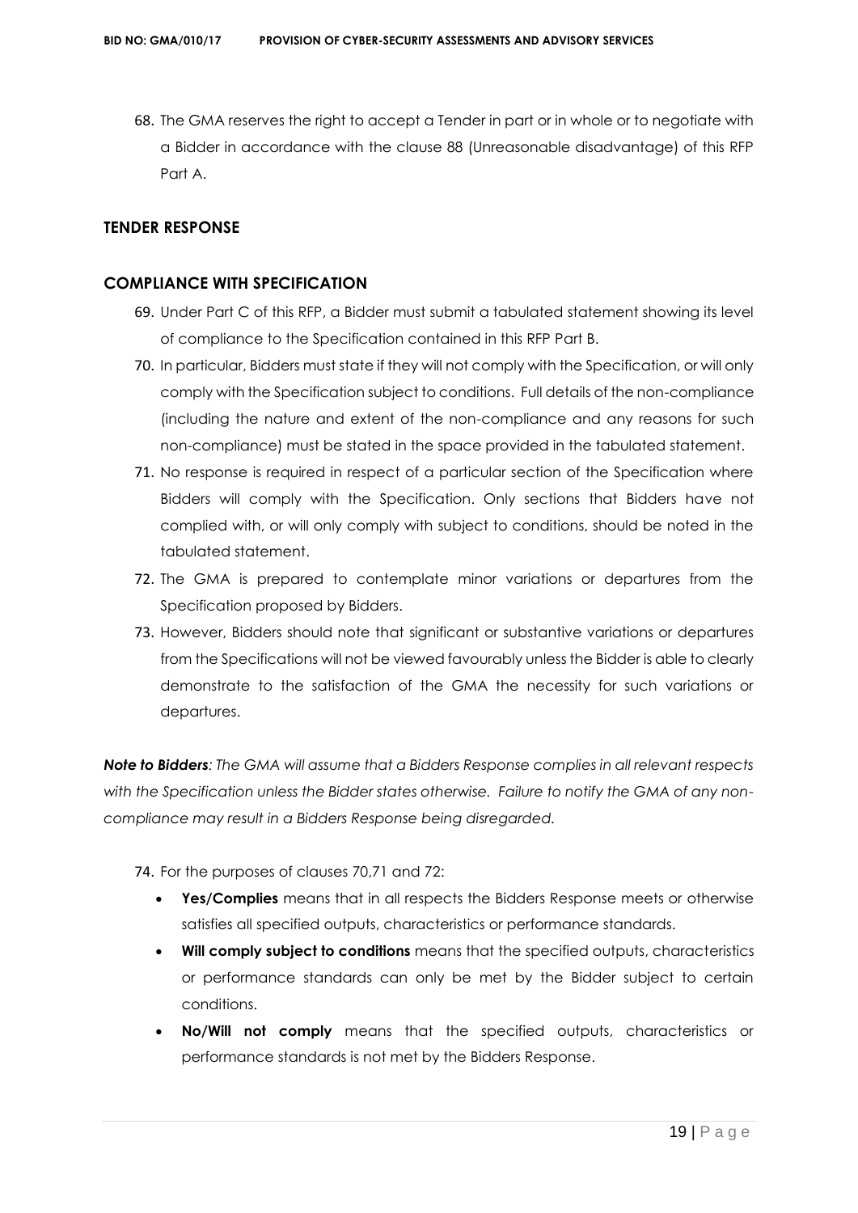68. The GMA reserves the right to accept a Tender in part or in whole or to negotiate with a Bidder in accordance with the clause 88 (Unreasonable disadvantage) of this RFP Part A.

## TENDER RESPONSE

## COMPLIANCE WITH SPECIFICATION

69. Under Part C of this RFP, a Bidder must submit a tabulated statement showing its level of compliance to the Specification contained in this RFP Part B.
70. In particular, Bidders must state if they will not comply with the Specification, or will only comply with the Specification subject to conditions. Full details of the non-compliance (including the nature and extent of the non-compliance and any reasons for such non-compliance) must be stated in the space provided in the tabulated statement.
71. No response is required in respect of a particular section of the Specification where Bidders will comply with the Specification. Only sections that Bidders have not complied with, or will only comply with subject to conditions, should be noted in the tabulated statement.
72. The GMA is prepared to contemplate minor variations or departures from the Specification proposed by Bidders.
73. However, Bidders should note that significant or substantive variations or departures from the Specifications will not be viewed favourably unless the Bidder is able to clearly demonstrate to the satisfaction of the GMA the necessity for such variations or departures.

***Note to Bidders**: The GMA will assume that a Bidders Response complies in all relevant respects with the Specification unless the Bidder states otherwise. Failure to notify the GMA of any non-compliance may result in a Bidders Response being disregarded.*

74. For the purposes of clauses 70,71 and 72:
    - **Yes/Complies** means that in all respects the Bidders Response meets or otherwise satisfies all specified outputs, characteristics or performance standards.
    - **Will comply subject to conditions** means that the specified outputs, characteristics or performance standards can only be met by the Bidder subject to certain conditions.
    - **No/Will not comply** means that the specified outputs, characteristics or performance standards is not met by the Bidders Response.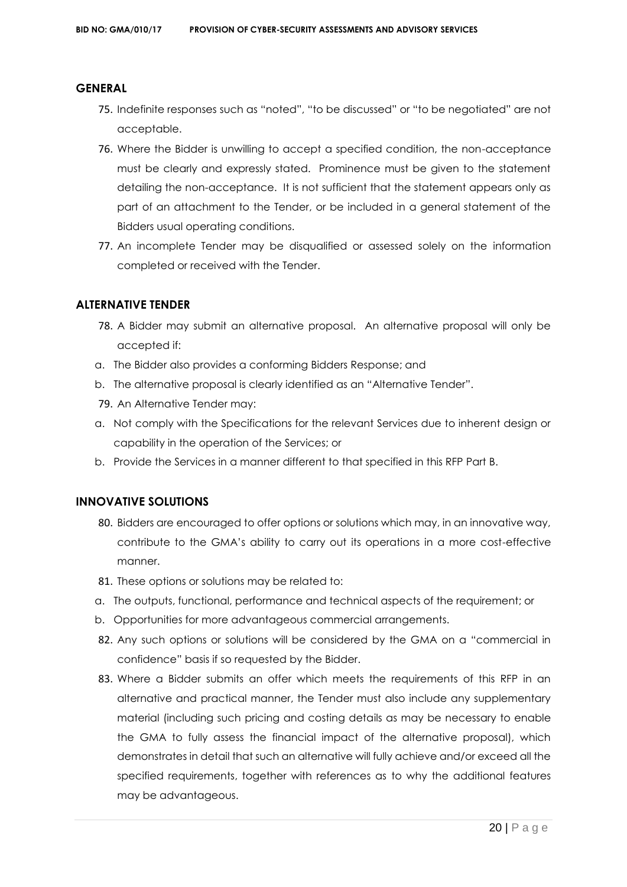## GENERAL

75. Indefinite responses such as "noted", "to be discussed" or "to be negotiated" are not acceptable.
76. Where the Bidder is unwilling to accept a specified condition, the non-acceptance must be clearly and expressly stated. Prominence must be given to the statement detailing the non-acceptance. It is not sufficient that the statement appears only as part of an attachment to the Tender, or be included in a general statement of the Bidders usual operating conditions.
77. An incomplete Tender may be disqualified or assessed solely on the information completed or received with the Tender.

## ALTERNATIVE TENDER

78. A Bidder may submit an alternative proposal. An alternative proposal will only be accepted if:

a. The Bidder also provides a conforming Bidders Response; and
b. The alternative proposal is clearly identified as an "Alternative Tender".

79. An Alternative Tender may:

a. Not comply with the Specifications for the relevant Services due to inherent design or capability in the operation of the Services; or
b. Provide the Services in a manner different to that specified in this RFP Part B.

## INNOVATIVE SOLUTIONS

80. Bidders are encouraged to offer options or solutions which may, in an innovative way, contribute to the GMA's ability to carry out its operations in a more cost-effective manner.
81. These options or solutions may be related to:

a. The outputs, functional, performance and technical aspects of the requirement; or
b. Opportunities for more advantageous commercial arrangements.

82. Any such options or solutions will be considered by the GMA on a "commercial in confidence" basis if so requested by the Bidder.
83. Where a Bidder submits an offer which meets the requirements of this RFP in an alternative and practical manner, the Tender must also include any supplementary material (including such pricing and costing details as may be necessary to enable the GMA to fully assess the financial impact of the alternative proposal), which demonstrates in detail that such an alternative will fully achieve and/or exceed all the specified requirements, together with references as to why the additional features may be advantageous.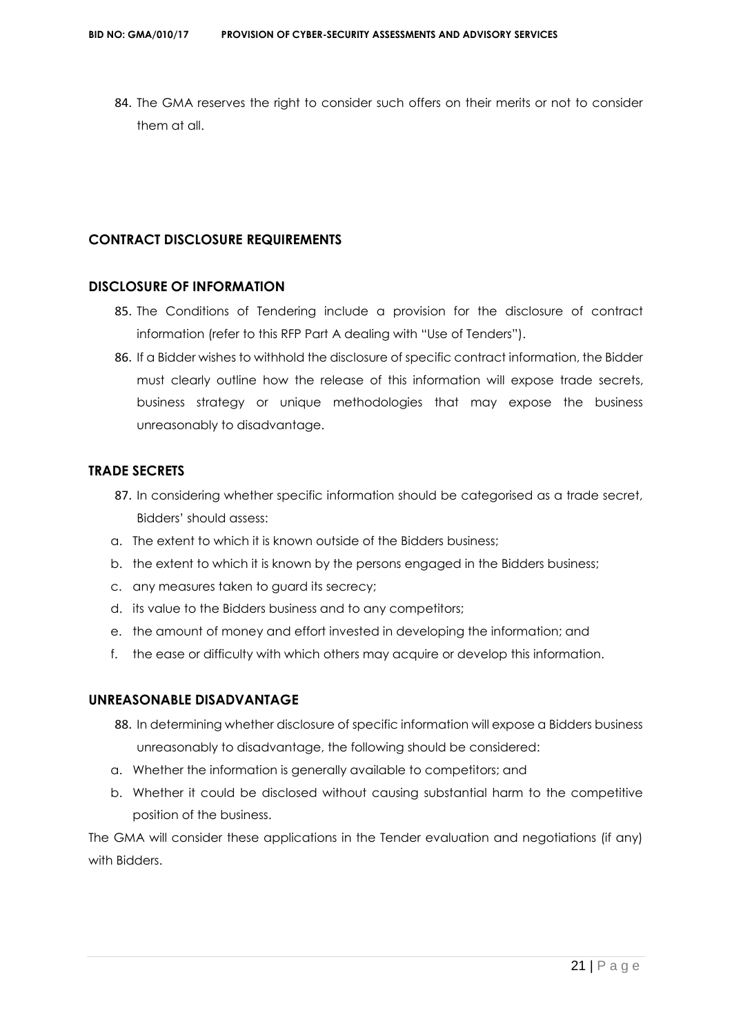84. The GMA reserves the right to consider such offers on their merits or not to consider them at all.

## CONTRACT DISCLOSURE REQUIREMENTS

### DISCLOSURE OF INFORMATION

85. The Conditions of Tendering include a provision for the disclosure of contract information (refer to this RFP Part A dealing with "Use of Tenders").
86. If a Bidder wishes to withhold the disclosure of specific contract information, the Bidder must clearly outline how the release of this information will expose trade secrets, business strategy or unique methodologies that may expose the business unreasonably to disadvantage.

### TRADE SECRETS

87. In considering whether specific information should be categorised as a trade secret, Bidders' should assess:

a. The extent to which it is known outside of the Bidders business;
b. the extent to which it is known by the persons engaged in the Bidders business;
c. any measures taken to guard its secrecy;
d. its value to the Bidders business and to any competitors;
e. the amount of money and effort invested in developing the information; and
f. the ease or difficulty with which others may acquire or develop this information.

### UNREASONABLE DISADVANTAGE

88. In determining whether disclosure of specific information will expose a Bidders business unreasonably to disadvantage, the following should be considered:

a. Whether the information is generally available to competitors; and
b. Whether it could be disclosed without causing substantial harm to the competitive position of the business.

The GMA will consider these applications in the Tender evaluation and negotiations (if any) with Bidders.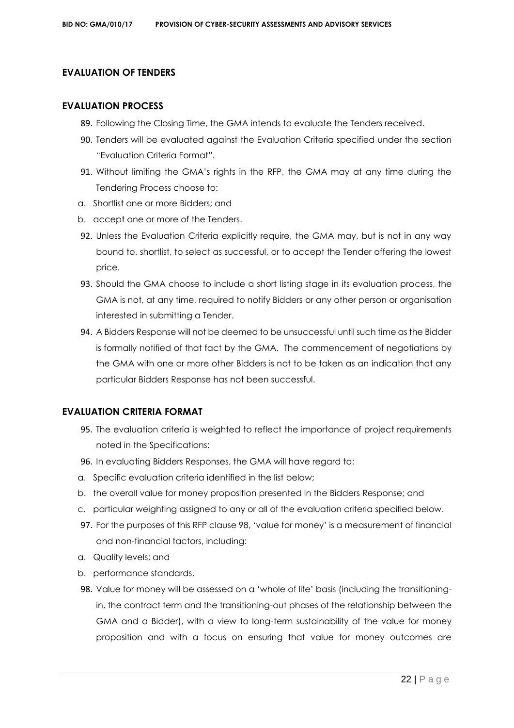## EVALUATION OF TENDERS

### EVALUATION PROCESS

89. Following the Closing Time, the GMA intends to evaluate the Tenders received.
90. Tenders will be evaluated against the Evaluation Criteria specified under the section "Evaluation Criteria Format".
91. Without limiting the GMA's rights in the RFP, the GMA may at any time during the Tendering Process choose to:

a. Shortlist one or more Bidders; and

b. accept one or more of the Tenders.

92. Unless the Evaluation Criteria explicitly require, the GMA may, but is not in any way bound to, shortlist, to select as successful, or to accept the Tender offering the lowest price.
93. Should the GMA choose to include a short listing stage in its evaluation process, the GMA is not, at any time, required to notify Bidders or any other person or organisation interested in submitting a Tender.
94. A Bidders Response will not be deemed to be unsuccessful until such time as the Bidder is formally notified of that fact by the GMA. The commencement of negotiations by the GMA with one or more other Bidders is not to be taken as an indication that any particular Bidders Response has not been successful.

### EVALUATION CRITERIA FORMAT

95. The evaluation criteria is weighted to reflect the importance of project requirements noted in the Specifications:
96. In evaluating Bidders Responses, the GMA will have regard to:

a. Specific evaluation criteria identified in the list below;

b. the overall value for money proposition presented in the Bidders Response; and

c. particular weighting assigned to any or all of the evaluation criteria specified below.

97. For the purposes of this RFP clause 98, 'value for money' is a measurement of financial and non-financial factors, including:

a. Quality levels; and

b. performance standards.

98. Value for money will be assessed on a 'whole of life' basis (including the transitioning-in, the contract term and the transitioning-out phases of the relationship between the GMA and a Bidder), with a view to long-term sustainability of the value for money proposition and with a focus on ensuring that value for money outcomes are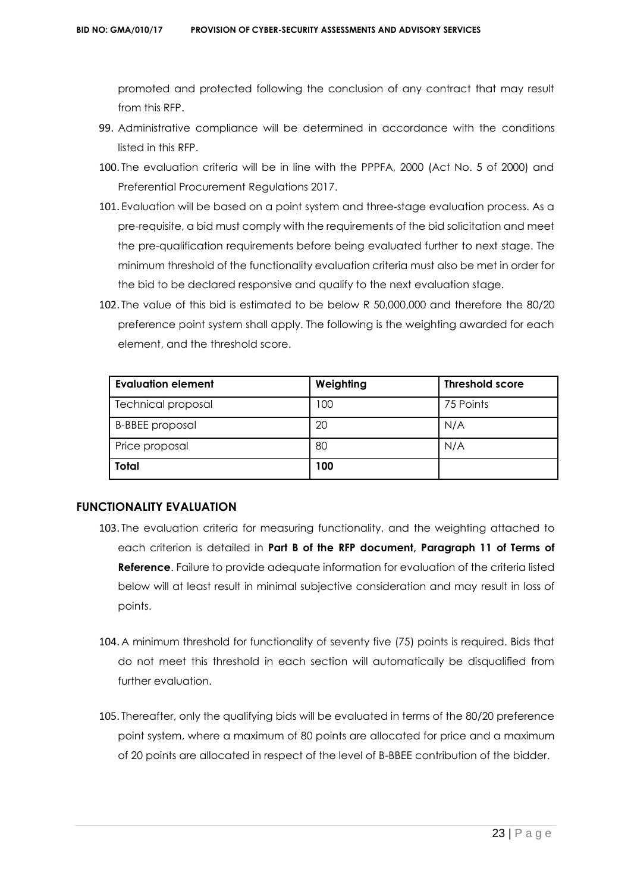promoted and protected following the conclusion of any contract that may result from this RFP.

99. Administrative compliance will be determined in accordance with the conditions listed in this RFP.
100. The evaluation criteria will be in line with the PPPFA, 2000 (Act No. 5 of 2000) and Preferential Procurement Regulations 2017.
101. Evaluation will be based on a point system and three-stage evaluation process. As a pre-requisite, a bid must comply with the requirements of the bid solicitation and meet the pre-qualification requirements before being evaluated further to next stage. The minimum threshold of the functionality evaluation criteria must also be met in order for the bid to be declared responsive and qualify to the next evaluation stage.
102. The value of this bid is estimated to be below R 50,000,000 and therefore the 80/20 preference point system shall apply. The following is the weighting awarded for each element, and the threshold score.

| Evaluation element | Weighting | Threshold score |
|---|---|---|
| Technical proposal | 100 | 75 Points |
| B-BBEE proposal | 20 | N/A |
| Price proposal | 80 | N/A |
| **Total** | **100** | |

## FUNCTIONALITY EVALUATION

103. The evaluation criteria for measuring functionality, and the weighting attached to each criterion is detailed in **Part B of the RFP document, Paragraph 11 of Terms of Reference**. Failure to provide adequate information for evaluation of the criteria listed below will at least result in minimal subjective consideration and may result in loss of points.

104. A minimum threshold for functionality of seventy five (75) points is required. Bids that do not meet this threshold in each section will automatically be disqualified from further evaluation.

105. Thereafter, only the qualifying bids will be evaluated in terms of the 80/20 preference point system, where a maximum of 80 points are allocated for price and a maximum of 20 points are allocated in respect of the level of B-BBEE contribution of the bidder.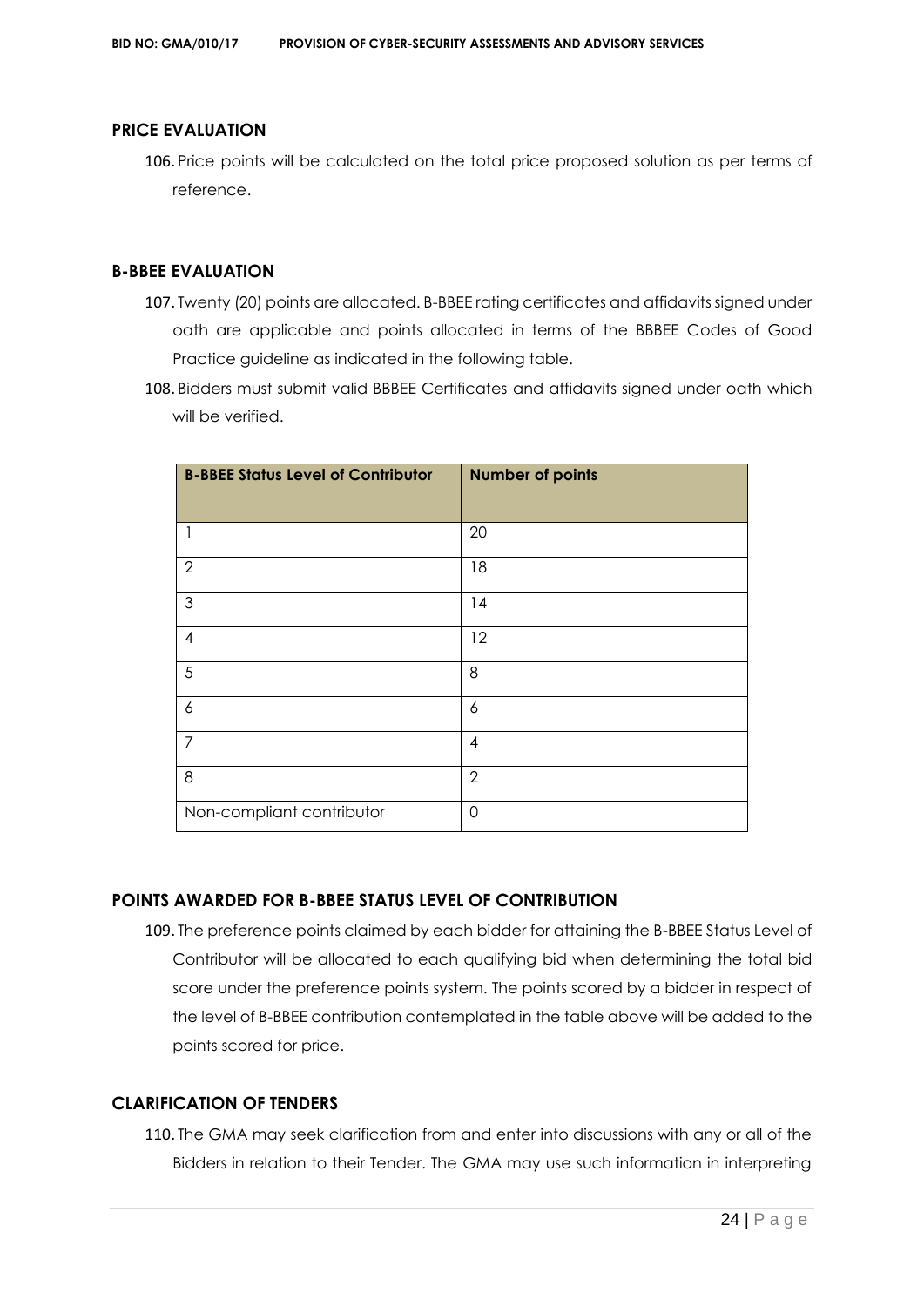## PRICE EVALUATION

106. Price points will be calculated on the total price proposed solution as per terms of reference.

## B-BBEE EVALUATION

107. Twenty (20) points are allocated. B-BBEE rating certificates and affidavits signed under oath are applicable and points allocated in terms of the BBBEE Codes of Good Practice guideline as indicated in the following table.
108. Bidders must submit valid BBBEE Certificates and affidavits signed under oath which will be verified.

| B-BBEE Status Level of Contributor | Number of points |
|---|---|
| 1 | 20 |
| 2 | 18 |
| 3 | 14 |
| 4 | 12 |
| 5 | 8 |
| 6 | 6 |
| 7 | 4 |
| 8 | 2 |
| Non-compliant contributor | 0 |

## POINTS AWARDED FOR B-BBEE STATUS LEVEL OF CONTRIBUTION

109. The preference points claimed by each bidder for attaining the B-BBEE Status Level of Contributor will be allocated to each qualifying bid when determining the total bid score under the preference points system. The points scored by a bidder in respect of the level of B-BBEE contribution contemplated in the table above will be added to the points scored for price.

## CLARIFICATION OF TENDERS

110. The GMA may seek clarification from and enter into discussions with any or all of the Bidders in relation to their Tender. The GMA may use such information in interpreting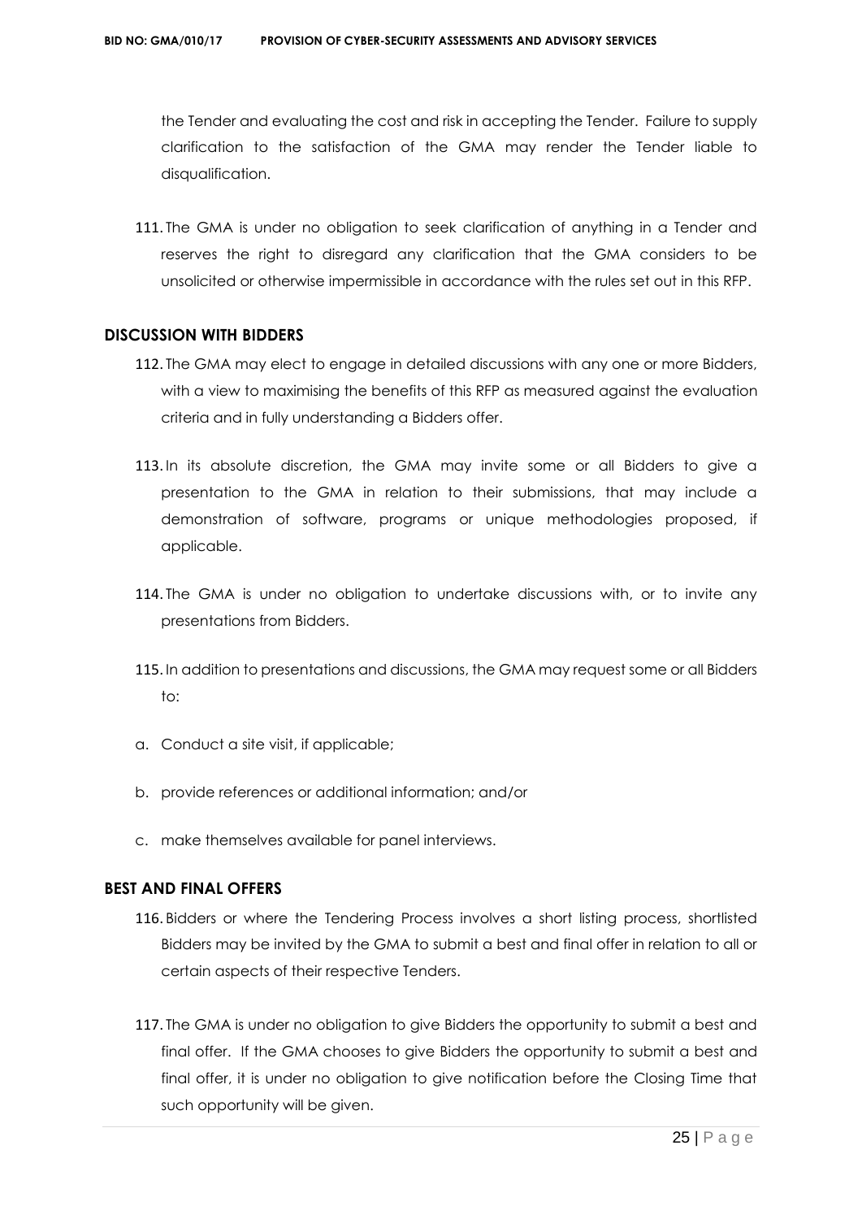the Tender and evaluating the cost and risk in accepting the Tender. Failure to supply clarification to the satisfaction of the GMA may render the Tender liable to disqualification.

111. The GMA is under no obligation to seek clarification of anything in a Tender and reserves the right to disregard any clarification that the GMA considers to be unsolicited or otherwise impermissible in accordance with the rules set out in this RFP.

## DISCUSSION WITH BIDDERS

112. The GMA may elect to engage in detailed discussions with any one or more Bidders, with a view to maximising the benefits of this RFP as measured against the evaluation criteria and in fully understanding a Bidders offer.

113. In its absolute discretion, the GMA may invite some or all Bidders to give a presentation to the GMA in relation to their submissions, that may include a demonstration of software, programs or unique methodologies proposed, if applicable.

114. The GMA is under no obligation to undertake discussions with, or to invite any presentations from Bidders.

115. In addition to presentations and discussions, the GMA may request some or all Bidders to:

a. Conduct a site visit, if applicable;

b. provide references or additional information; and/or

c. make themselves available for panel interviews.

## BEST AND FINAL OFFERS

116. Bidders or where the Tendering Process involves a short listing process, shortlisted Bidders may be invited by the GMA to submit a best and final offer in relation to all or certain aspects of their respective Tenders.

117. The GMA is under no obligation to give Bidders the opportunity to submit a best and final offer. If the GMA chooses to give Bidders the opportunity to submit a best and final offer, it is under no obligation to give notification before the Closing Time that such opportunity will be given.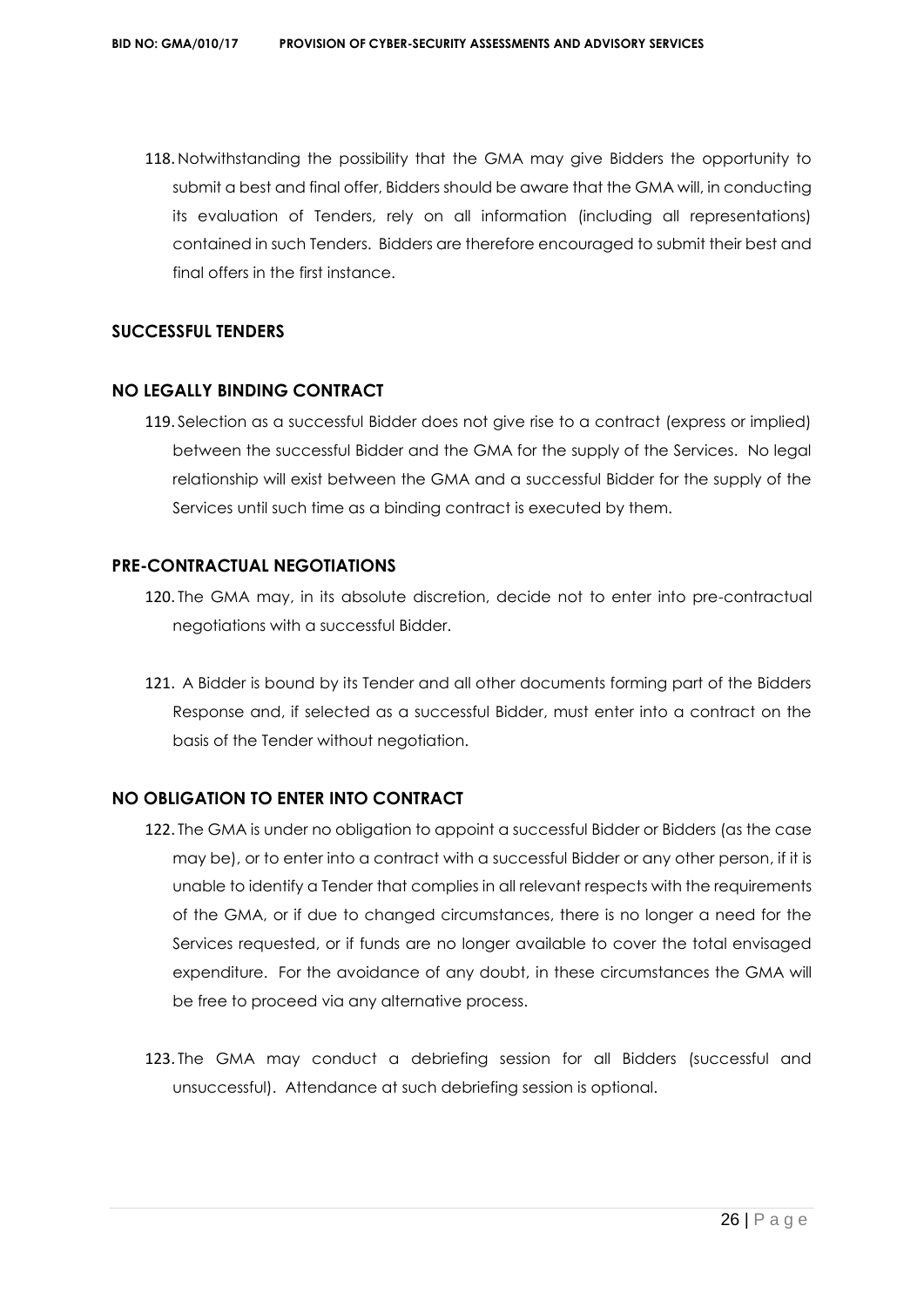118. Notwithstanding the possibility that the GMA may give Bidders the opportunity to submit a best and final offer, Bidders should be aware that the GMA will, in conducting its evaluation of Tenders, rely on all information (including all representations) contained in such Tenders. Bidders are therefore encouraged to submit their best and final offers in the first instance.

## SUCCESSFUL TENDERS

## NO LEGALLY BINDING CONTRACT

119. Selection as a successful Bidder does not give rise to a contract (express or implied) between the successful Bidder and the GMA for the supply of the Services. No legal relationship will exist between the GMA and a successful Bidder for the supply of the Services until such time as a binding contract is executed by them.

## PRE-CONTRACTUAL NEGOTIATIONS

120. The GMA may, in its absolute discretion, decide not to enter into pre-contractual negotiations with a successful Bidder.

121. A Bidder is bound by its Tender and all other documents forming part of the Bidders Response and, if selected as a successful Bidder, must enter into a contract on the basis of the Tender without negotiation.

## NO OBLIGATION TO ENTER INTO CONTRACT

122. The GMA is under no obligation to appoint a successful Bidder or Bidders (as the case may be), or to enter into a contract with a successful Bidder or any other person, if it is unable to identify a Tender that complies in all relevant respects with the requirements of the GMA, or if due to changed circumstances, there is no longer a need for the Services requested, or if funds are no longer available to cover the total envisaged expenditure. For the avoidance of any doubt, in these circumstances the GMA will be free to proceed via any alternative process.

123. The GMA may conduct a debriefing session for all Bidders (successful and unsuccessful). Attendance at such debriefing session is optional.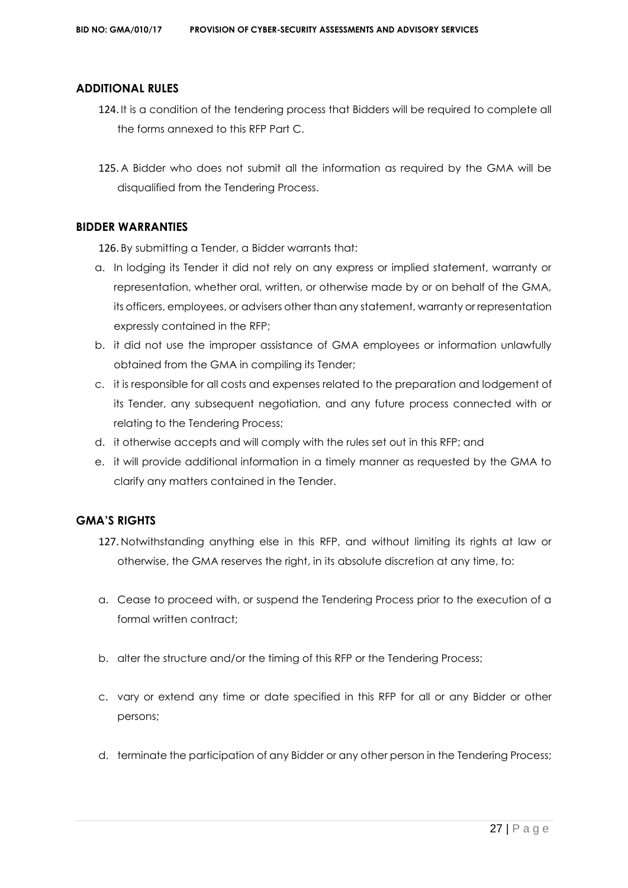## ADDITIONAL RULES

124. It is a condition of the tendering process that Bidders will be required to complete all the forms annexed to this RFP Part C.

125. A Bidder who does not submit all the information as required by the GMA will be disqualified from the Tendering Process.

## BIDDER WARRANTIES

126. By submitting a Tender, a Bidder warrants that:

a. In lodging its Tender it did not rely on any express or implied statement, warranty or representation, whether oral, written, or otherwise made by or on behalf of the GMA, its officers, employees, or advisers other than any statement, warranty or representation expressly contained in the RFP;
b. it did not use the improper assistance of GMA employees or information unlawfully obtained from the GMA in compiling its Tender;
c. it is responsible for all costs and expenses related to the preparation and lodgement of its Tender, any subsequent negotiation, and any future process connected with or relating to the Tendering Process;
d. it otherwise accepts and will comply with the rules set out in this RFP; and
e. it will provide additional information in a timely manner as requested by the GMA to clarify any matters contained in the Tender.

## GMA'S RIGHTS

127. Notwithstanding anything else in this RFP, and without limiting its rights at law or otherwise, the GMA reserves the right, in its absolute discretion at any time, to:

a. Cease to proceed with, or suspend the Tendering Process prior to the execution of a formal written contract;

b. alter the structure and/or the timing of this RFP or the Tendering Process;

c. vary or extend any time or date specified in this RFP for all or any Bidder or other persons;

d. terminate the participation of any Bidder or any other person in the Tendering Process;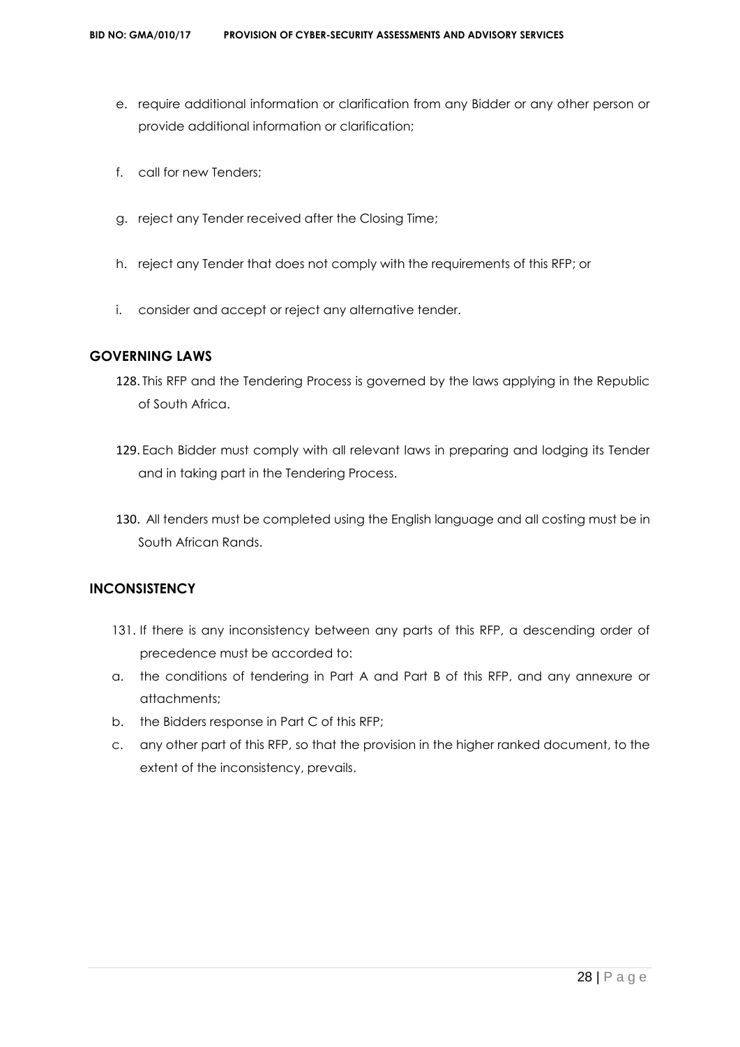e. require additional information or clarification from any Bidder or any other person or provide additional information or clarification;

f. call for new Tenders;

g. reject any Tender received after the Closing Time;

h. reject any Tender that does not comply with the requirements of this RFP; or

i. consider and accept or reject any alternative tender.

## GOVERNING LAWS

128. This RFP and the Tendering Process is governed by the laws applying in the Republic of South Africa.

129. Each Bidder must comply with all relevant laws in preparing and lodging its Tender and in taking part in the Tendering Process.

130. All tenders must be completed using the English language and all costing must be in South African Rands.

## INCONSISTENCY

131. If there is any inconsistency between any parts of this RFP, a descending order of precedence must be accorded to:

a. the conditions of tendering in Part A and Part B of this RFP, and any annexure or attachments;

b. the Bidders response in Part C of this RFP;

c. any other part of this RFP, so that the provision in the higher ranked document, to the extent of the inconsistency, prevails.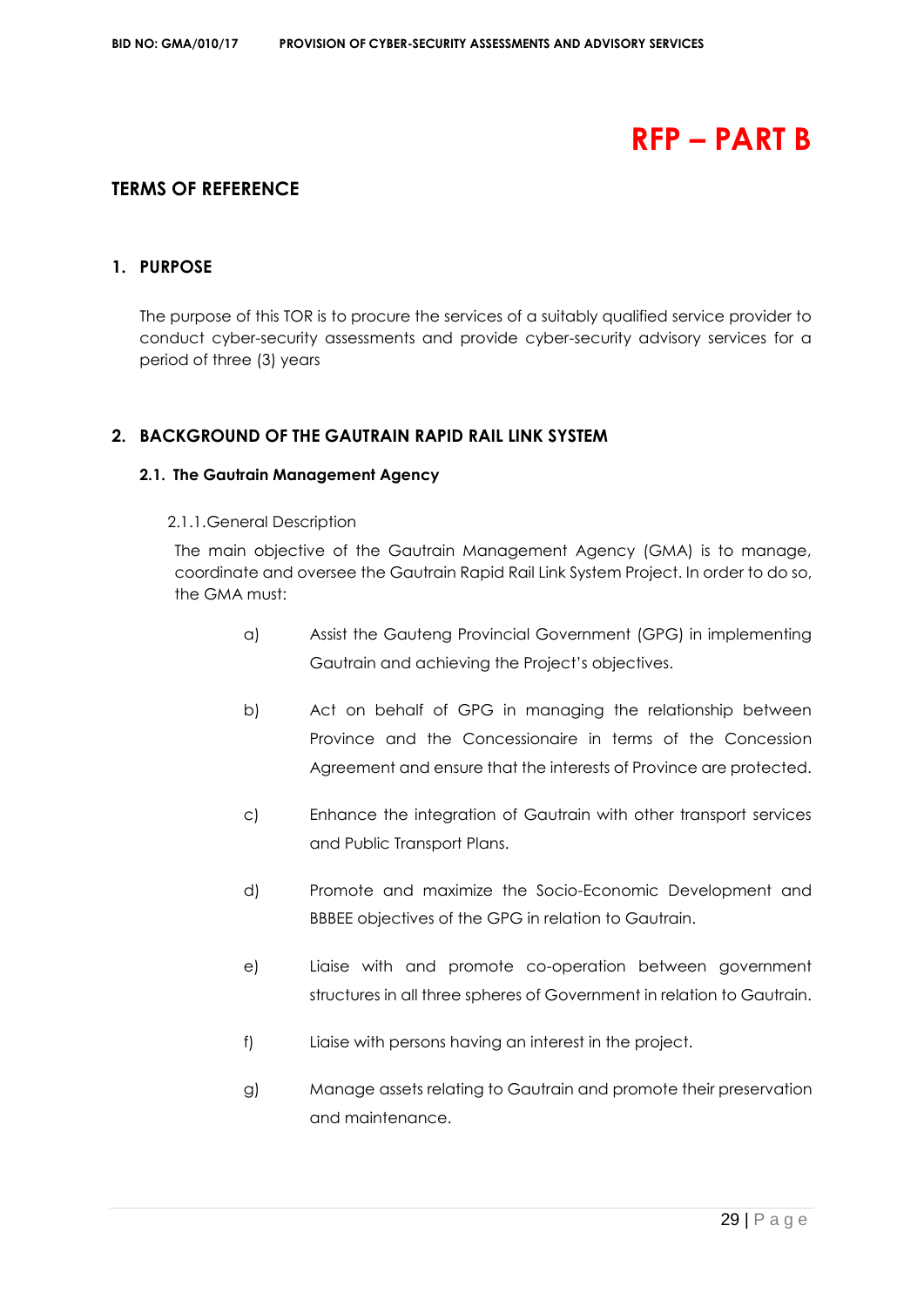# RFP – PART B

## TERMS OF REFERENCE

### 1. PURPOSE

The purpose of this TOR is to procure the services of a suitably qualified service provider to conduct cyber-security assessments and provide cyber-security advisory services for a period of three (3) years

### 2. BACKGROUND OF THE GAUTRAIN RAPID RAIL LINK SYSTEM

#### 2.1. The Gautrain Management Agency

2.1.1. General Description

The main objective of the Gautrain Management Agency (GMA) is to manage, coordinate and oversee the Gautrain Rapid Rail Link System Project. In order to do so, the GMA must:

a) Assist the Gauteng Provincial Government (GPG) in implementing Gautrain and achieving the Project's objectives.

b) Act on behalf of GPG in managing the relationship between Province and the Concessionaire in terms of the Concession Agreement and ensure that the interests of Province are protected.

c) Enhance the integration of Gautrain with other transport services and Public Transport Plans.

d) Promote and maximize the Socio-Economic Development and BBBEE objectives of the GPG in relation to Gautrain.

e) Liaise with and promote co-operation between government structures in all three spheres of Government in relation to Gautrain.

f) Liaise with persons having an interest in the project.

g) Manage assets relating to Gautrain and promote their preservation and maintenance.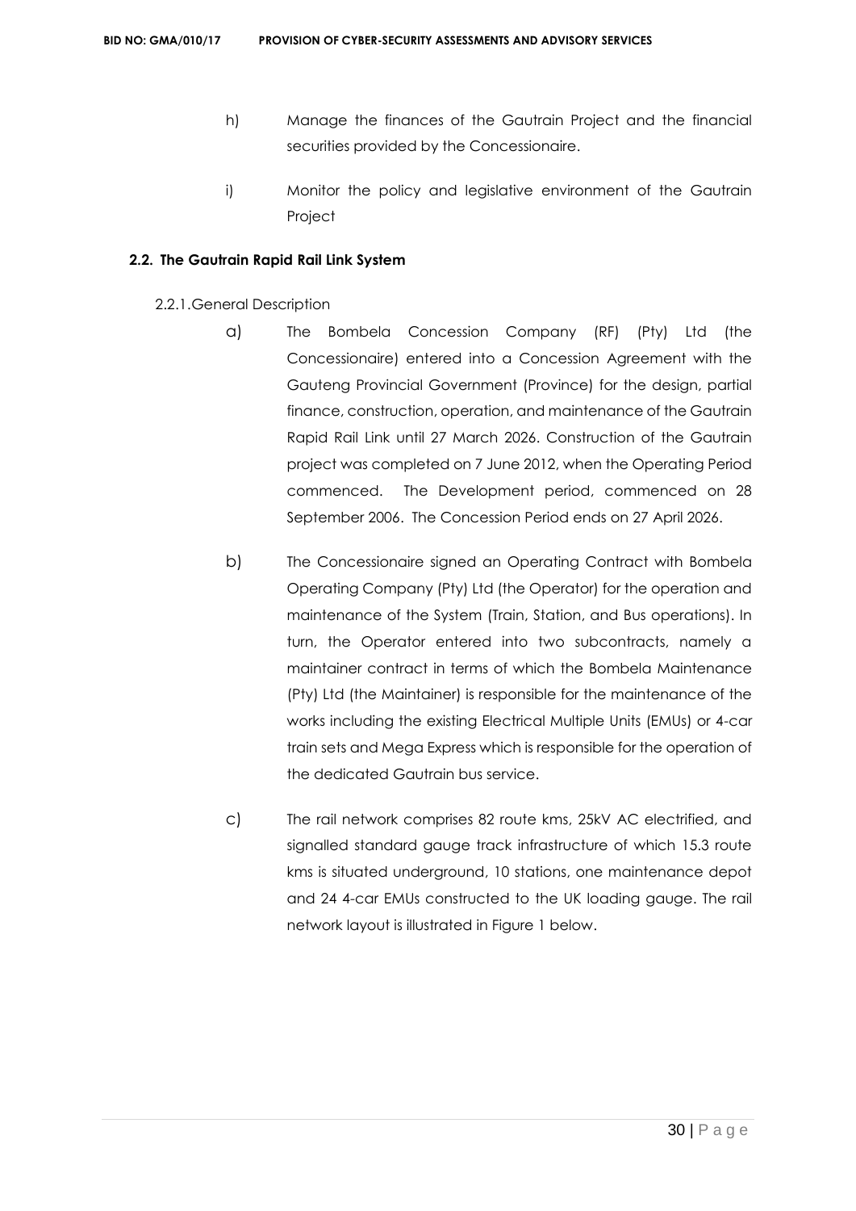h) Manage the finances of the Gautrain Project and the financial securities provided by the Concessionaire.

i) Monitor the policy and legislative environment of the Gautrain Project

### 2.2. The Gautrain Rapid Rail Link System

2.2.1. General Description

a) The Bombela Concession Company (RF) (Pty) Ltd (the Concessionaire) entered into a Concession Agreement with the Gauteng Provincial Government (Province) for the design, partial finance, construction, operation, and maintenance of the Gautrain Rapid Rail Link until 27 March 2026. Construction of the Gautrain project was completed on 7 June 2012, when the Operating Period commenced. The Development period, commenced on 28 September 2006. The Concession Period ends on 27 April 2026.

b) The Concessionaire signed an Operating Contract with Bombela Operating Company (Pty) Ltd (the Operator) for the operation and maintenance of the System (Train, Station, and Bus operations). In turn, the Operator entered into two subcontracts, namely a maintainer contract in terms of which the Bombela Maintenance (Pty) Ltd (the Maintainer) is responsible for the maintenance of the works including the existing Electrical Multiple Units (EMUs) or 4-car train sets and Mega Express which is responsible for the operation of the dedicated Gautrain bus service.

c) The rail network comprises 82 route kms, 25kV AC electrified, and signalled standard gauge track infrastructure of which 15.3 route kms is situated underground, 10 stations, one maintenance depot and 24 4-car EMUs constructed to the UK loading gauge. The rail network layout is illustrated in Figure 1 below.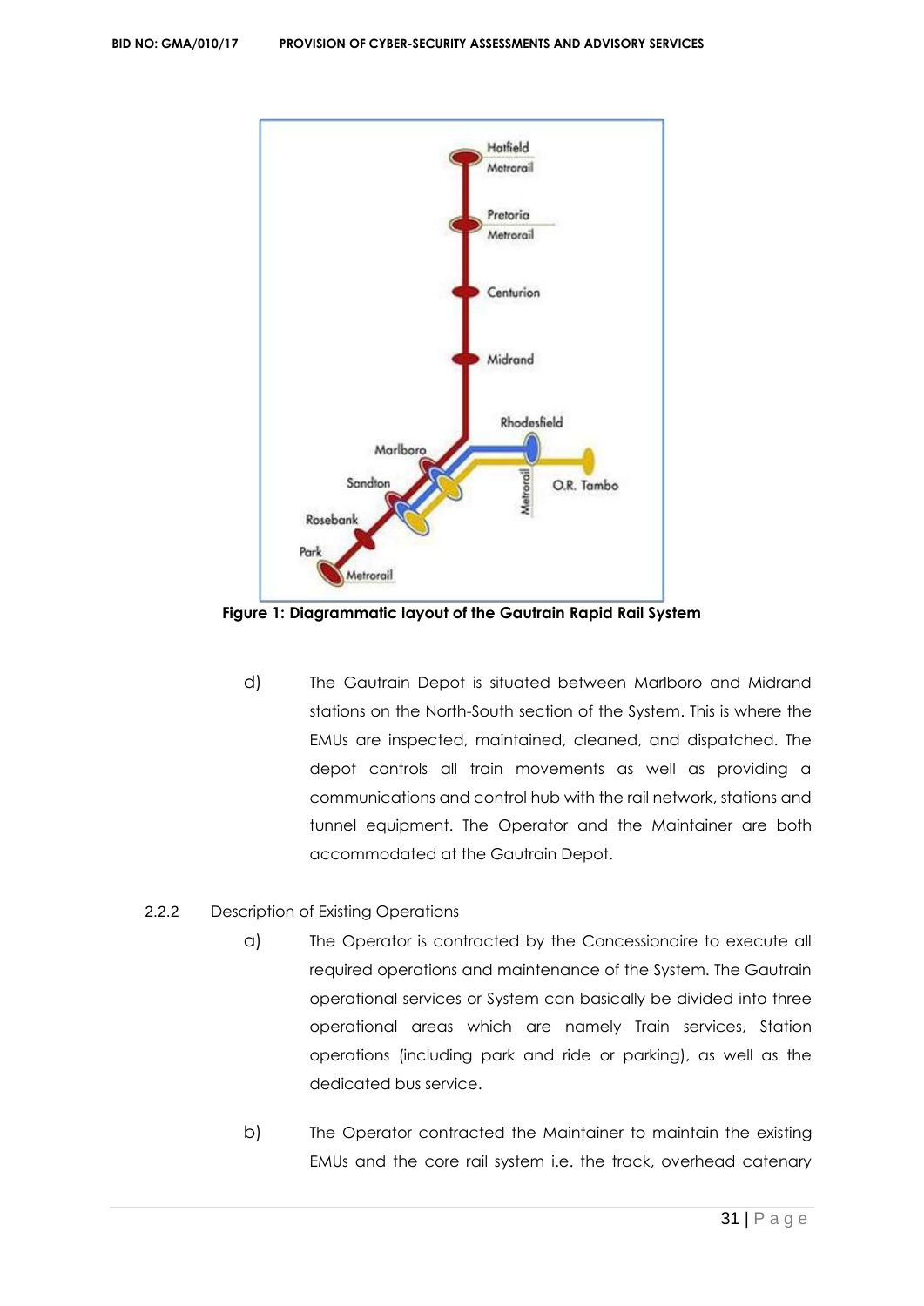**Figure 1: Diagrammatic layout of the Gautrain Rapid Rail System**

d) The Gautrain Depot is situated between Marlboro and Midrand stations on the North-South section of the System. This is where the EMUs are inspected, maintained, cleaned, and dispatched. The depot controls all train movements as well as providing a communications and control hub with the rail network, stations and tunnel equipment. The Operator and the Maintainer are both accommodated at the Gautrain Depot.

2.2.2 Description of Existing Operations

a) The Operator is contracted by the Concessionaire to execute all required operations and maintenance of the System. The Gautrain operational services or System can basically be divided into three operational areas which are namely Train services, Station operations (including park and ride or parking), as well as the dedicated bus service.

b) The Operator contracted the Maintainer to maintain the existing EMUs and the core rail system i.e. the track, overhead catenary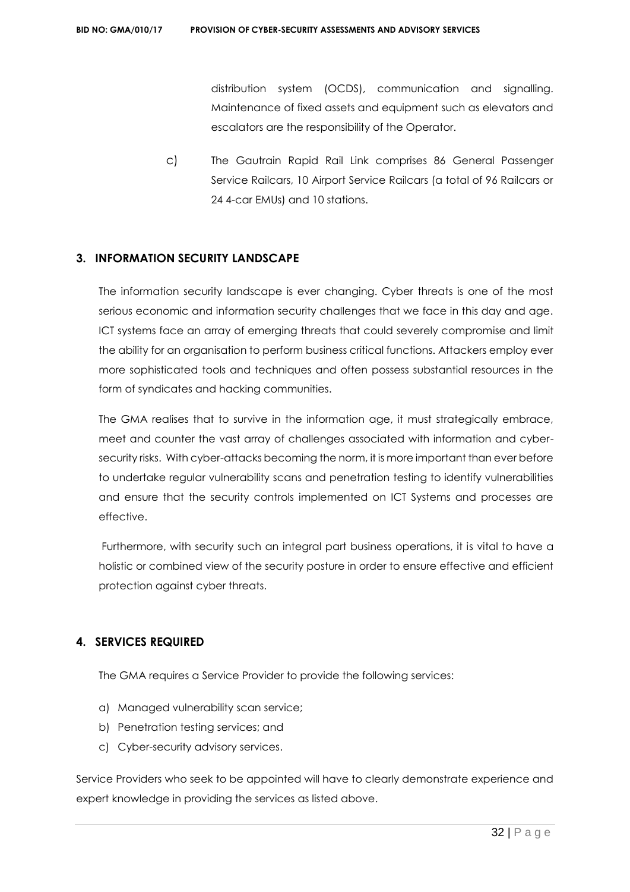distribution system (OCDS), communication and signalling. Maintenance of fixed assets and equipment such as elevators and escalators are the responsibility of the Operator.

c) The Gautrain Rapid Rail Link comprises 86 General Passenger Service Railcars, 10 Airport Service Railcars (a total of 96 Railcars or 24 4-car EMUs) and 10 stations.

## 3. INFORMATION SECURITY LANDSCAPE

The information security landscape is ever changing. Cyber threats is one of the most serious economic and information security challenges that we face in this day and age. ICT systems face an array of emerging threats that could severely compromise and limit the ability for an organisation to perform business critical functions. Attackers employ ever more sophisticated tools and techniques and often possess substantial resources in the form of syndicates and hacking communities.

The GMA realises that to survive in the information age, it must strategically embrace, meet and counter the vast array of challenges associated with information and cyber-security risks. With cyber-attacks becoming the norm, it is more important than ever before to undertake regular vulnerability scans and penetration testing to identify vulnerabilities and ensure that the security controls implemented on ICT Systems and processes are effective.

Furthermore, with security such an integral part business operations, it is vital to have a holistic or combined view of the security posture in order to ensure effective and efficient protection against cyber threats.

## 4. SERVICES REQUIRED

The GMA requires a Service Provider to provide the following services:

a) Managed vulnerability scan service;
b) Penetration testing services; and
c) Cyber-security advisory services.

Service Providers who seek to be appointed will have to clearly demonstrate experience and expert knowledge in providing the services as listed above.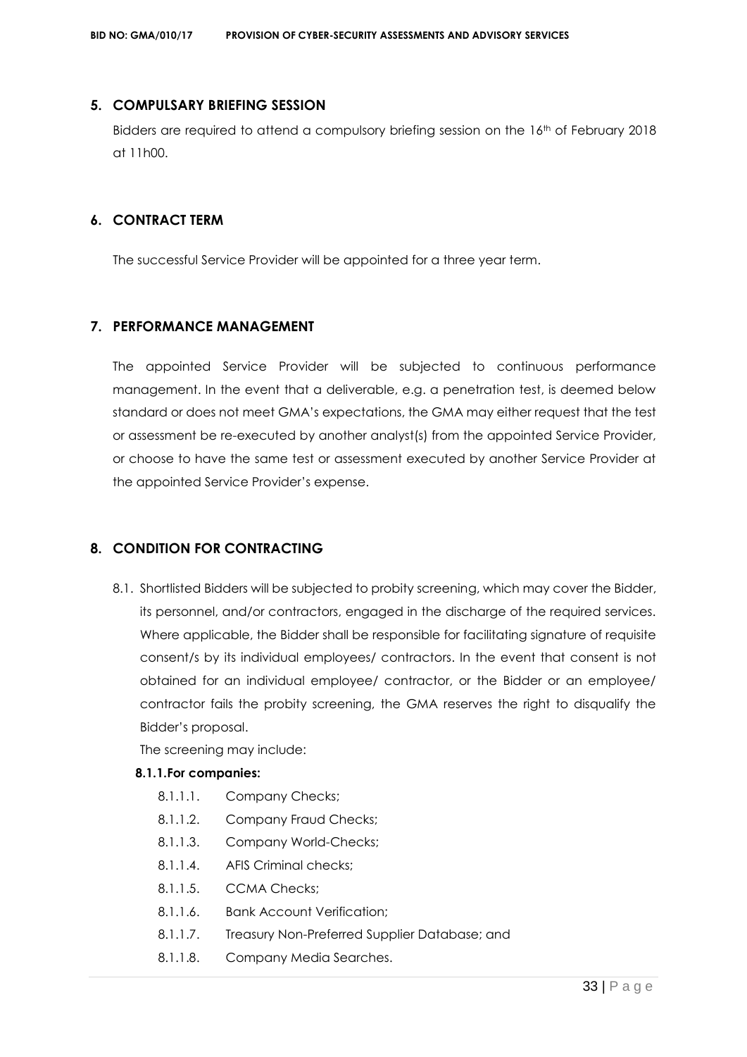## 5. COMPULSARY BRIEFING SESSION

Bidders are required to attend a compulsory briefing session on the 16th of February 2018 at 11h00.

## 6. CONTRACT TERM

The successful Service Provider will be appointed for a three year term.

## 7. PERFORMANCE MANAGEMENT

The appointed Service Provider will be subjected to continuous performance management. In the event that a deliverable, e.g. a penetration test, is deemed below standard or does not meet GMA's expectations, the GMA may either request that the test or assessment be re-executed by another analyst(s) from the appointed Service Provider, or choose to have the same test or assessment executed by another Service Provider at the appointed Service Provider's expense.

## 8. CONDITION FOR CONTRACTING

8.1. Shortlisted Bidders will be subjected to probity screening, which may cover the Bidder, its personnel, and/or contractors, engaged in the discharge of the required services. Where applicable, the Bidder shall be responsible for facilitating signature of requisite consent/s by its individual employees/ contractors. In the event that consent is not obtained for an individual employee/ contractor, or the Bidder or an employee/ contractor fails the probity screening, the GMA reserves the right to disqualify the Bidder's proposal.

The screening may include:

**8.1.1. For companies:**

- 8.1.1.1. Company Checks;
- 8.1.1.2. Company Fraud Checks;
- 8.1.1.3. Company World-Checks;
- 8.1.1.4. AFIS Criminal checks;
- 8.1.1.5. CCMA Checks;
- 8.1.1.6. Bank Account Verification;
- 8.1.1.7. Treasury Non-Preferred Supplier Database; and
- 8.1.1.8. Company Media Searches.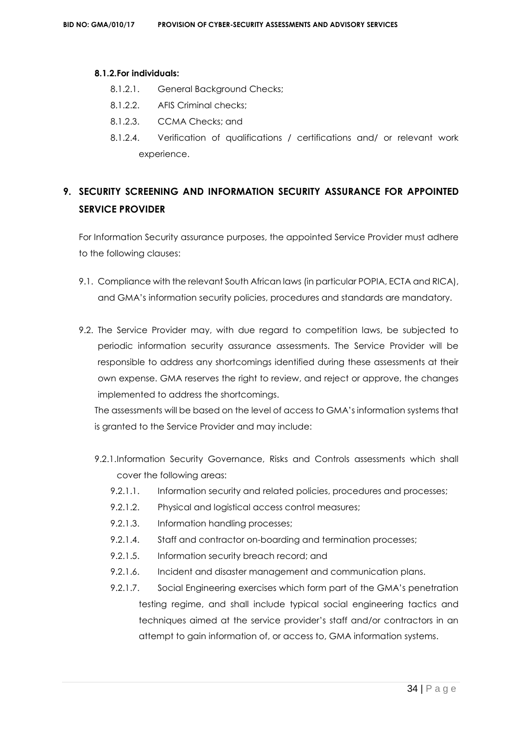#### 8.1.2. For individuals:

- 8.1.2.1. General Background Checks;
- 8.1.2.2. AFIS Criminal checks;
- 8.1.2.3. CCMA Checks; and
- 8.1.2.4. Verification of qualifications / certifications and/ or relevant work experience.

## 9. SECURITY SCREENING AND INFORMATION SECURITY ASSURANCE FOR APPOINTED SERVICE PROVIDER

For Information Security assurance purposes, the appointed Service Provider must adhere to the following clauses:

9.1. Compliance with the relevant South African laws (in particular POPIA, ECTA and RICA), and GMA's information security policies, procedures and standards are mandatory.

9.2. The Service Provider may, with due regard to competition laws, be subjected to periodic information security assurance assessments. The Service Provider will be responsible to address any shortcomings identified during these assessments at their own expense. GMA reserves the right to review, and reject or approve, the changes implemented to address the shortcomings.

The assessments will be based on the level of access to GMA's information systems that is granted to the Service Provider and may include:

9.2.1. Information Security Governance, Risks and Controls assessments which shall cover the following areas:

- 9.2.1.1. Information security and related policies, procedures and processes;
- 9.2.1.2. Physical and logistical access control measures;
- 9.2.1.3. Information handling processes;
- 9.2.1.4. Staff and contractor on-boarding and termination processes;
- 9.2.1.5. Information security breach record; and
- 9.2.1.6. Incident and disaster management and communication plans.
- 9.2.1.7. Social Engineering exercises which form part of the GMA's penetration testing regime, and shall include typical social engineering tactics and techniques aimed at the service provider's staff and/or contractors in an attempt to gain information of, or access to, GMA information systems.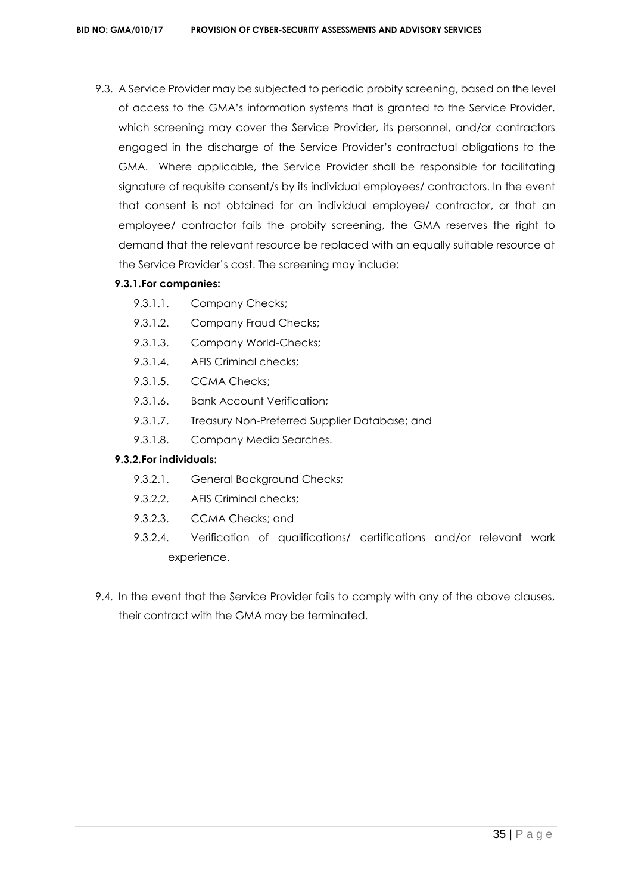9.3. A Service Provider may be subjected to periodic probity screening, based on the level of access to the GMA's information systems that is granted to the Service Provider, which screening may cover the Service Provider, its personnel, and/or contractors engaged in the discharge of the Service Provider's contractual obligations to the GMA. Where applicable, the Service Provider shall be responsible for facilitating signature of requisite consent/s by its individual employees/ contractors. In the event that consent is not obtained for an individual employee/ contractor, or that an employee/ contractor fails the probity screening, the GMA reserves the right to demand that the relevant resource be replaced with an equally suitable resource at the Service Provider's cost. The screening may include:

**9.3.1. For companies:**

- 9.3.1.1. Company Checks;
- 9.3.1.2. Company Fraud Checks;
- 9.3.1.3. Company World-Checks;
- 9.3.1.4. AFIS Criminal checks;
- 9.3.1.5. CCMA Checks;
- 9.3.1.6. Bank Account Verification;
- 9.3.1.7. Treasury Non-Preferred Supplier Database; and
- 9.3.1.8. Company Media Searches.

**9.3.2. For individuals:**

- 9.3.2.1. General Background Checks;
- 9.3.2.2. AFIS Criminal checks;
- 9.3.2.3. CCMA Checks; and
- 9.3.2.4. Verification of qualifications/ certifications and/or relevant work experience.

9.4. In the event that the Service Provider fails to comply with any of the above clauses, their contract with the GMA may be terminated.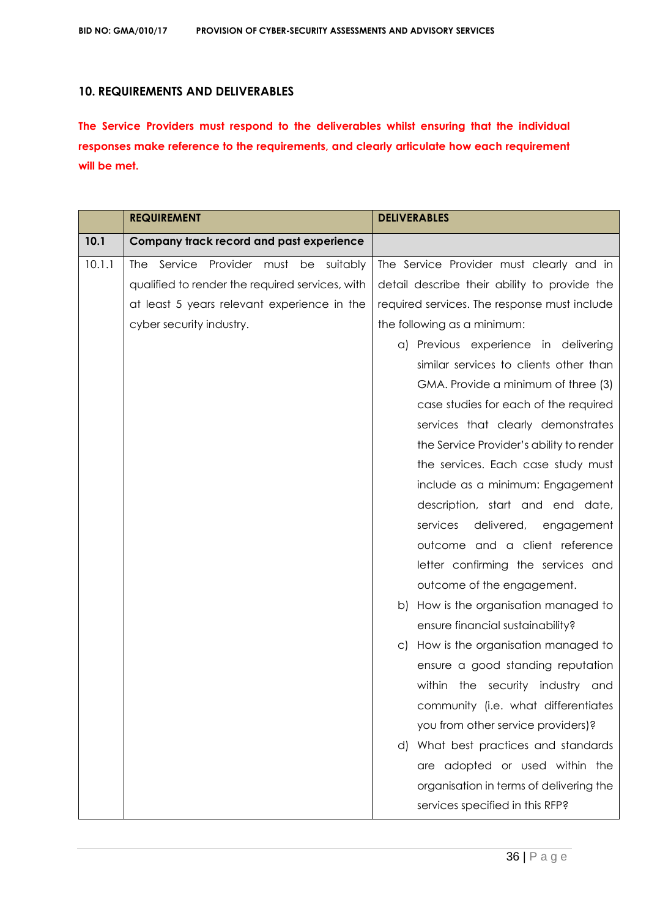## 10. REQUIREMENTS AND DELIVERABLES

**The Service Providers must respond to the deliverables whilst ensuring that the individual responses make reference to the requirements, and clearly articulate how each requirement will be met.**

| | REQUIREMENT | DELIVERABLES |
|---|---|---|
| **10.1** | **Company track record and past experience** | |
| 10.1.1 | The Service Provider must be suitably qualified to render the required services, with at least 5 years relevant experience in the cyber security industry. | The Service Provider must clearly and in detail describe their ability to provide the required services. The response must include the following as a minimum:<br>a) Previous experience in delivering similar services to clients other than GMA. Provide a minimum of three (3) case studies for each of the required services that clearly demonstrates the Service Provider's ability to render the services. Each case study must include as a minimum: Engagement description, start and end date, services delivered, engagement outcome and a client reference letter confirming the services and outcome of the engagement.<br>b) How is the organisation managed to ensure financial sustainability?<br>c) How is the organisation managed to ensure a good standing reputation within the security industry and community (i.e. what differentiates you from other service providers)?<br>d) What best practices and standards are adopted or used within the organisation in terms of delivering the services specified in this RFP? |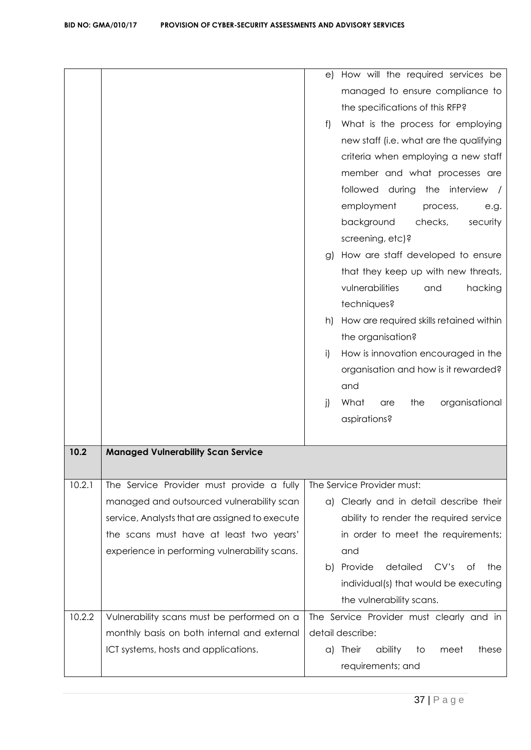| | | |
|---|---|---|
| | | e) How will the required services be managed to ensure compliance to the specifications of this RFP?<br>f) What is the process for employing new staff (i.e. what are the qualifying criteria when employing a new staff member and what processes are followed during the interview / employment process, e.g. background checks, security screening, etc)?<br>g) How are staff developed to ensure that they keep up with new threats, vulnerabilities and hacking techniques?<br>h) How are required skills retained within the organisation?<br>i) How is innovation encouraged in the organisation and how is it rewarded? and<br>j) What are the organisational aspirations? |
| **10.2** | **Managed Vulnerability Scan Service** | |
| 10.2.1 | The Service Provider must provide a fully managed and outsourced vulnerability scan service, Analysts that are assigned to execute the scans must have at least two years' experience in performing vulnerability scans. | The Service Provider must:<br>a) Clearly and in detail describe their ability to render the required service in order to meet the requirements; and<br>b) Provide detailed CV's of the individual(s) that would be executing the vulnerability scans. |
| 10.2.2 | Vulnerability scans must be performed on a monthly basis on both internal and external ICT systems, hosts and applications. | The Service Provider must clearly and in detail describe:<br>a) Their ability to meet these requirements; and |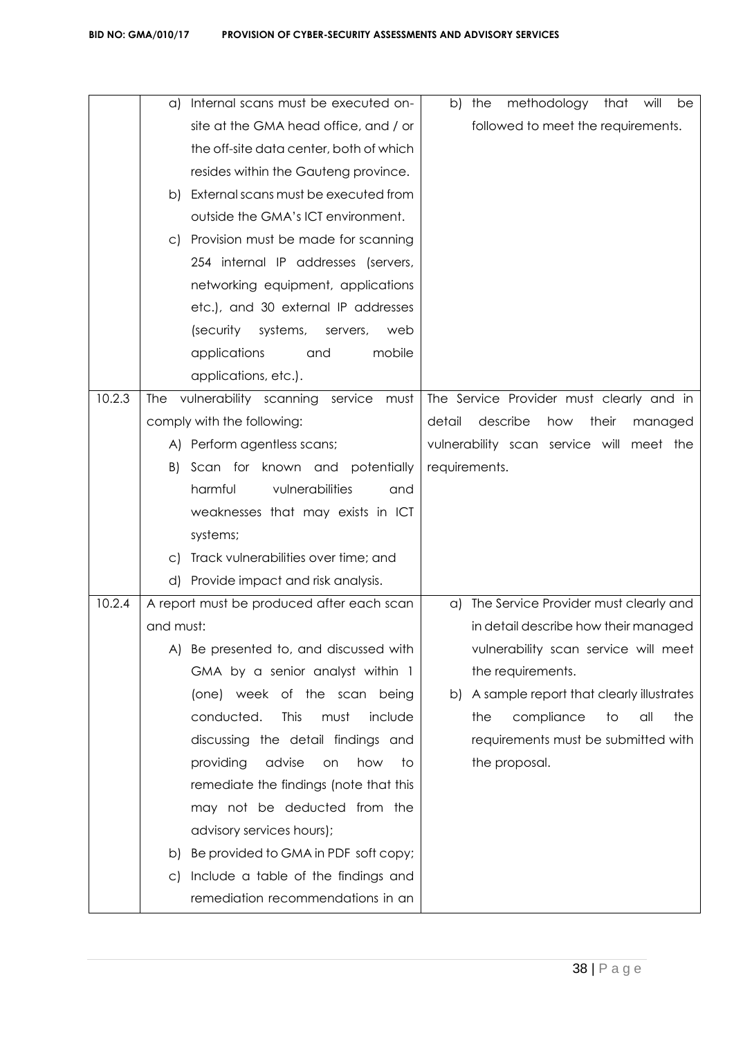| | | |
|---|---|---|
| | a) Internal scans must be executed on-site at the GMA head office, and / or the off-site data center, both of which resides within the Gauteng province.<br>b) External scans must be executed from outside the GMA's ICT environment.<br>c) Provision must be made for scanning 254 internal IP addresses (servers, networking equipment, applications etc.), and 30 external IP addresses (security systems, servers, web applications and mobile applications, etc.). | b) the methodology that will be followed to meet the requirements. |
| 10.2.3 | The vulnerability scanning service must comply with the following:<br>A) Perform agentless scans;<br>B) Scan for known and potentially harmful vulnerabilities and weaknesses that may exists in ICT systems;<br>c) Track vulnerabilities over time; and<br>d) Provide impact and risk analysis. | The Service Provider must clearly and in detail describe how their managed vulnerability scan service will meet the requirements. |
| 10.2.4 | A report must be produced after each scan and must:<br>A) Be presented to, and discussed with GMA by a senior analyst within 1 (one) week of the scan being conducted. This must include discussing the detail findings and providing advise on how to remediate the findings (note that this may not be deducted from the advisory services hours);<br>b) Be provided to GMA in PDF soft copy;<br>c) Include a table of the findings and remediation recommendations in an | a) The Service Provider must clearly and in detail describe how their managed vulnerability scan service will meet the requirements.<br>b) A sample report that clearly illustrates the compliance to all the requirements must be submitted with the proposal. |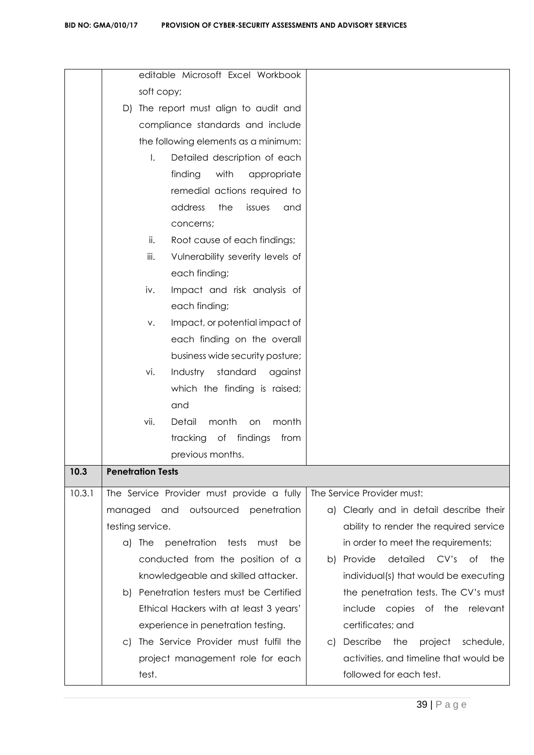| | | |
|---|---|---|
| | editable Microsoft Excel Workbook soft copy;<br>D) The report must align to audit and compliance standards and include the following elements as a minimum:<br>I. Detailed description of each finding with appropriate remedial actions required to address the issues and concerns;<br>ii. Root cause of each findings;<br>iii. Vulnerability severity levels of each finding;<br>iv. Impact and risk analysis of each finding;<br>v. Impact, or potential impact of each finding on the overall business wide security posture;<br>vi. Industry standard against which the finding is raised; and<br>vii. Detail month on month tracking of findings from previous months. | |
| **10.3** | **Penetration Tests** | |
| 10.3.1 | The Service Provider must provide a fully managed and outsourced penetration testing service.<br>a) The penetration tests must be conducted from the position of a knowledgeable and skilled attacker.<br>b) Penetration testers must be Certified Ethical Hackers with at least 3 years' experience in penetration testing.<br>c) The Service Provider must fulfil the project management role for each test. | The Service Provider must:<br>a) Clearly and in detail describe their ability to render the required service in order to meet the requirements;<br>b) Provide detailed CV's of the individual(s) that would be executing the penetration tests. The CV's must include copies of the relevant certificates; and<br>c) Describe the project schedule, activities, and timeline that would be followed for each test. |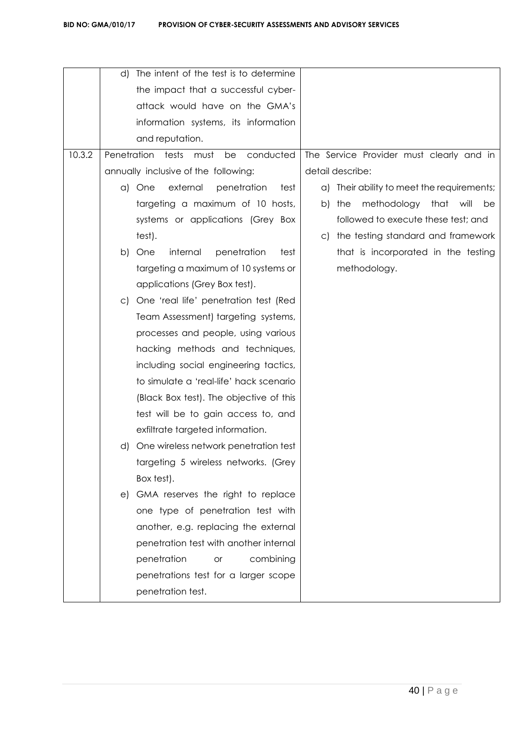| | | |
|---|---|---|
| | d) The intent of the test is to determine the impact that a successful cyber-attack would have on the GMA's information systems, its information and reputation. | |
| 10.3.2 | Penetration tests must be conducted annually inclusive of the following:<br>a) One external penetration test targeting a maximum of 10 hosts, systems or applications (Grey Box test).<br>b) One internal penetration test targeting a maximum of 10 systems or applications (Grey Box test).<br>c) One 'real life' penetration test (Red Team Assessment) targeting systems, processes and people, using various hacking methods and techniques, including social engineering tactics, to simulate a 'real-life' hack scenario (Black Box test). The objective of this test will be to gain access to, and exfiltrate targeted information.<br>d) One wireless network penetration test targeting 5 wireless networks. (Grey Box test).<br>e) GMA reserves the right to replace one type of penetration test with another, e.g. replacing the external penetration test with another internal penetration or combining penetrations test for a larger scope penetration test. | The Service Provider must clearly and in detail describe:<br>a) Their ability to meet the requirements;<br>b) the methodology that will be followed to execute these test; and<br>c) the testing standard and framework that is incorporated in the testing methodology. |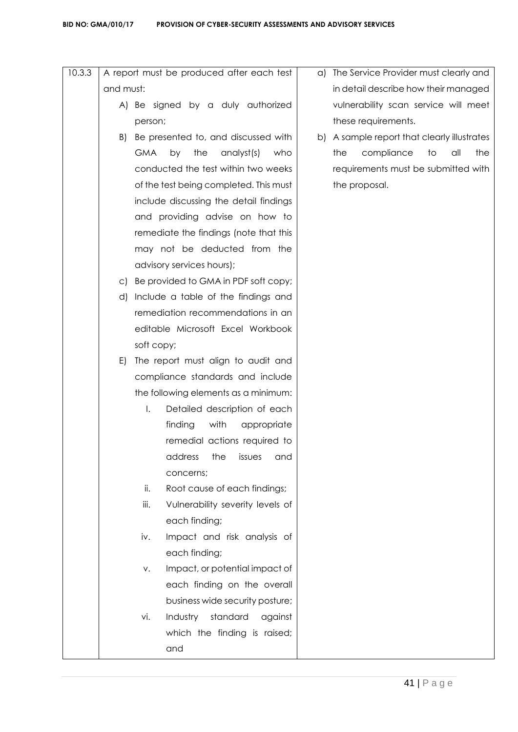| 10.3.3 | A report must be produced after each test and must:<br>A) Be signed by a duly authorized person;<br>B) Be presented to, and discussed with GMA by the analyst(s) who conducted the test within two weeks of the test being completed. This must include discussing the detail findings and providing advise on how to remediate the findings (note that this may not be deducted from the advisory services hours);<br>c) Be provided to GMA in PDF soft copy;<br>d) Include a table of the findings and remediation recommendations in an editable Microsoft Excel Workbook soft copy;<br>E) The report must align to audit and compliance standards and include the following elements as a minimum:<br>I. Detailed description of each finding with appropriate remedial actions required to address the issues and concerns;<br>ii. Root cause of each findings;<br>iii. Vulnerability severity levels of each finding;<br>iv. Impact and risk analysis of each finding;<br>v. Impact, or potential impact of each finding on the overall business wide security posture;<br>vi. Industry standard against which the finding is raised; and | a) The Service Provider must clearly and in detail describe how their managed vulnerability scan service will meet these requirements.<br>b) A sample report that clearly illustrates the compliance to all the requirements must be submitted with the proposal. |
|---|---|---|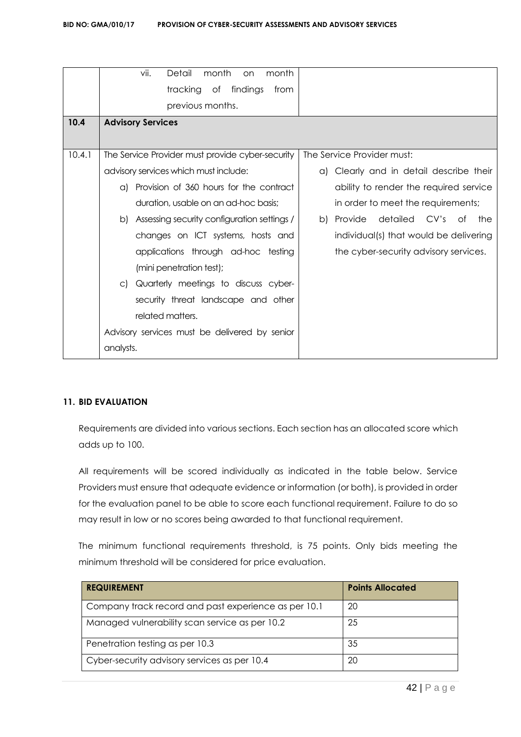| | | |
|---|---|---|
| | vii. Detail month on month tracking of findings from previous months. | |
| **10.4** | **Advisory Services** | |
| 10.4.1 | The Service Provider must provide cyber-security advisory services which must include:<br>a) Provision of 360 hours for the contract duration, usable on an ad-hoc basis;<br>b) Assessing security configuration settings / changes on ICT systems, hosts and applications through ad-hoc testing (mini penetration test);<br>c) Quarterly meetings to discuss cyber-security threat landscape and other related matters.<br>Advisory services must be delivered by senior analysts. | The Service Provider must:<br>a) Clearly and in detail describe their ability to render the required service in order to meet the requirements;<br>b) Provide detailed CV's of the individual(s) that would be delivering the cyber-security advisory services. |

## 11. BID EVALUATION

Requirements are divided into various sections. Each section has an allocated score which adds up to 100.

All requirements will be scored individually as indicated in the table below. Service Providers must ensure that adequate evidence or information (or both), is provided in order for the evaluation panel to be able to score each functional requirement. Failure to do so may result in low or no scores being awarded to that functional requirement.

The minimum functional requirements threshold, is 75 points. Only bids meeting the minimum threshold will be considered for price evaluation.

| REQUIREMENT | Points Allocated |
|---|---|
| Company track record and past experience as per 10.1 | 20 |
| Managed vulnerability scan service as per 10.2 | 25 |
| Penetration testing as per 10.3 | 35 |
| Cyber-security advisory services as per 10.4 | 20 |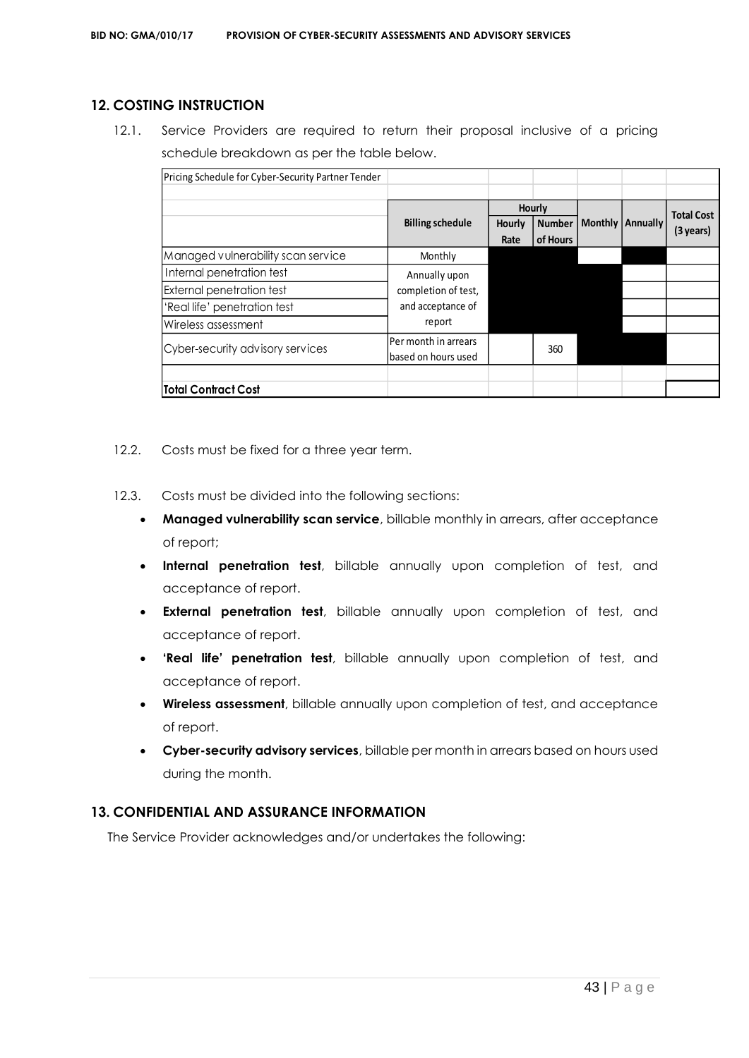## 12. COSTING INSTRUCTION

12.1. Service Providers are required to return their proposal inclusive of a pricing schedule breakdown as per the table below.

| Pricing Schedule for Cyber-Security Partner Tender | | | | | | |
|---|---|---|---|---|---|---|
| | Billing schedule | Hourly | | Monthly | Annually | Total Cost (3 years) |
| | | Hourly Rate | Number of Hours | | | |
| Managed vulnerability scan service | Monthly | | | | | |
| Internal penetration test | Annually upon completion of test, and acceptance of report | | | | | |
| External penetration test | | | | | | |
| 'Real life' penetration test | | | | | | |
| Wireless assessment | | | | | | |
| Cyber-security advisory services | Per month in arrears based on hours used | | 360 | | | |
| | | | | | | |
| **Total Contract Cost** | | | | | | |

12.2. Costs must be fixed for a three year term.

12.3. Costs must be divided into the following sections:

- **Managed vulnerability scan service**, billable monthly in arrears, after acceptance of report;
- **Internal penetration test**, billable annually upon completion of test, and acceptance of report.
- **External penetration test**, billable annually upon completion of test, and acceptance of report.
- **'Real life' penetration test**, billable annually upon completion of test, and acceptance of report.
- **Wireless assessment**, billable annually upon completion of test, and acceptance of report.
- **Cyber-security advisory services**, billable per month in arrears based on hours used during the month.

## 13. CONFIDENTIAL AND ASSURANCE INFORMATION

The Service Provider acknowledges and/or undertakes the following: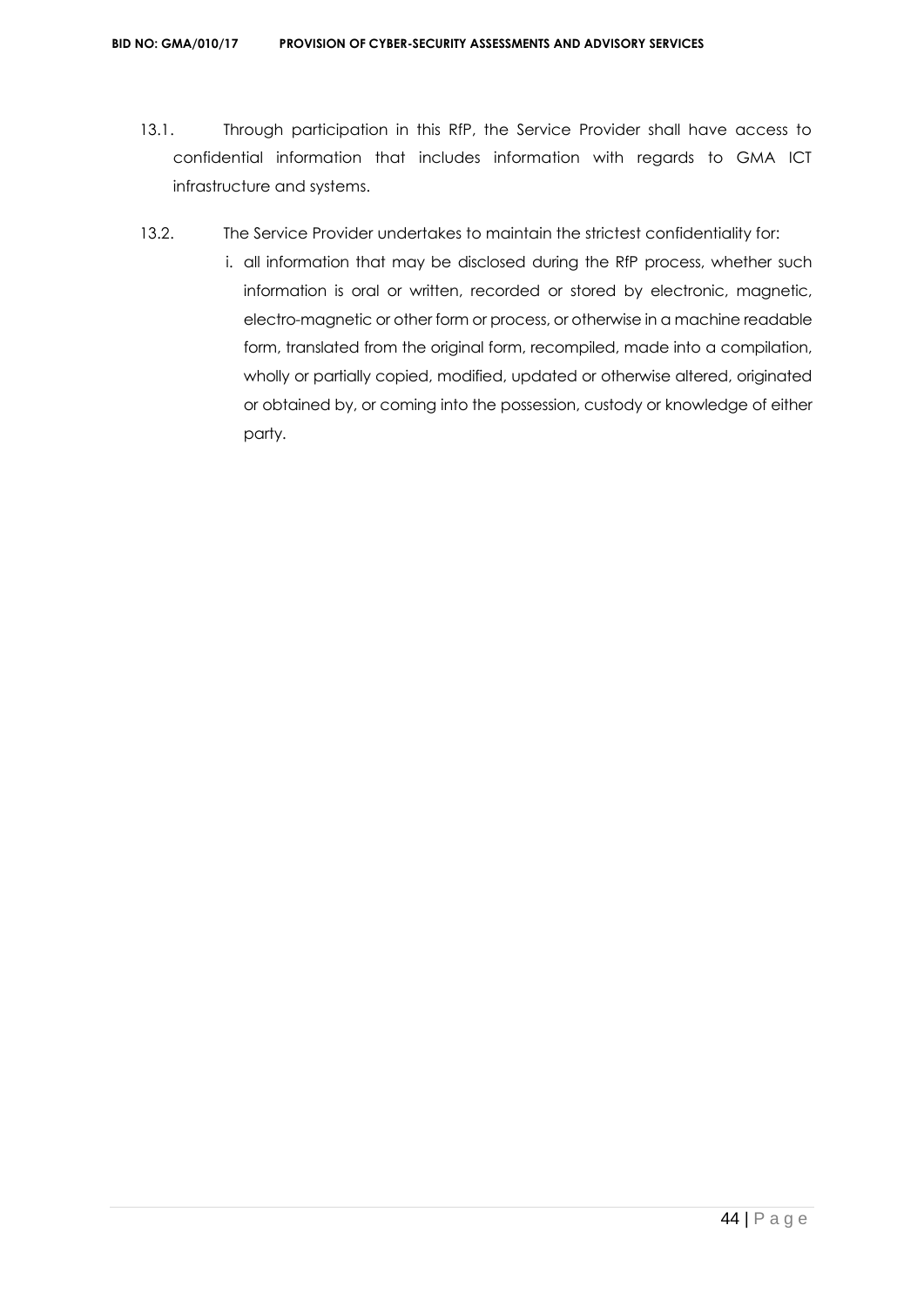13.1. Through participation in this RfP, the Service Provider shall have access to confidential information that includes information with regards to GMA ICT infrastructure and systems.

13.2. The Service Provider undertakes to maintain the strictest confidentiality for:

i. all information that may be disclosed during the RfP process, whether such information is oral or written, recorded or stored by electronic, magnetic, electro-magnetic or other form or process, or otherwise in a machine readable form, translated from the original form, recompiled, made into a compilation, wholly or partially copied, modified, updated or otherwise altered, originated or obtained by, or coming into the possession, custody or knowledge of either party.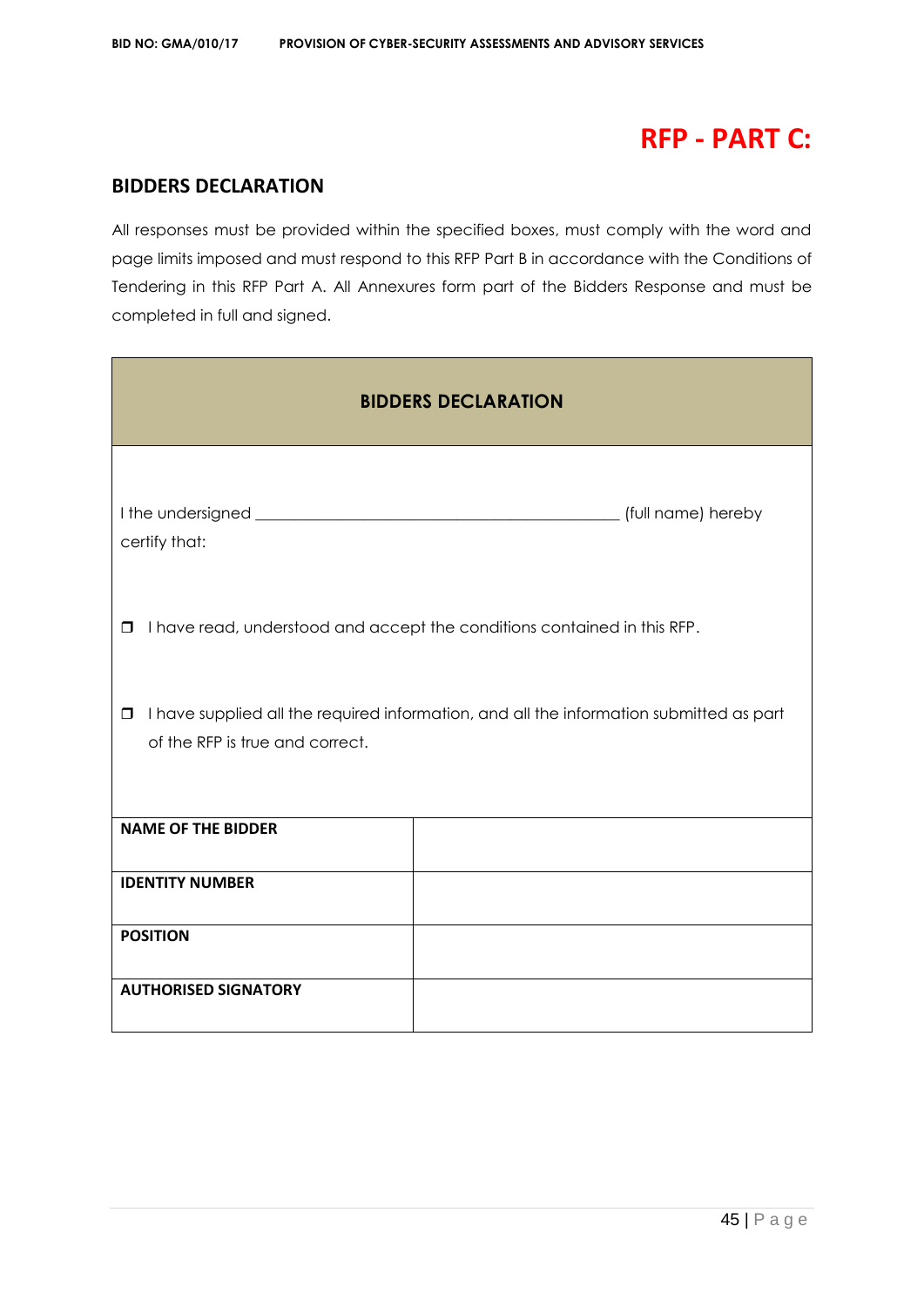# RFP - PART C:

## BIDDERS DECLARATION

All responses must be provided within the specified boxes, must comply with the word and page limits imposed and must respond to this RFP Part B in accordance with the Conditions of Tendering in this RFP Part A. All Annexures form part of the Bidders Response and must be completed in full and signed.

| BIDDERS DECLARATION | |
|---|---|
| I the undersigned \_\_\_\_\_\_\_\_\_\_\_\_\_\_\_\_\_\_\_\_\_\_\_\_\_\_\_\_\_\_\_\_\_\_\_\_\_\_\_\_\_\_\_ (full name) hereby certify that:<br><br>❒ I have read, understood and accept the conditions contained in this RFP.<br><br>❒ I have supplied all the required information, and all the information submitted as part of the RFP is true and correct. | |
| **NAME OF THE BIDDER** | |
| **IDENTITY NUMBER** | |
| **POSITION** | |
| **AUTHORISED SIGNATORY** | |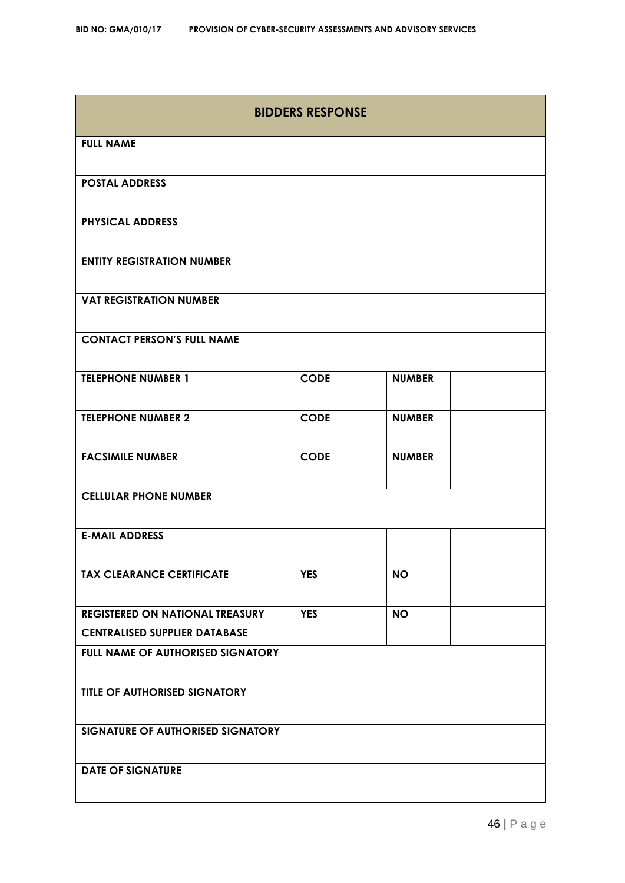| BIDDERS RESPONSE | | | |
|---|---|---|---|
| **FULL NAME** | | | |
| **POSTAL ADDRESS** | | | |
| **PHYSICAL ADDRESS** | | | |
| **ENTITY REGISTRATION NUMBER** | | | |
| **VAT REGISTRATION NUMBER** | | | |
| **CONTACT PERSON'S FULL NAME** | | | |
| **TELEPHONE NUMBER 1** | **CODE** | | **NUMBER** | |
| **TELEPHONE NUMBER 2** | **CODE** | | **NUMBER** | |
| **FACSIMILE NUMBER** | **CODE** | | **NUMBER** | |
| **CELLULAR PHONE NUMBER** | | | | |
| **E-MAIL ADDRESS** | | | | |
| **TAX CLEARANCE CERTIFICATE** | **YES** | | **NO** | |
| **REGISTERED ON NATIONAL TREASURY CENTRALISED SUPPLIER DATABASE** | **YES** | | **NO** | |
| **FULL NAME OF AUTHORISED SIGNATORY** | | | | |
| **TITLE OF AUTHORISED SIGNATORY** | | | | |
| **SIGNATURE OF AUTHORISED SIGNATORY** | | | | |
| **DATE OF SIGNATURE** | | | | |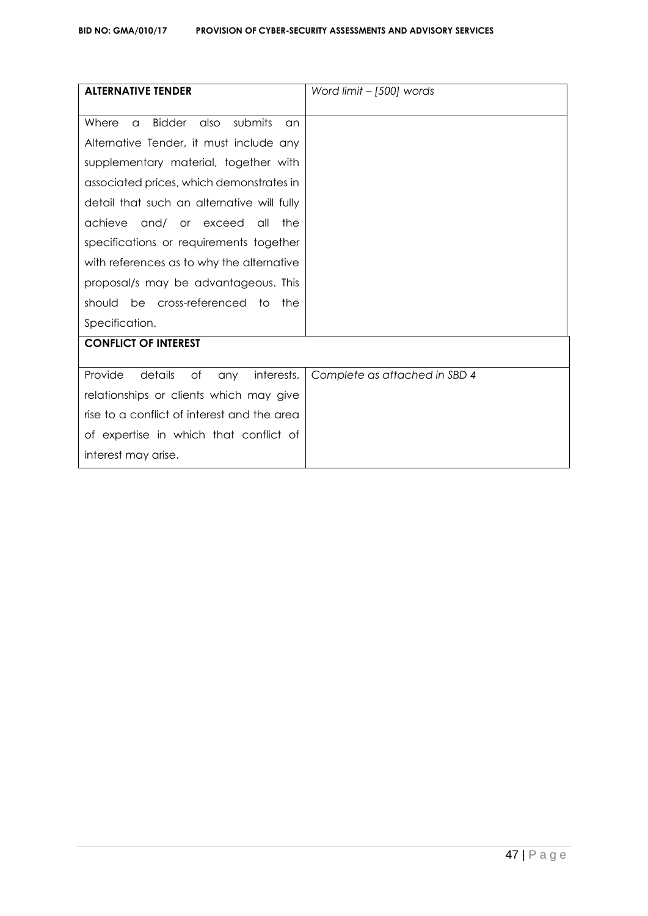| **ALTERNATIVE TENDER** | *Word limit – [500] words* |
| --- | --- |
| Where a Bidder also submits an Alternative Tender, it must include any supplementary material, together with associated prices, which demonstrates in detail that such an alternative will fully achieve and/ or exceed all the specifications or requirements together with references as to why the alternative proposal/s may be advantageous. This should be cross-referenced to the Specification. | |
| **CONFLICT OF INTEREST** | |
| Provide details of any interests, relationships or clients which may give rise to a conflict of interest and the area of expertise in which that conflict of interest may arise. | *Complete as attached in SBD 4* |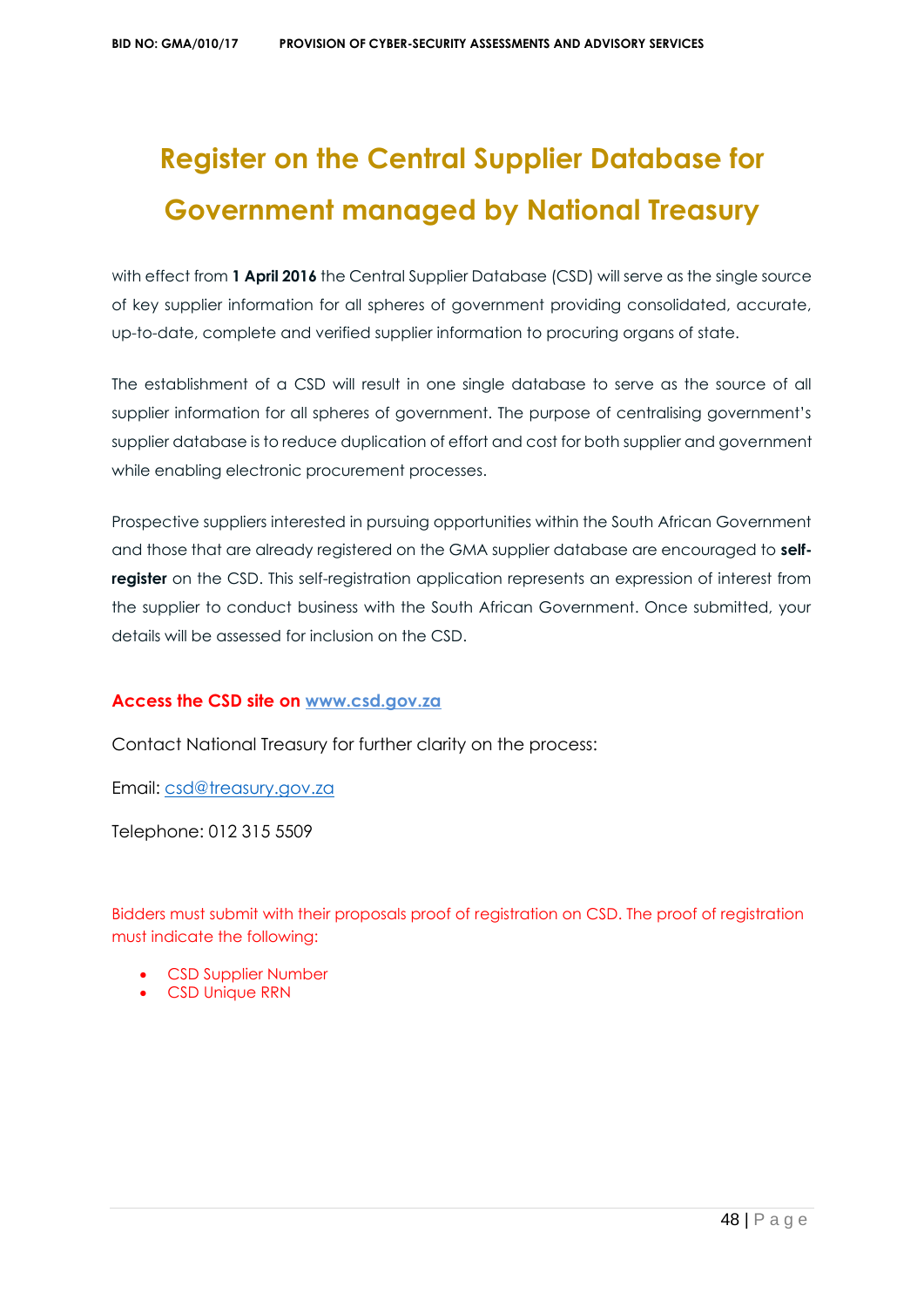# Register on the Central Supplier Database for Government managed by National Treasury

with effect from **1 April 2016** the Central Supplier Database (CSD) will serve as the single source of key supplier information for all spheres of government providing consolidated, accurate, up-to-date, complete and verified supplier information to procuring organs of state.

The establishment of a CSD will result in one single database to serve as the source of all supplier information for all spheres of government. The purpose of centralising government's supplier database is to reduce duplication of effort and cost for both supplier and government while enabling electronic procurement processes.

Prospective suppliers interested in pursuing opportunities within the South African Government and those that are already registered on the GMA supplier database are encouraged to **self-register** on the CSD. This self-registration application represents an expression of interest from the supplier to conduct business with the South African Government. Once submitted, your details will be assessed for inclusion on the CSD.

**Access the CSD site on www.csd.gov.za**

Contact National Treasury for further clarity on the process:

Email: csd@treasury.gov.za

Telephone: 012 315 5509

Bidders must submit with their proposals proof of registration on CSD. The proof of registration must indicate the following:

- CSD Supplier Number
- CSD Unique RRN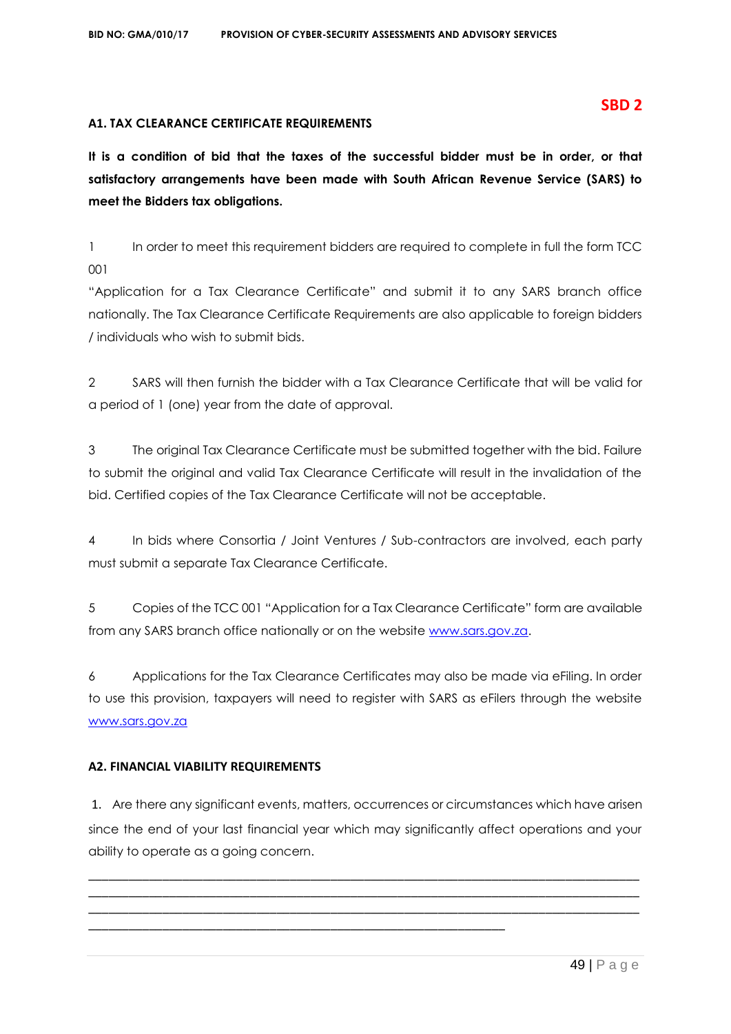**SBD 2**

**A1. TAX CLEARANCE CERTIFICATE REQUIREMENTS**

**It is a condition of bid that the taxes of the successful bidder must be in order, or that satisfactory arrangements have been made with South African Revenue Service (SARS) to meet the Bidders tax obligations.**

1 In order to meet this requirement bidders are required to complete in full the form TCC 001 "Application for a Tax Clearance Certificate" and submit it to any SARS branch office nationally. The Tax Clearance Certificate Requirements are also applicable to foreign bidders / individuals who wish to submit bids.

2 SARS will then furnish the bidder with a Tax Clearance Certificate that will be valid for a period of 1 (one) year from the date of approval.

3 The original Tax Clearance Certificate must be submitted together with the bid. Failure to submit the original and valid Tax Clearance Certificate will result in the invalidation of the bid. Certified copies of the Tax Clearance Certificate will not be acceptable.

4 In bids where Consortia / Joint Ventures / Sub-contractors are involved, each party must submit a separate Tax Clearance Certificate.

5 Copies of the TCC 001 "Application for a Tax Clearance Certificate" form are available from any SARS branch office nationally or on the website www.sars.gov.za.

6 Applications for the Tax Clearance Certificates may also be made via eFiling. In order to use this provision, taxpayers will need to register with SARS as eFilers through the website www.sars.gov.za

**A2. FINANCIAL VIABILITY REQUIREMENTS**

1. Are there any significant events, matters, occurrences or circumstances which have arisen since the end of your last financial year which may significantly affect operations and your ability to operate as a going concern.

______________________________________________________________________________
______________________________________________________________________________
______________________________________________________________________________
___________________________________________________________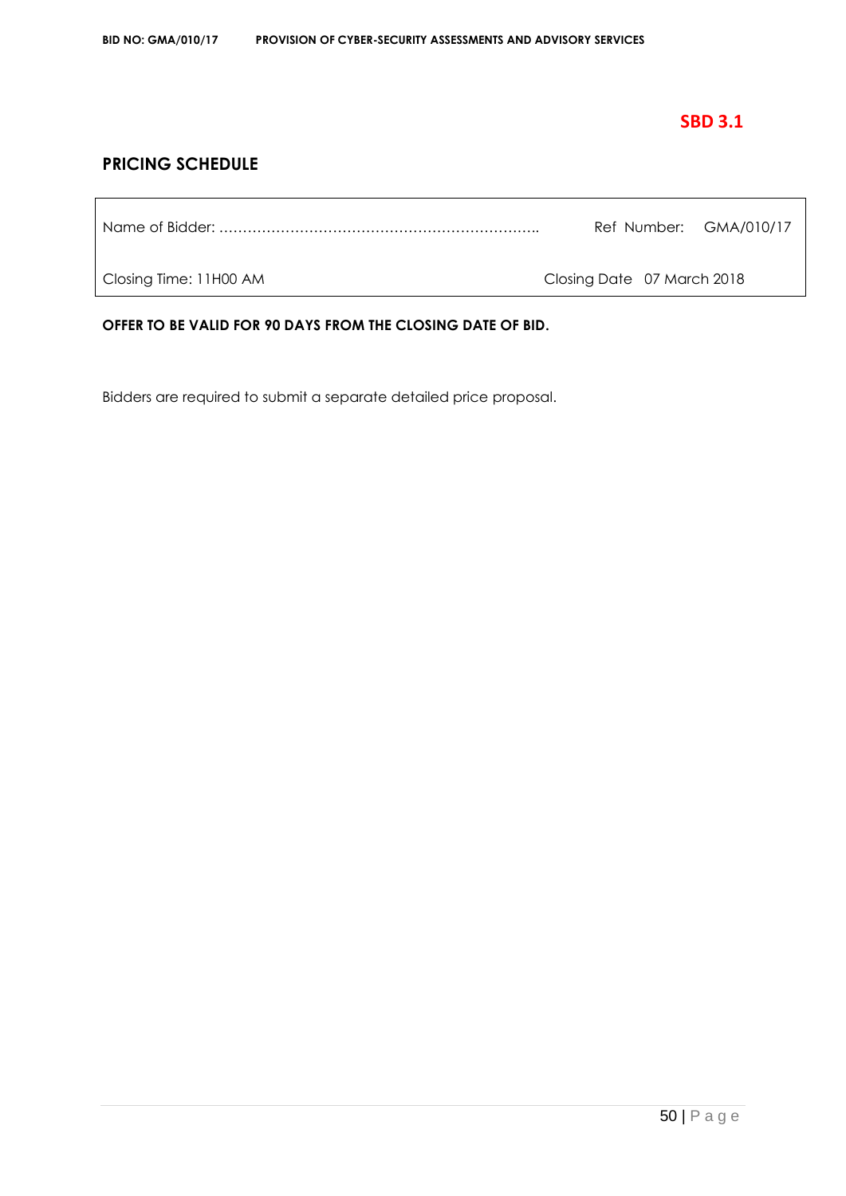**SBD 3.1**

## PRICING SCHEDULE

| Name of Bidder: ………………………………………………………….. | Ref Number: GMA/010/17 |
|---|---|
| Closing Time: 11H00 AM | Closing Date 07 March 2018 |

**OFFER TO BE VALID FOR 90 DAYS FROM THE CLOSING DATE OF BID.**

Bidders are required to submit a separate detailed price proposal.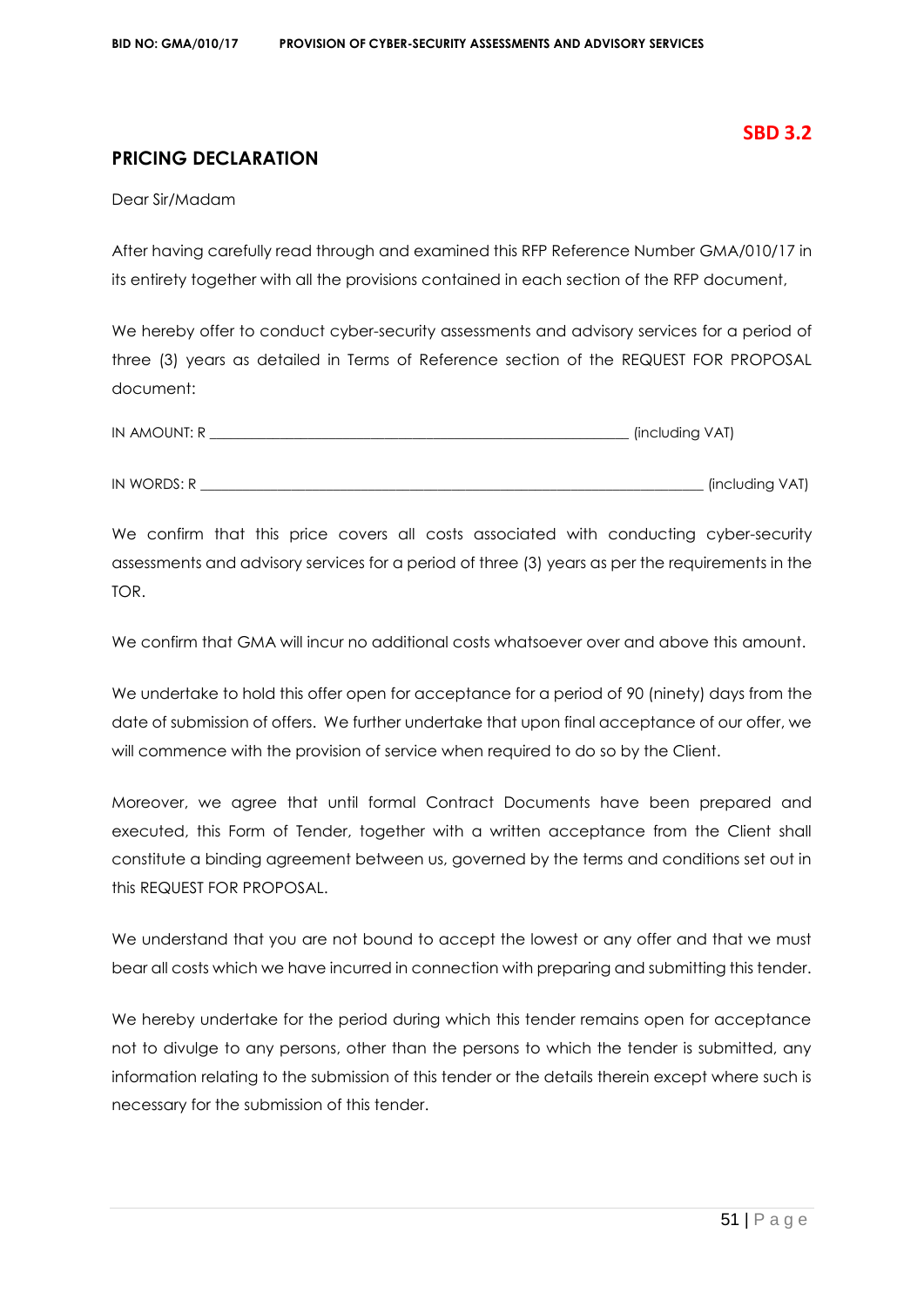**SBD 3.2**

## PRICING DECLARATION

Dear Sir/Madam

After having carefully read through and examined this RFP Reference Number GMA/010/17 in its entirety together with all the provisions contained in each section of the RFP document,

We hereby offer to conduct cyber-security assessments and advisory services for a period of three (3) years as detailed in Terms of Reference section of the REQUEST FOR PROPOSAL document:

IN AMOUNT: R ____________________________________________________________ (including VAT)

IN WORDS: R ______________________________________________________________________ (including VAT)

We confirm that this price covers all costs associated with conducting cyber-security assessments and advisory services for a period of three (3) years as per the requirements in the TOR.

We confirm that GMA will incur no additional costs whatsoever over and above this amount.

We undertake to hold this offer open for acceptance for a period of 90 (ninety) days from the date of submission of offers. We further undertake that upon final acceptance of our offer, we will commence with the provision of service when required to do so by the Client.

Moreover, we agree that until formal Contract Documents have been prepared and executed, this Form of Tender, together with a written acceptance from the Client shall constitute a binding agreement between us, governed by the terms and conditions set out in this REQUEST FOR PROPOSAL.

We understand that you are not bound to accept the lowest or any offer and that we must bear all costs which we have incurred in connection with preparing and submitting this tender.

We hereby undertake for the period during which this tender remains open for acceptance not to divulge to any persons, other than the persons to which the tender is submitted, any information relating to the submission of this tender or the details therein except where such is necessary for the submission of this tender.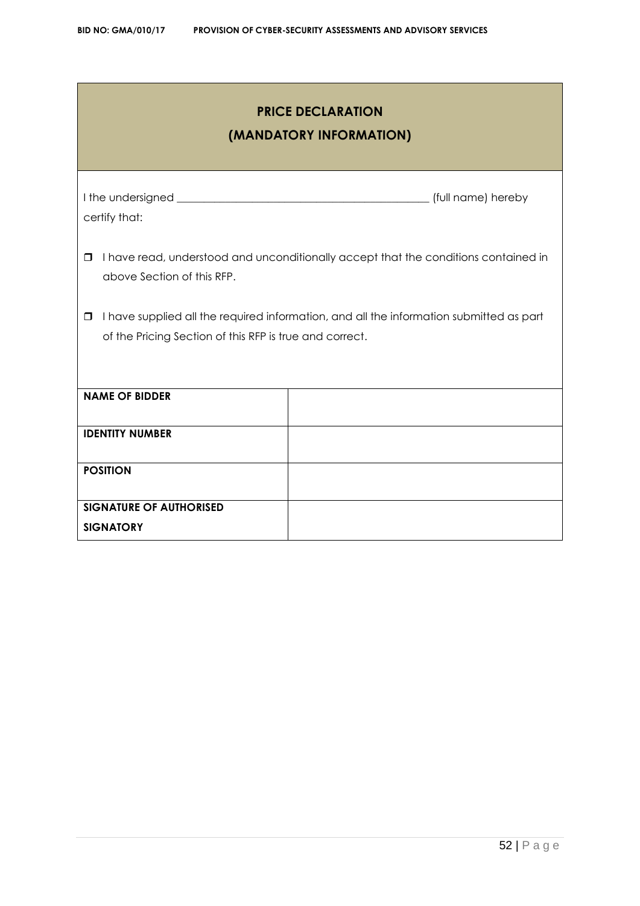## PRICE DECLARATION
## (MANDATORY INFORMATION)

I the undersigned _____________________________________________ (full name) hereby certify that:

- ☐ I have read, understood and unconditionally accept that the conditions contained in above Section of this RFP.
- ☐ I have supplied all the required information, and all the information submitted as part of the Pricing Section of this RFP is true and correct.

| **NAME OF BIDDER** | |
|---|---|
| **IDENTITY NUMBER** | |
| **POSITION** | |
| **SIGNATURE OF AUTHORISED SIGNATORY** | |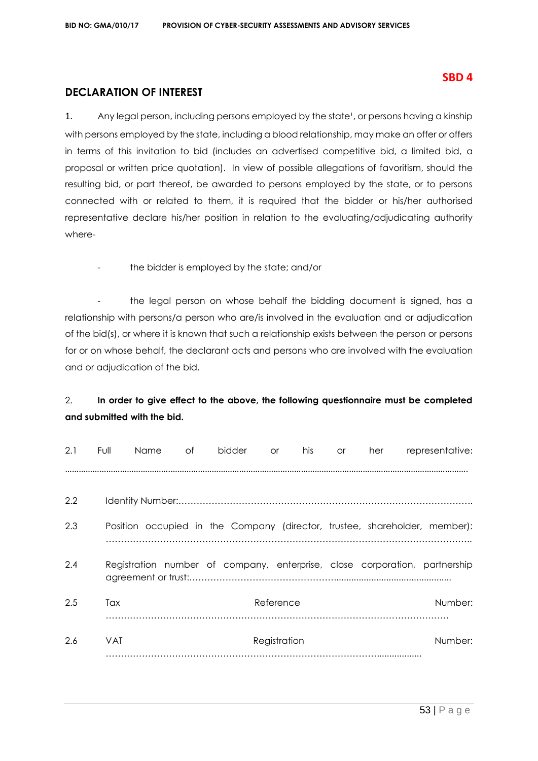**SBD 4**

## DECLARATION OF INTEREST

1. Any legal person, including persons employed by the state[1], or persons having a kinship with persons employed by the state, including a blood relationship, may make an offer or offers in terms of this invitation to bid (includes an advertised competitive bid, a limited bid, a proposal or written price quotation). In view of possible allegations of favoritism, should the resulting bid, or part thereof, be awarded to persons employed by the state, or to persons connected with or related to them, it is required that the bidder or his/her authorised representative declare his/her position in relation to the evaluating/adjudicating authority where-

   - the bidder is employed by the state; and/or

   - the legal person on whose behalf the bidding document is signed, has a relationship with persons/a person who are/is involved in the evaluation and or adjudication of the bid(s), or where it is known that such a relationship exists between the person or persons for or on whose behalf, the declarant acts and persons who are involved with the evaluation and or adjudication of the bid.

2. **In order to give effect to the above, the following questionnaire must be completed and submitted with the bid.**

2.1 Full Name of bidder or his or her representative: ..............................................................................................................................................................

2.2 Identity Number:……………………………………………………………………………………..

2.3 Position occupied in the Company (director, trustee, shareholder, member): ……………………………………………………………………………………………………..

2.4 Registration number of company, enterprise, close corporation, partnership agreement or trust:………………………………………..............................................

2.5 Tax Reference Number: ……………………………………………………………………………………………

2.6 VAT Registration Number: ……………………………………………………………………………….................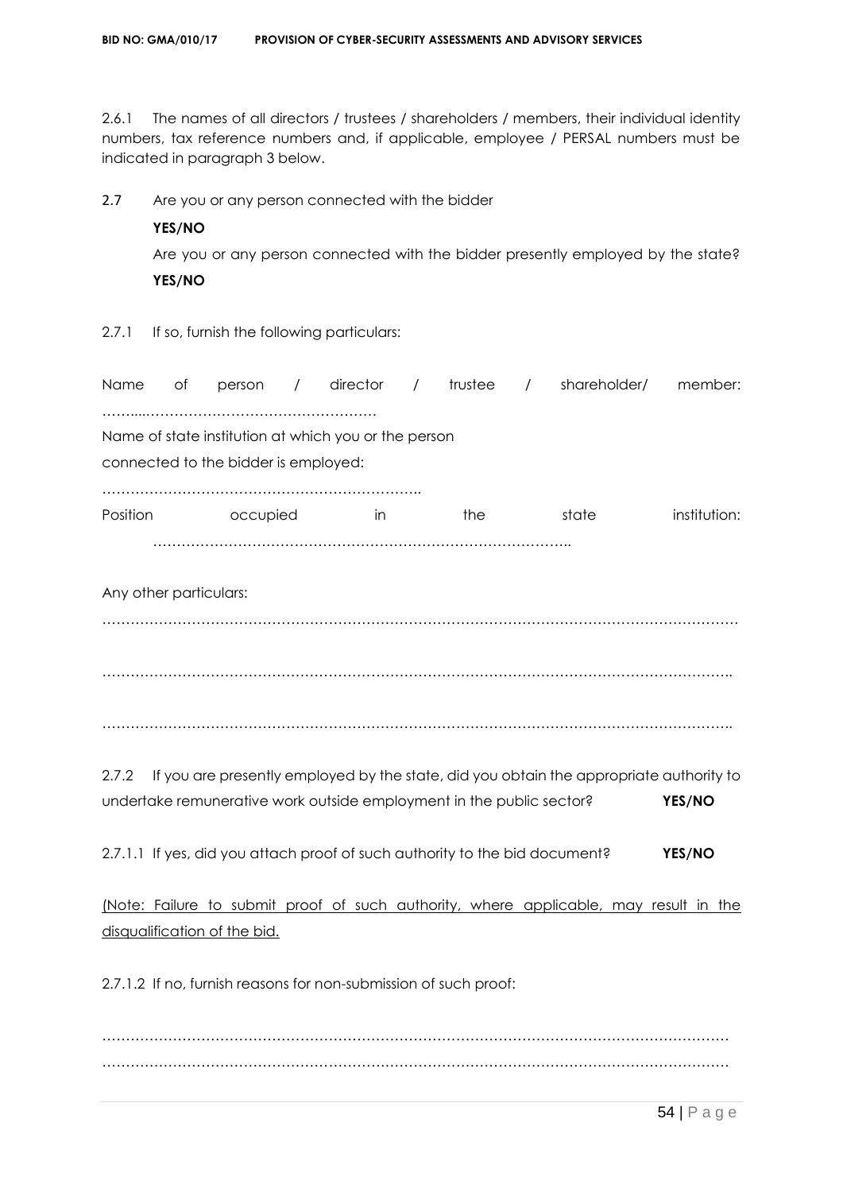2.6.1 The names of all directors / trustees / shareholders / members, their individual identity numbers, tax reference numbers and, if applicable, employee / PERSAL numbers must be indicated in paragraph 3 below.

2.7 Are you or any person connected with the bidder

**YES/NO**

Are you or any person connected with the bidder presently employed by the state? **YES/NO**

2.7.1 If so, furnish the following particulars:

Name of person / director / trustee / shareholder/ member: ……....……………………………………………

Name of state institution at which you or the person connected to the bidder is employed:

…………………………………………………………..

Position occupied in the state institution: ………………………………………………………………………………..

Any other particulars:

………………………………………………………………………………………………………………………

……………………………………………………………………………………………………………………..

……………………………………………………………………………………………………………………..

2.7.2 If you are presently employed by the state, did you obtain the appropriate authority to undertake remunerative work outside employment in the public sector? **YES/NO**

2.7.1.1 If yes, did you attach proof of such authority to the bid document? **YES/NO**

(Note: Failure to submit proof of such authority, where applicable, may result in the disqualification of the bid.

2.7.1.2 If no, furnish reasons for non-submission of such proof:

………………………………………………………………………………………………………………………

………………………………………………………………………………………………………………………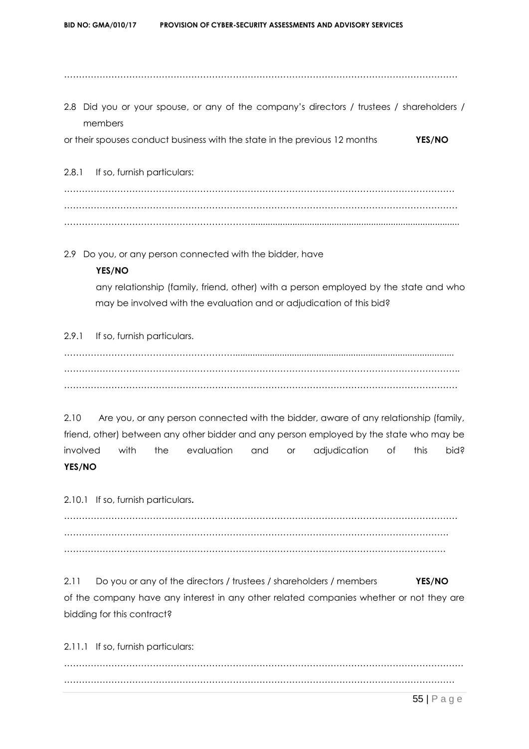…………………………………………………………………………………………………………………

2.8 Did you or your spouse, or any of the company's directors / trustees / shareholders / members or their spouses conduct business with the state in the previous 12 months **YES/NO**

2.8.1 If so, furnish particulars:

…………………………………………………………………………………………………………………
…………………………………………………………………………………………………………………
…………………………………………………………………………………………………………………

2.9 Do you, or any person connected with the bidder, have **YES/NO** any relationship (family, friend, other) with a person employed by the state and who may be involved with the evaluation and or adjudication of this bid?

2.9.1 If so, furnish particulars.

…………………………………………………………………………………………………………………
…………………………………………………………………………………………………………………
…………………………………………………………………………………………………………………

2.10 Are you, or any person connected with the bidder, aware of any relationship (family, friend, other) between any other bidder and any person employed by the state who may be involved with the evaluation and or adjudication of this bid? **YES/NO**

2.10.1 If so, furnish particulars**.**

…………………………………………………………………………………………………………………
…………………………………………………………………………………………………………………
…………………………………………………………………………………………………………………

2.11 Do you or any of the directors / trustees / shareholders / members **YES/NO** of the company have any interest in any other related companies whether or not they are bidding for this contract?

2.11.1 If so, furnish particulars:

…………………………………………………………………………………………………………………
…………………………………………………………………………………………………………………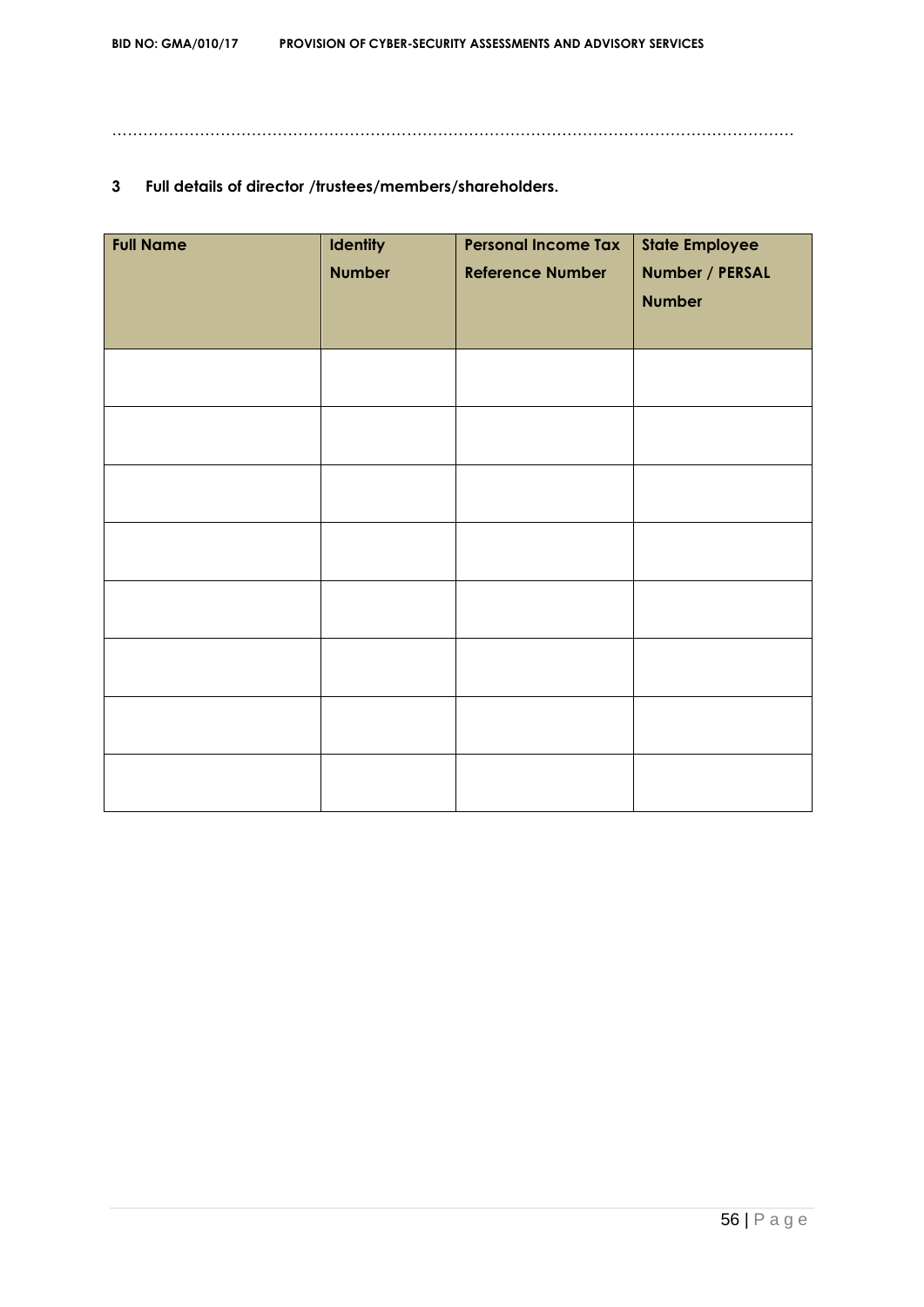…………………………………………………………………………………………………………………………

**3 Full details of director /trustees/members/shareholders.**

| Full Name | Identity Number | Personal Income Tax Reference Number | State Employee Number / PERSAL Number |
|---|---|---|---|
| | | | |
| | | | |
| | | | |
| | | | |
| | | | |
| | | | |
| | | | |
| | | | |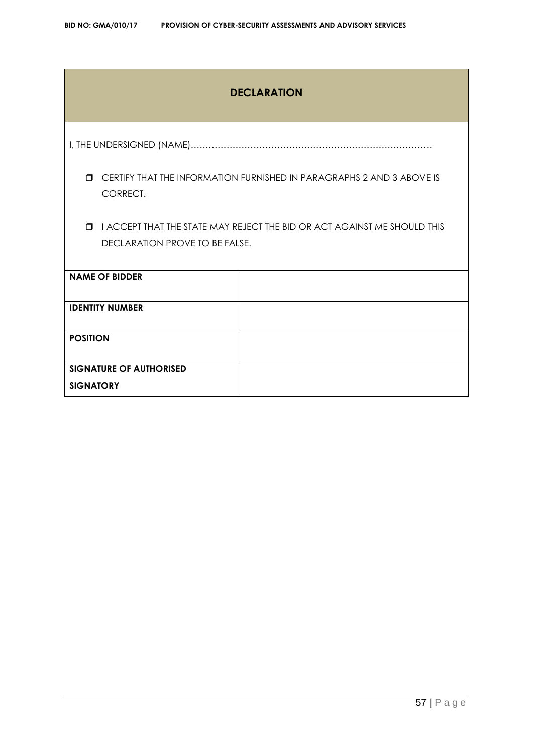## DECLARATION

I, THE UNDERSIGNED (NAME)……………………………………………………………………

- ❒ CERTIFY THAT THE INFORMATION FURNISHED IN PARAGRAPHS 2 AND 3 ABOVE IS CORRECT.
- ❒ I ACCEPT THAT THE STATE MAY REJECT THE BID OR ACT AGAINST ME SHOULD THIS DECLARATION PROVE TO BE FALSE.

| | |
|---|---|
| **NAME OF BIDDER** | |
| **IDENTITY NUMBER** | |
| **POSITION** | |
| **SIGNATURE OF AUTHORISED SIGNATORY** | |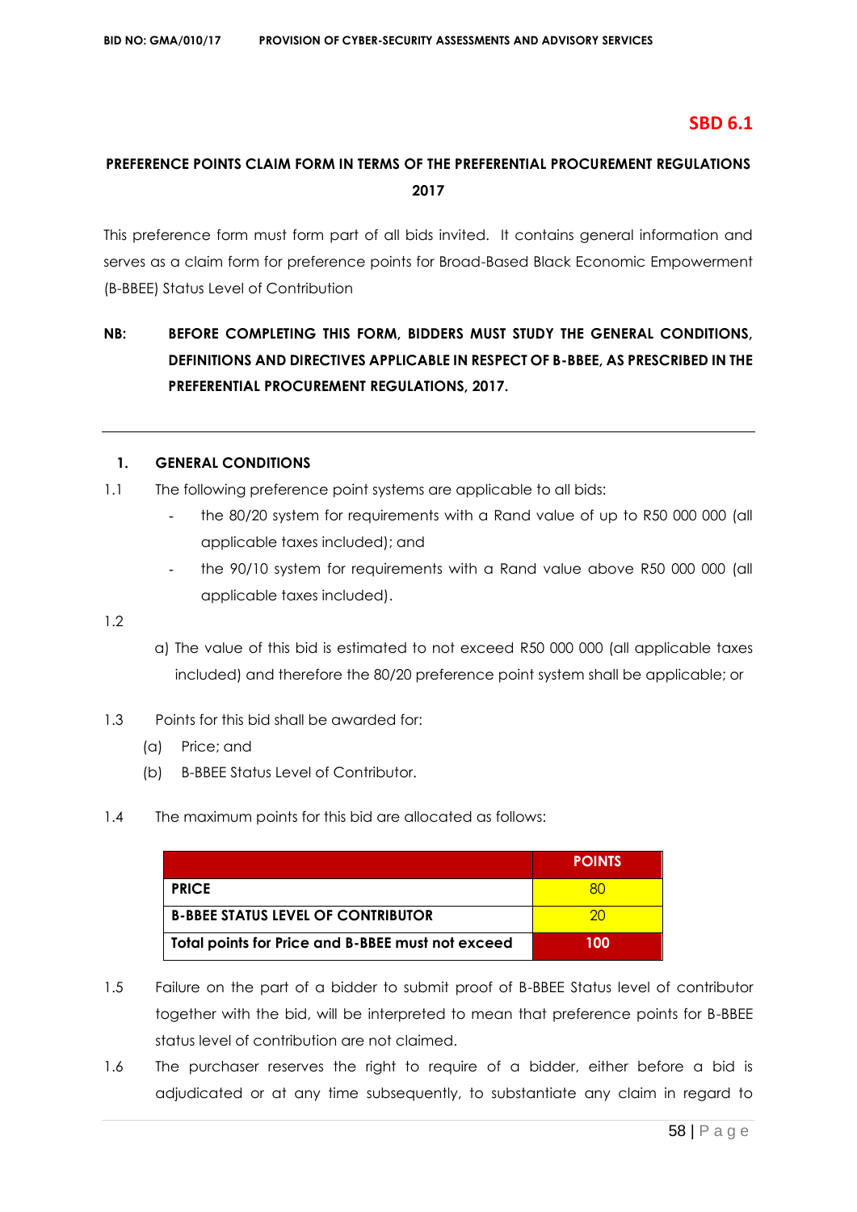## SBD 6.1

### PREFERENCE POINTS CLAIM FORM IN TERMS OF THE PREFERENTIAL PROCUREMENT REGULATIONS 2017

This preference form must form part of all bids invited. It contains general information and serves as a claim form for preference points for Broad-Based Black Economic Empowerment (B-BBEE) Status Level of Contribution

**NB: BEFORE COMPLETING THIS FORM, BIDDERS MUST STUDY THE GENERAL CONDITIONS, DEFINITIONS AND DIRECTIVES APPLICABLE IN RESPECT OF B-BBEE, AS PRESCRIBED IN THE PREFERENTIAL PROCUREMENT REGULATIONS, 2017.**

---

**1. GENERAL CONDITIONS**

1.1 The following preference point systems are applicable to all bids:

- the 80/20 system for requirements with a Rand value of up to R50 000 000 (all applicable taxes included); and
- the 90/10 system for requirements with a Rand value above R50 000 000 (all applicable taxes included).

1.2

a) The value of this bid is estimated to not exceed R50 000 000 (all applicable taxes included) and therefore the 80/20 preference point system shall be applicable; or

1.3 Points for this bid shall be awarded for:

(a) Price; and

(b) B-BBEE Status Level of Contributor.

1.4 The maximum points for this bid are allocated as follows:

| | POINTS |
|---|---|
| **PRICE** | 80 |
| **B-BBEE STATUS LEVEL OF CONTRIBUTOR** | 20 |
| **Total points for Price and B-BBEE must not exceed** | **100** |

1.5 Failure on the part of a bidder to submit proof of B-BBEE Status level of contributor together with the bid, will be interpreted to mean that preference points for B-BBEE status level of contribution are not claimed.

1.6 The purchaser reserves the right to require of a bidder, either before a bid is adjudicated or at any time subsequently, to substantiate any claim in regard to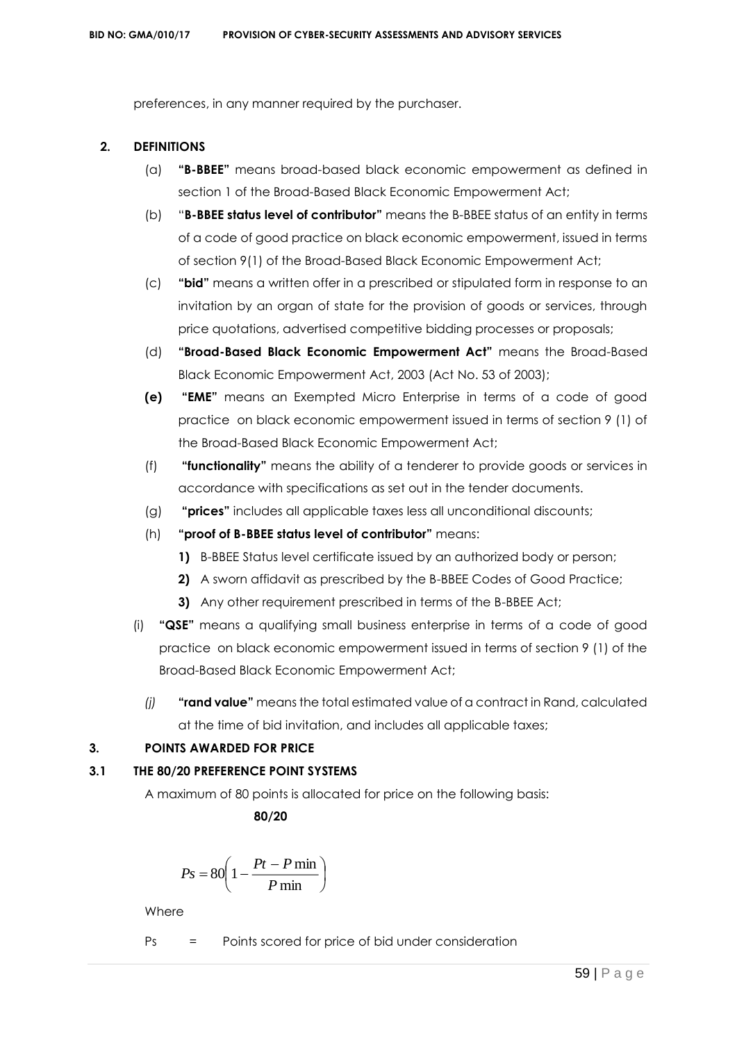preferences, in any manner required by the purchaser.

## 2. DEFINITIONS

(a) **"B-BBEE"** means broad-based black economic empowerment as defined in section 1 of the Broad-Based Black Economic Empowerment Act;

(b) "**B-BBEE status level of contributor"** means the B-BBEE status of an entity in terms of a code of good practice on black economic empowerment, issued in terms of section 9(1) of the Broad-Based Black Economic Empowerment Act;

(c) **"bid"** means a written offer in a prescribed or stipulated form in response to an invitation by an organ of state for the provision of goods or services, through price quotations, advertised competitive bidding processes or proposals;

(d) **"Broad-Based Black Economic Empowerment Act"** means the Broad-Based Black Economic Empowerment Act, 2003 (Act No. 53 of 2003);

**(e)** **"EME"** means an Exempted Micro Enterprise in terms of a code of good practice on black economic empowerment issued in terms of section 9 (1) of the Broad-Based Black Economic Empowerment Act;

(f) **"functionality"** means the ability of a tenderer to provide goods or services in accordance with specifications as set out in the tender documents.

(g) **"prices"** includes all applicable taxes less all unconditional discounts;

(h) **"proof of B-BBEE status level of contributor"** means:

**1)** B-BBEE Status level certificate issued by an authorized body or person;

**2)** A sworn affidavit as prescribed by the B-BBEE Codes of Good Practice;

**3)** Any other requirement prescribed in terms of the B-BBEE Act;

(i) **"QSE"** means a qualifying small business enterprise in terms of a code of good practice on black economic empowerment issued in terms of section 9 (1) of the Broad-Based Black Economic Empowerment Act;

*(j)* **"rand value"** means the total estimated value of a contract in Rand, calculated at the time of bid invitation, and includes all applicable taxes;

## 3. POINTS AWARDED FOR PRICE

### 3.1 THE 80/20 PREFERENCE POINT SYSTEMS

A maximum of 80 points is allocated for price on the following basis:

**80/20**

$$Ps = 80\left(1 - \frac{Pt - P\min}{P\min}\right)$$

Where

Ps = Points scored for price of bid under consideration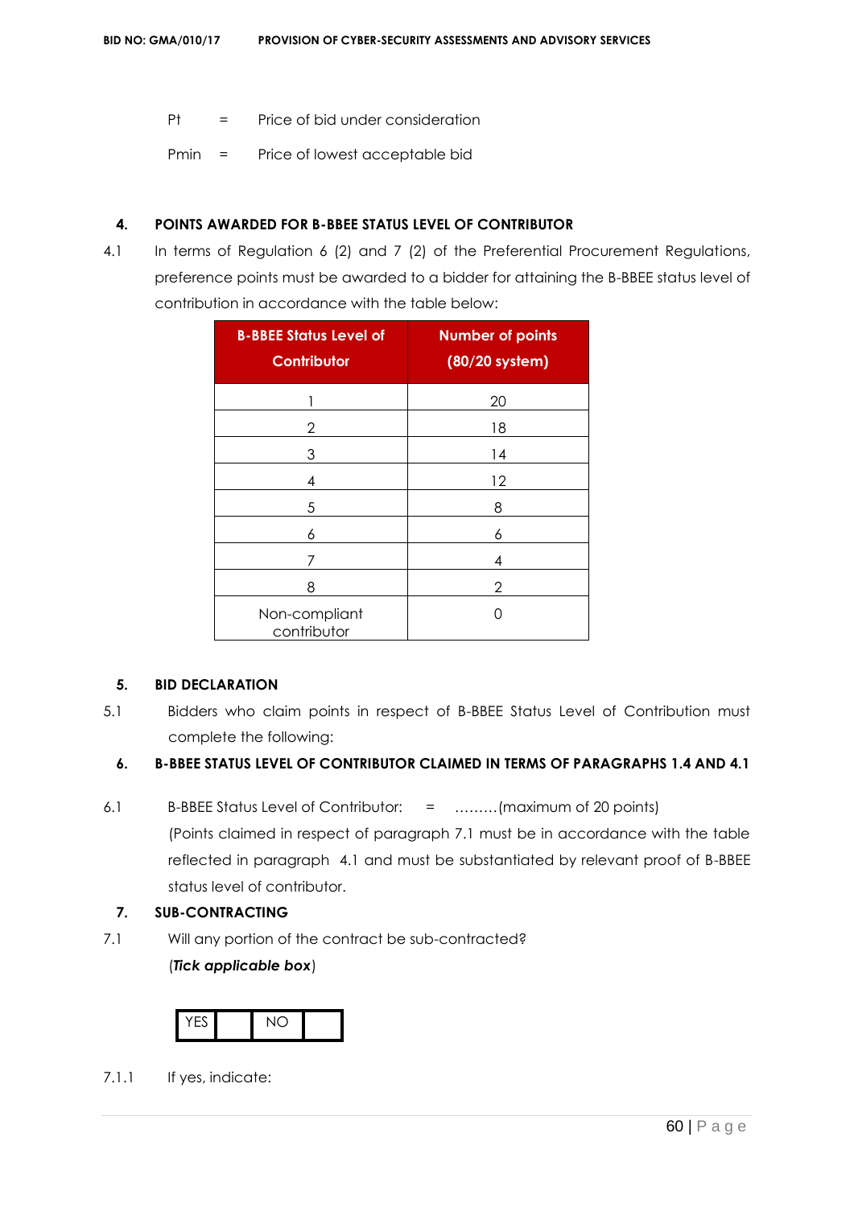Pt = Price of bid under consideration

Pmin = Price of lowest acceptable bid

## 4. POINTS AWARDED FOR B-BBEE STATUS LEVEL OF CONTRIBUTOR

4.1 In terms of Regulation 6 (2) and 7 (2) of the Preferential Procurement Regulations, preference points must be awarded to a bidder for attaining the B-BBEE status level of contribution in accordance with the table below:

| B-BBEE Status Level of Contributor | Number of points (80/20 system) |
|---|---|
| 1 | 20 |
| 2 | 18 |
| 3 | 14 |
| 4 | 12 |
| 5 | 8 |
| 6 | 6 |
| 7 | 4 |
| 8 | 2 |
| Non-compliant contributor | 0 |

## 5. BID DECLARATION

5.1 Bidders who claim points in respect of B-BBEE Status Level of Contribution must complete the following:

## 6. B-BBEE STATUS LEVEL OF CONTRIBUTOR CLAIMED IN TERMS OF PARAGRAPHS 1.4 AND 4.1

6.1 B-BBEE Status Level of Contributor: = ………(maximum of 20 points)

(Points claimed in respect of paragraph 7.1 must be in accordance with the table reflected in paragraph 4.1 and must be substantiated by relevant proof of B-BBEE status level of contributor.

## 7. SUB-CONTRACTING

7.1 Will any portion of the contract be sub-contracted?

(***Tick applicable box***)

| YES | | NO | |
|---|---|---|---|

7.1.1 If yes, indicate: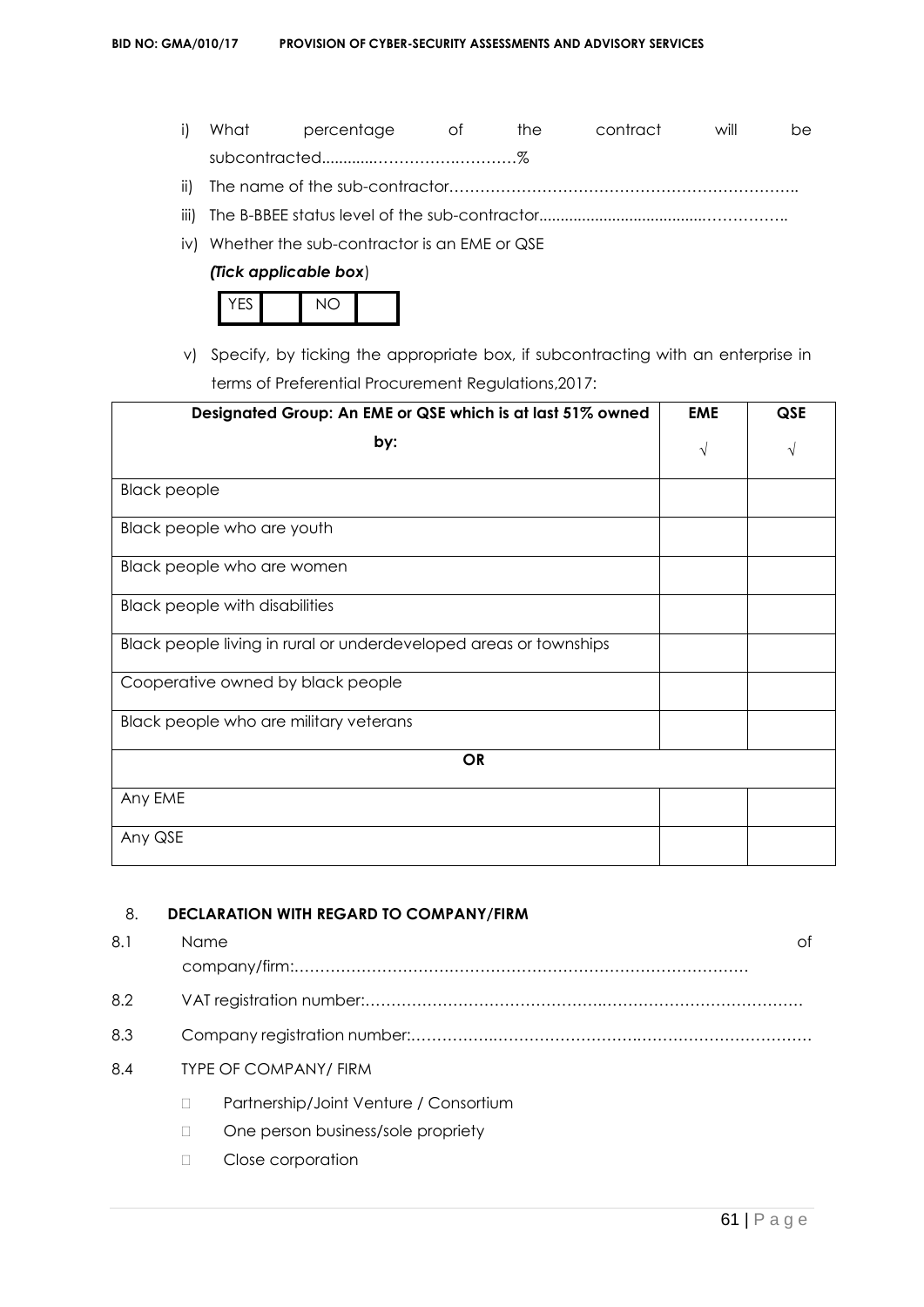i) What percentage of the contract will be subcontracted............……………….………%

ii) The name of the sub-contractor…………………………………………………………..

iii) The B-BBEE status level of the sub-contractor......................................……………..

iv) Whether the sub-contractor is an EME or QSE

*(Tick applicable box*)

| YES | | NO | |
|---|---|---|---|

v) Specify, by ticking the appropriate box, if subcontracting with an enterprise in terms of Preferential Procurement Regulations,2017:

| Designated Group: An EME or QSE which is at last 51% owned by: | EME √ | QSE √ |
|---|---|---|
| Black people | | |
| Black people who are youth | | |
| Black people who are women | | |
| Black people with disabilities | | |
| Black people living in rural or underdeveloped areas or townships | | |
| Cooperative owned by black people | | |
| Black people who are military veterans | | |
| **OR** | | |
| Any EME | | |
| Any QSE | | |

8. **DECLARATION WITH REGARD TO COMPANY/FIRM**

8.1 Name of company/firm:…………………………………………………………………………….

8.2 VAT registration number:……………………………………….……………………………………

8.3 Company registration number:…………….……………………….…………………………….

8.4 TYPE OF COMPANY/ FIRM

- Partnership/Joint Venture / Consortium
- One person business/sole propriety
- Close corporation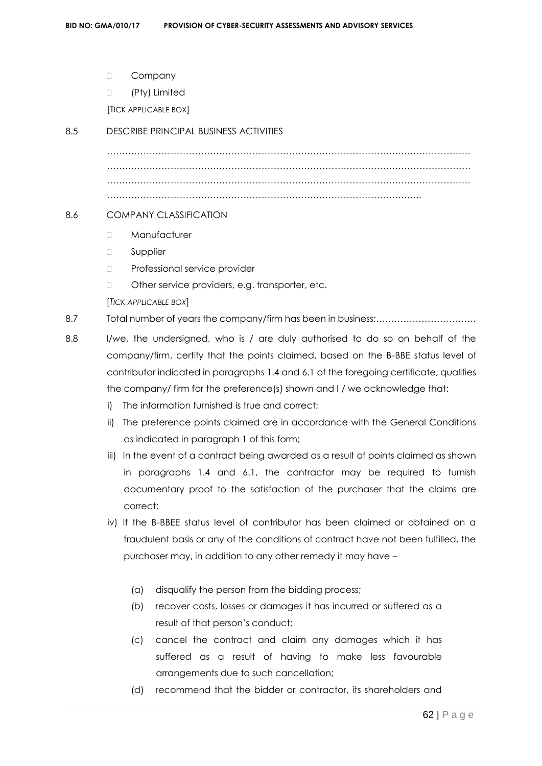- Company
- (Pty) Limited

[TICK APPLICABLE BOX]

8.5 DESCRIBE PRINCIPAL BUSINESS ACTIVITIES

……………………………………………………………………………………………………………
……………………………………………………………………………………………………………
……………………………………………………………………………………………………………
…………………………………………………………………………………………………..

8.6 COMPANY CLASSIFICATION

- Manufacturer
- Supplier
- Professional service provider
- Other service providers, e.g. transporter, etc.

[*TICK APPLICABLE BOX*]

8.7 Total number of years the company/firm has been in business:……………………………

8.8 I/we, the undersigned, who is / are duly authorised to do so on behalf of the company/firm, certify that the points claimed, based on the B-BBE status level of contributor indicated in paragraphs 1.4 and 6.1 of the foregoing certificate, qualifies the company/ firm for the preference(s) shown and I / we acknowledge that:

i) The information furnished is true and correct;

ii) The preference points claimed are in accordance with the General Conditions as indicated in paragraph 1 of this form;

iii) In the event of a contract being awarded as a result of points claimed as shown in paragraphs 1.4 and 6.1, the contractor may be required to furnish documentary proof to the satisfaction of the purchaser that the claims are correct;

iv) If the B-BBEE status level of contributor has been claimed or obtained on a fraudulent basis or any of the conditions of contract have not been fulfilled, the purchaser may, in addition to any other remedy it may have –

(a) disqualify the person from the bidding process;

(b) recover costs, losses or damages it has incurred or suffered as a result of that person's conduct;

(c) cancel the contract and claim any damages which it has suffered as a result of having to make less favourable arrangements due to such cancellation;

(d) recommend that the bidder or contractor, its shareholders and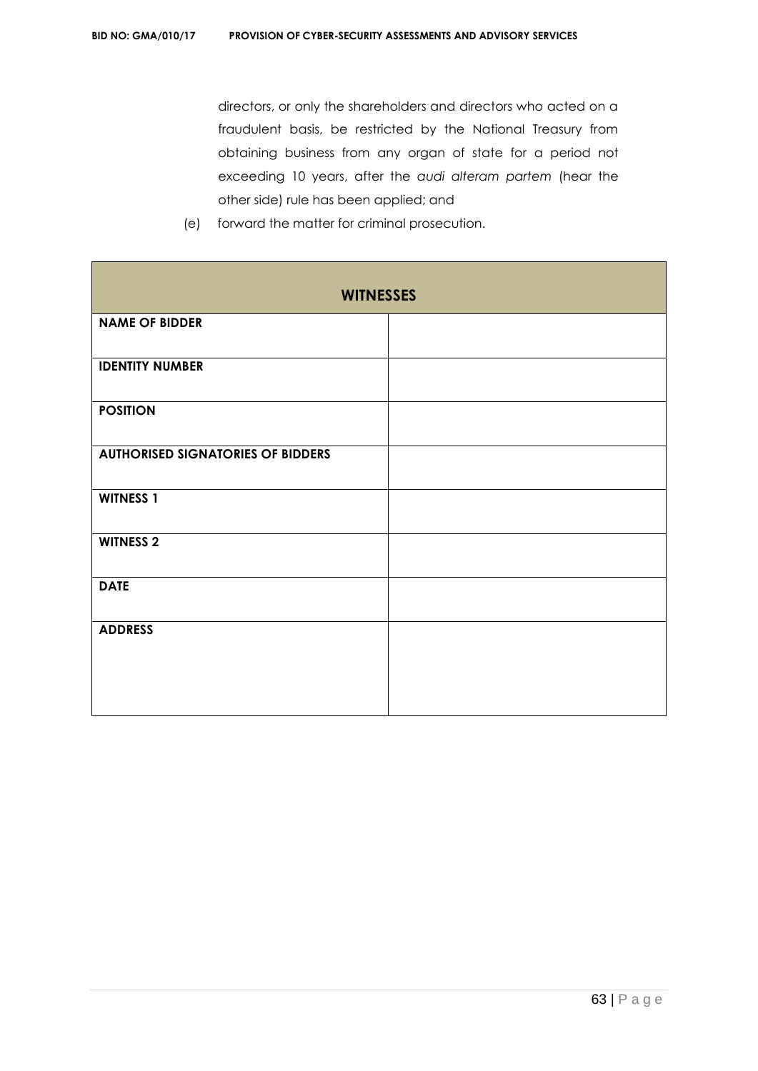directors, or only the shareholders and directors who acted on a fraudulent basis, be restricted by the National Treasury from obtaining business from any organ of state for a period not exceeding 10 years, after the *audi alteram partem* (hear the other side) rule has been applied; and

(e) forward the matter for criminal prosecution.

| **WITNESSES** | |
|---|---|
| **NAME OF BIDDER** | |
| **IDENTITY NUMBER** | |
| **POSITION** | |
| **AUTHORISED SIGNATORIES OF BIDDERS** | |
| **WITNESS 1** | |
| **WITNESS 2** | |
| **DATE** | |
| **ADDRESS** | |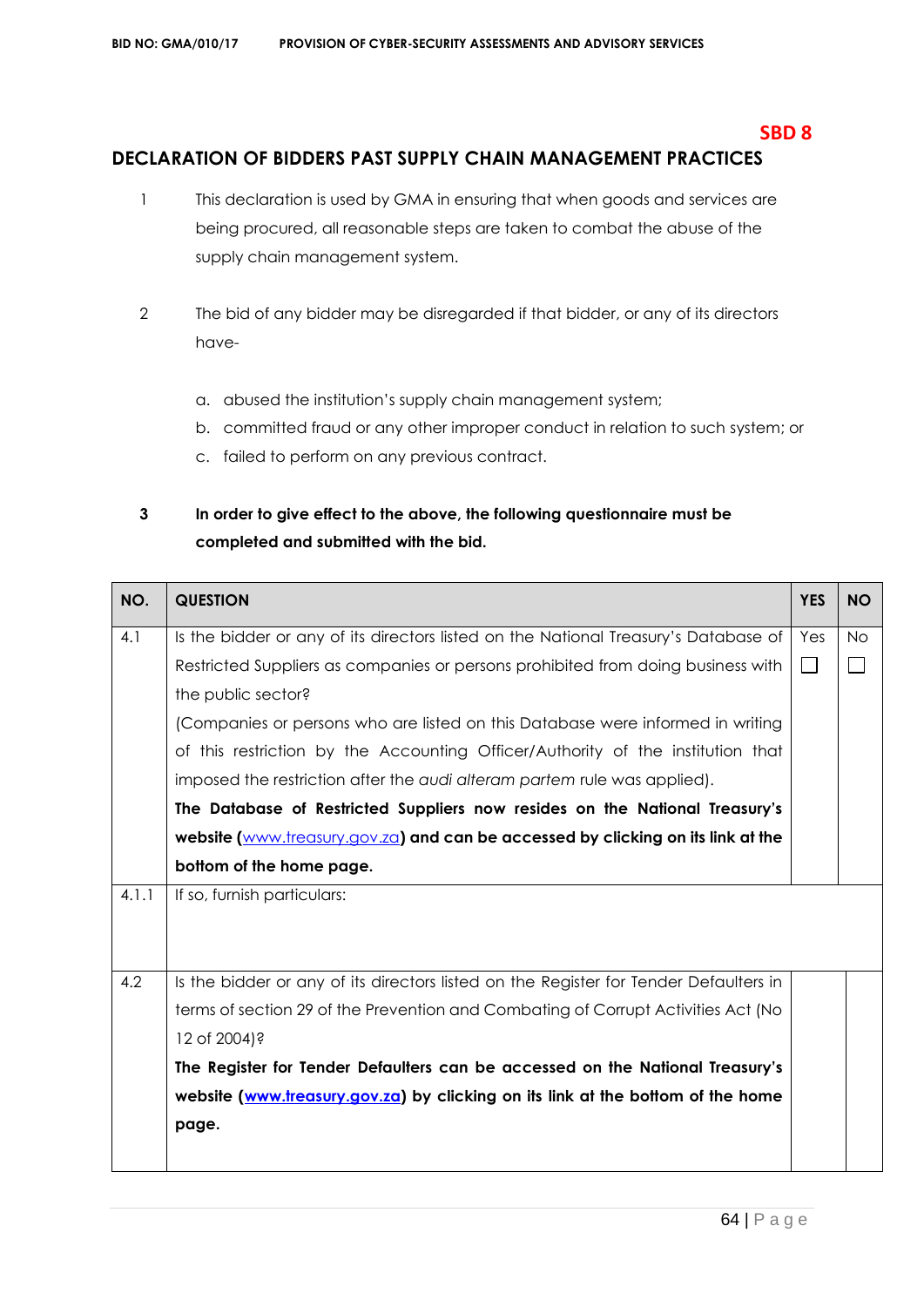**SBD 8**

## DECLARATION OF BIDDERS PAST SUPPLY CHAIN MANAGEMENT PRACTICES

1. This declaration is used by GMA in ensuring that when goods and services are being procured, all reasonable steps are taken to combat the abuse of the supply chain management system.

2. The bid of any bidder may be disregarded if that bidder, or any of its directors have-

   a. abused the institution's supply chain management system;
   b. committed fraud or any other improper conduct in relation to such system; or
   c. failed to perform on any previous contract.

3. **In order to give effect to the above, the following questionnaire must be completed and submitted with the bid.**

| NO. | QUESTION | YES | NO |
|---|---|---|---|
| 4.1 | Is the bidder or any of its directors listed on the National Treasury's Database of Restricted Suppliers as companies or persons prohibited from doing business with the public sector?<br>(Companies or persons who are listed on this Database were informed in writing of this restriction by the Accounting Officer/Authority of the institution that imposed the restriction after the *audi alteram partem* rule was applied).<br>**The Database of Restricted Suppliers now resides on the National Treasury's website (www.treasury.gov.za) and can be accessed by clicking on its link at the bottom of the home page.** | Yes ☐ | No ☐ |
| 4.1.1 | If so, furnish particulars: | | |
| 4.2 | Is the bidder or any of its directors listed on the Register for Tender Defaulters in terms of section 29 of the Prevention and Combating of Corrupt Activities Act (No 12 of 2004)?<br>**The Register for Tender Defaulters can be accessed on the National Treasury's website (www.treasury.gov.za) by clicking on its link at the bottom of the home page.** | | |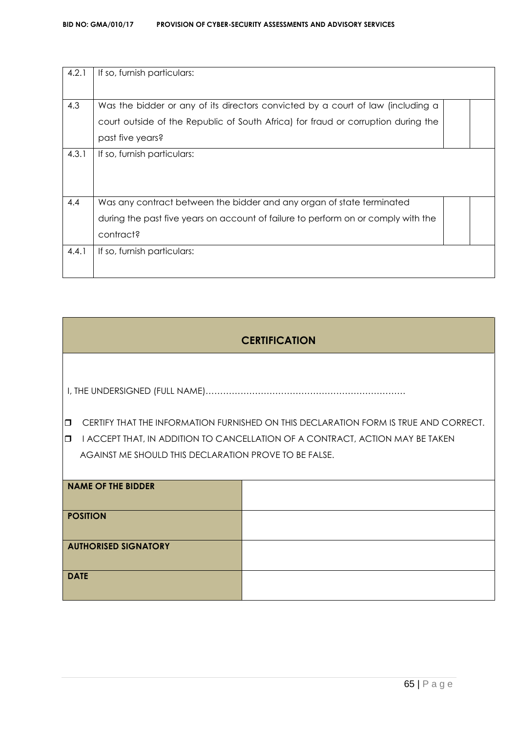| | | | |
|---|---|---|---|
| 4.2.1 | If so, furnish particulars: | | |
| 4.3 | Was the bidder or any of its directors convicted by a court of law (including a court outside of the Republic of South Africa) for fraud or corruption during the past five years? | | |
| 4.3.1 | If so, furnish particulars: | | |
| 4.4 | Was any contract between the bidder and any organ of state terminated during the past five years on account of failure to perform on or comply with the contract? | | |
| 4.4.1 | If so, furnish particulars: | | |

## CERTIFICATION

I, THE UNDERSIGNED (FULL NAME)……………………………………………………………

- ❒ CERTIFY THAT THE INFORMATION FURNISHED ON THIS DECLARATION FORM IS TRUE AND CORRECT.
- ❒ I ACCEPT THAT, IN ADDITION TO CANCELLATION OF A CONTRACT, ACTION MAY BE TAKEN AGAINST ME SHOULD THIS DECLARATION PROVE TO BE FALSE.

| | |
|---|---|
| **NAME OF THE BIDDER** | |
| **POSITION** | |
| **AUTHORISED SIGNATORY** | |
| **DATE** | |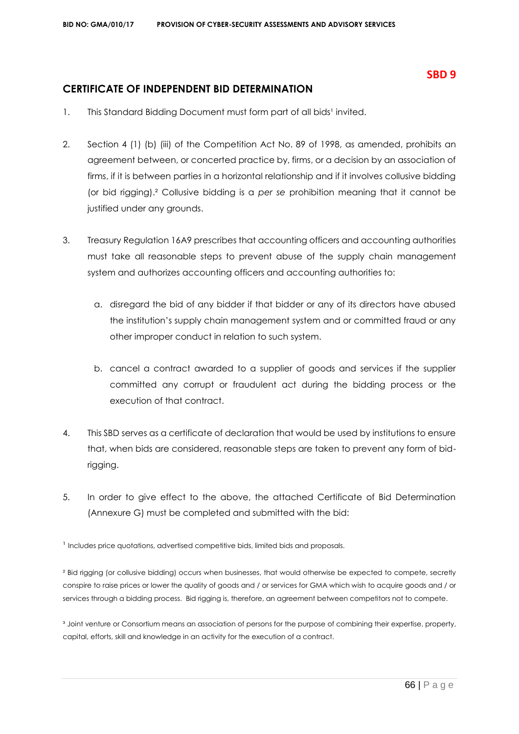**SBD 9**

## CERTIFICATE OF INDEPENDENT BID DETERMINATION

1. This Standard Bidding Document must form part of all bids[1] invited.

2. Section 4 (1) (b) (iii) of the Competition Act No. 89 of 1998, as amended, prohibits an agreement between, or concerted practice by, firms, or a decision by an association of firms, if it is between parties in a horizontal relationship and if it involves collusive bidding (or bid rigging).[2] Collusive bidding is a *per se* prohibition meaning that it cannot be justified under any grounds.

3. Treasury Regulation 16A9 prescribes that accounting officers and accounting authorities must take all reasonable steps to prevent abuse of the supply chain management system and authorizes accounting officers and accounting authorities to:

   a. disregard the bid of any bidder if that bidder or any of its directors have abused the institution's supply chain management system and or committed fraud or any other improper conduct in relation to such system.

   b. cancel a contract awarded to a supplier of goods and services if the supplier committed any corrupt or fraudulent act during the bidding process or the execution of that contract.

4. This SBD serves as a certificate of declaration that would be used by institutions to ensure that, when bids are considered, reasonable steps are taken to prevent any form of bid-rigging.

5. In order to give effect to the above, the attached Certificate of Bid Determination (Annexure G) must be completed and submitted with the bid:

[1] Includes price quotations, advertised competitive bids, limited bids and proposals.

[2] Bid rigging (or collusive bidding) occurs when businesses, that would otherwise be expected to compete, secretly conspire to raise prices or lower the quality of goods and / or services for GMA which wish to acquire goods and / or services through a bidding process. Bid rigging is, therefore, an agreement between competitors not to compete.

[3] Joint venture or Consortium means an association of persons for the purpose of combining their expertise, property, capital, efforts, skill and knowledge in an activity for the execution of a contract.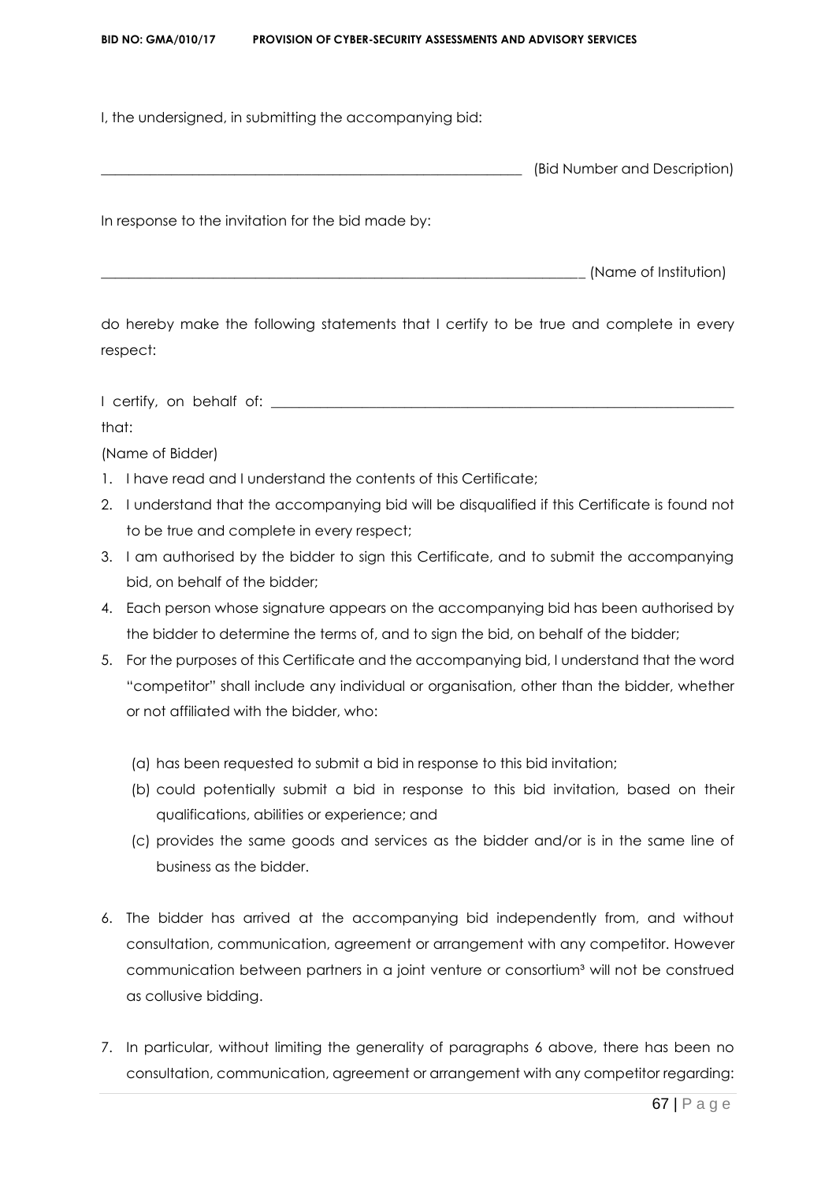I, the undersigned, in submitting the accompanying bid:

_____________________________________________________________ (Bid Number and Description)

In response to the invitation for the bid made by:

______________________________________________________________________ (Name of Institution)

do hereby make the following statements that I certify to be true and complete in every respect:

I certify, on behalf of: ___________________________________________________________________

that:

(Name of Bidder)

1. I have read and I understand the contents of this Certificate;
2. I understand that the accompanying bid will be disqualified if this Certificate is found not to be true and complete in every respect;
3. I am authorised by the bidder to sign this Certificate, and to submit the accompanying bid, on behalf of the bidder;
4. Each person whose signature appears on the accompanying bid has been authorised by the bidder to determine the terms of, and to sign the bid, on behalf of the bidder;
5. For the purposes of this Certificate and the accompanying bid, I understand that the word "competitor" shall include any individual or organisation, other than the bidder, whether or not affiliated with the bidder, who:

   (a) has been requested to submit a bid in response to this bid invitation;
   (b) could potentially submit a bid in response to this bid invitation, based on their qualifications, abilities or experience; and
   (c) provides the same goods and services as the bidder and/or is in the same line of business as the bidder.

6. The bidder has arrived at the accompanying bid independently from, and without consultation, communication, agreement or arrangement with any competitor. However communication between partners in a joint venture or consortium[3] will not be construed as collusive bidding.

7. In particular, without limiting the generality of paragraphs 6 above, there has been no consultation, communication, agreement or arrangement with any competitor regarding: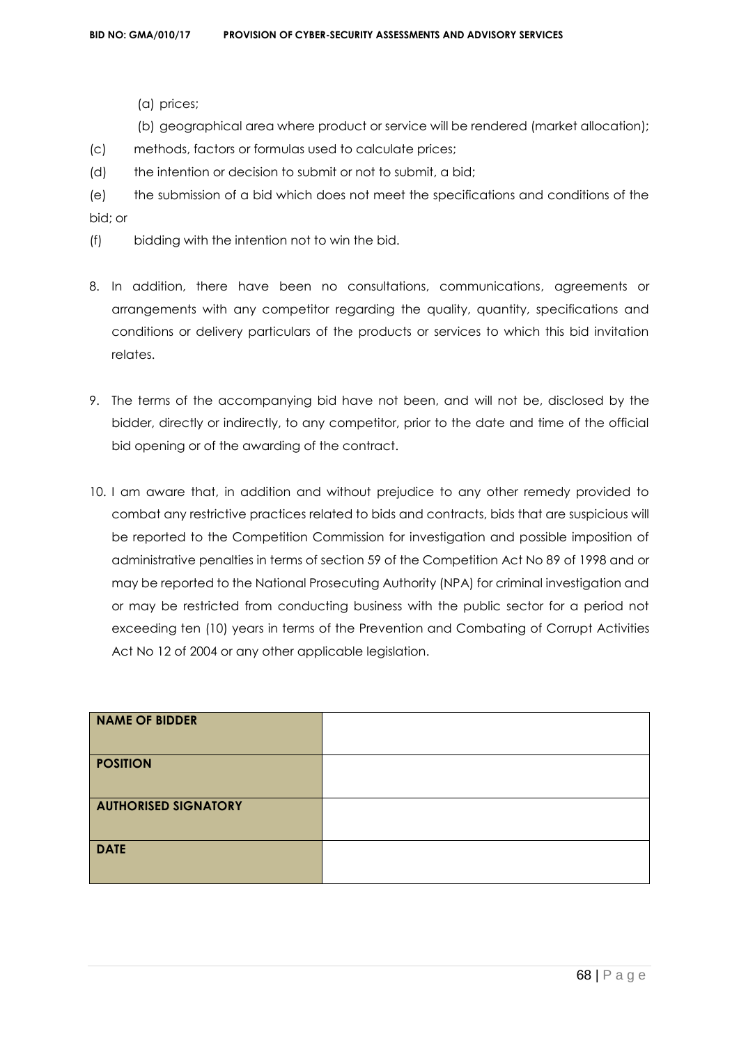(a) prices;

(b) geographical area where product or service will be rendered (market allocation);

(c) methods, factors or formulas used to calculate prices;

(d) the intention or decision to submit or not to submit, a bid;

(e) the submission of a bid which does not meet the specifications and conditions of the bid; or

(f) bidding with the intention not to win the bid.

8. In addition, there have been no consultations, communications, agreements or arrangements with any competitor regarding the quality, quantity, specifications and conditions or delivery particulars of the products or services to which this bid invitation relates.

9. The terms of the accompanying bid have not been, and will not be, disclosed by the bidder, directly or indirectly, to any competitor, prior to the date and time of the official bid opening or of the awarding of the contract.

10. I am aware that, in addition and without prejudice to any other remedy provided to combat any restrictive practices related to bids and contracts, bids that are suspicious will be reported to the Competition Commission for investigation and possible imposition of administrative penalties in terms of section 59 of the Competition Act No 89 of 1998 and or may be reported to the National Prosecuting Authority (NPA) for criminal investigation and or may be restricted from conducting business with the public sector for a period not exceeding ten (10) years in terms of the Prevention and Combating of Corrupt Activities Act No 12 of 2004 or any other applicable legislation.

| **NAME OF BIDDER** | |
|---|---|
| **POSITION** | |
| **AUTHORISED SIGNATORY** | |
| **DATE** | |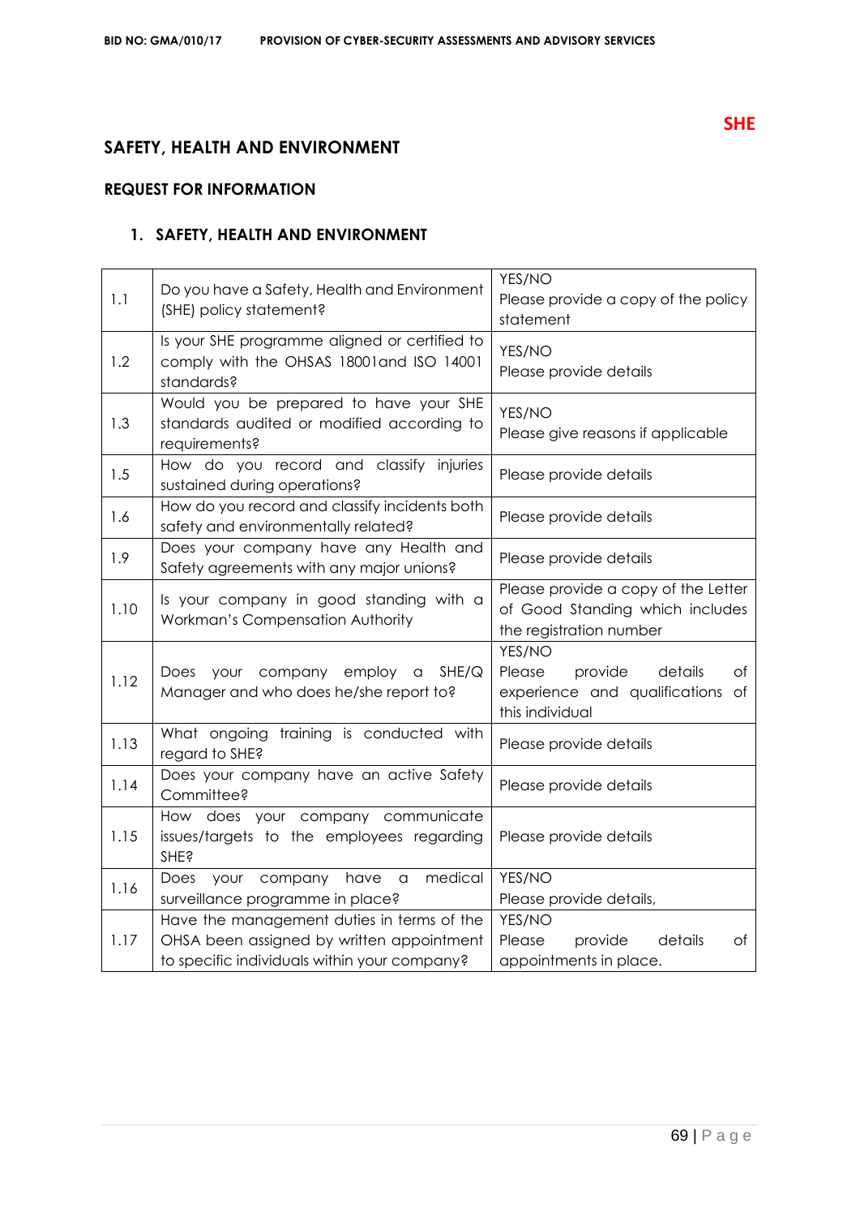**SHE**

## SAFETY, HEALTH AND ENVIRONMENT

### REQUEST FOR INFORMATION

### 1. SAFETY, HEALTH AND ENVIRONMENT

| | | |
|---|---|---|
| 1.1 | Do you have a Safety, Health and Environment (SHE) policy statement? | YES/NO<br>Please provide a copy of the policy statement |
| 1.2 | Is your SHE programme aligned or certified to comply with the OHSAS 18001and ISO 14001 standards? | YES/NO<br>Please provide details |
| 1.3 | Would you be prepared to have your SHE standards audited or modified according to requirements? | YES/NO<br>Please give reasons if applicable |
| 1.5 | How do you record and classify injuries sustained during operations? | Please provide details |
| 1.6 | How do you record and classify incidents both safety and environmentally related? | Please provide details |
| 1.9 | Does your company have any Health and Safety agreements with any major unions? | Please provide details |
| 1.10 | Is your company in good standing with a Workman's Compensation Authority | Please provide a copy of the Letter of Good Standing which includes the registration number |
| 1.12 | Does your company employ a SHE/Q Manager and who does he/she report to? | YES/NO<br>Please provide details of experience and qualifications of this individual |
| 1.13 | What ongoing training is conducted with regard to SHE? | Please provide details |
| 1.14 | Does your company have an active Safety Committee? | Please provide details |
| 1.15 | How does your company communicate issues/targets to the employees regarding SHE? | Please provide details |
| 1.16 | Does your company have a medical surveillance programme in place? | YES/NO<br>Please provide details, |
| 1.17 | Have the management duties in terms of the OHSA been assigned by written appointment to specific individuals within your company? | YES/NO<br>Please provide details of appointments in place. |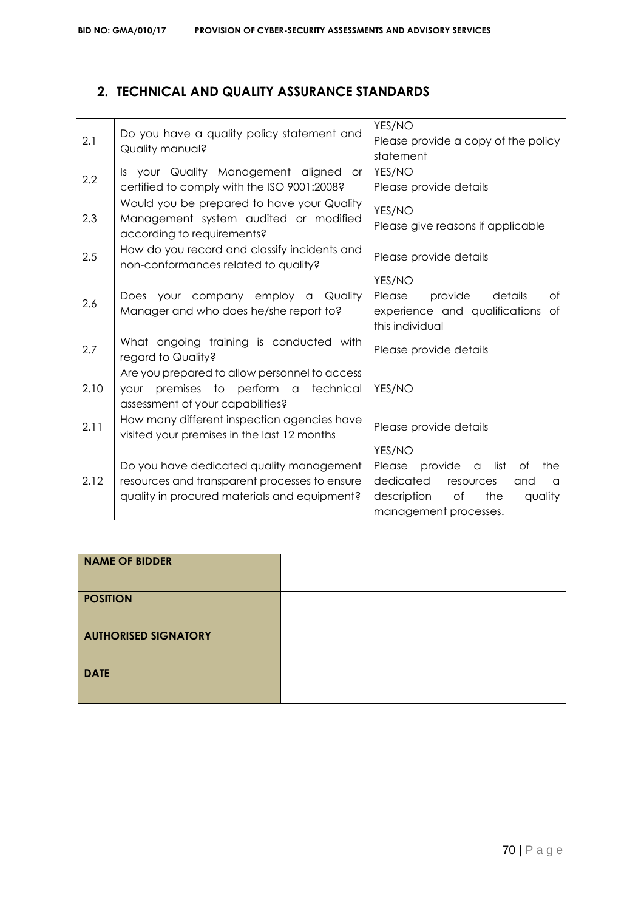## 2. TECHNICAL AND QUALITY ASSURANCE STANDARDS

| | | |
|---|---|---|
| 2.1 | Do you have a quality policy statement and Quality manual? | YES/NO<br>Please provide a copy of the policy statement |
| 2.2 | Is your Quality Management aligned or certified to comply with the ISO 9001:2008? | YES/NO<br>Please provide details |
| 2.3 | Would you be prepared to have your Quality Management system audited or modified according to requirements? | YES/NO<br>Please give reasons if applicable |
| 2.5 | How do you record and classify incidents and non-conformances related to quality? | Please provide details |
| 2.6 | Does your company employ a Quality Manager and who does he/she report to? | YES/NO<br>Please provide details of experience and qualifications of this individual |
| 2.7 | What ongoing training is conducted with regard to Quality? | Please provide details |
| 2.10 | Are you prepared to allow personnel to access your premises to perform a technical assessment of your capabilities? | YES/NO |
| 2.11 | How many different inspection agencies have visited your premises in the last 12 months | Please provide details |
| 2.12 | Do you have dedicated quality management resources and transparent processes to ensure quality in procured materials and equipment? | YES/NO<br>Please provide a list of the dedicated resources and a description of the quality management processes. |

| | |
|---|---|
| **NAME OF BIDDER** | |
| **POSITION** | |
| **AUTHORISED SIGNATORY** | |
| **DATE** | |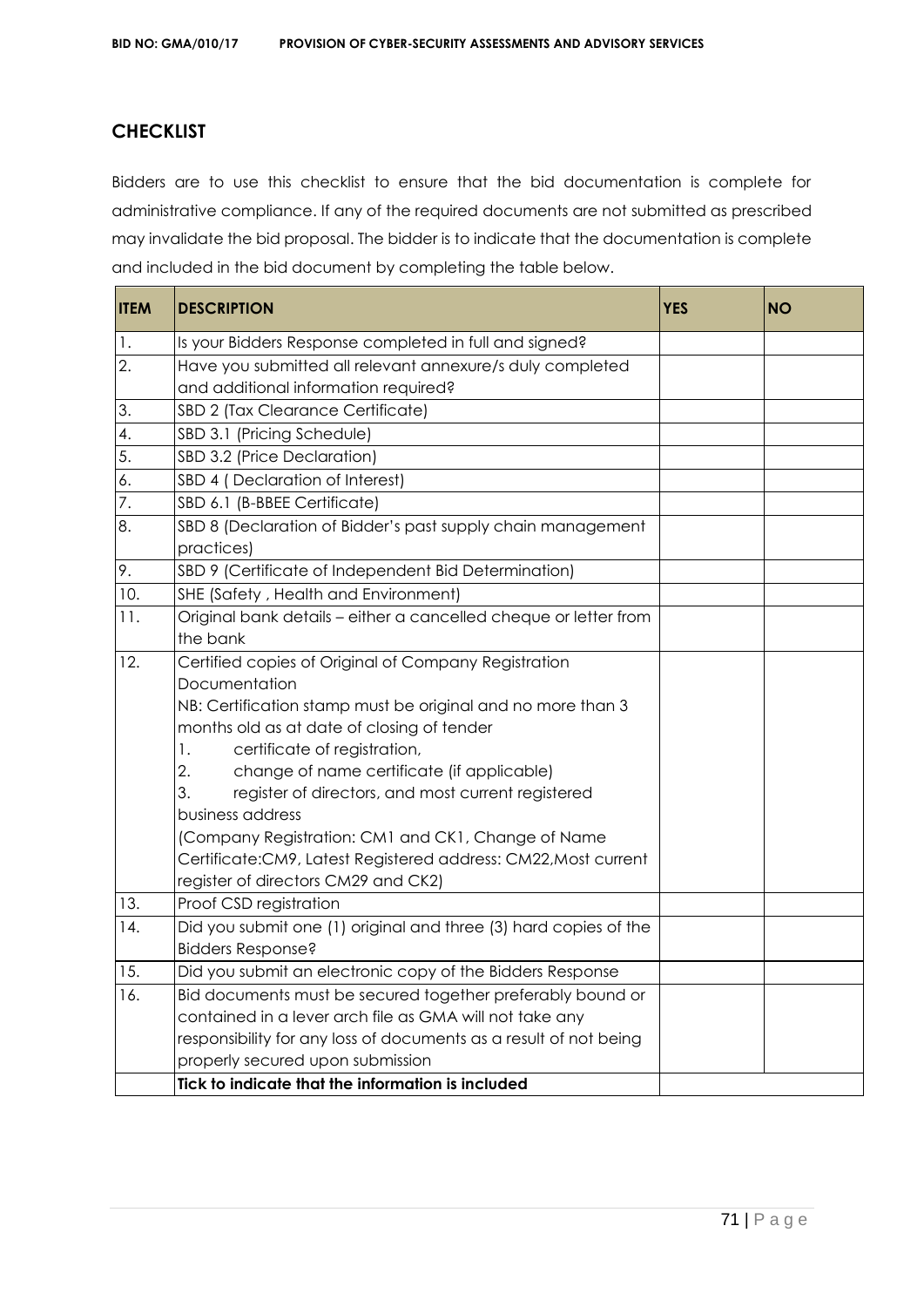## CHECKLIST

Bidders are to use this checklist to ensure that the bid documentation is complete for administrative compliance. If any of the required documents are not submitted as prescribed may invalidate the bid proposal. The bidder is to indicate that the documentation is complete and included in the bid document by completing the table below.

| ITEM | DESCRIPTION | YES | NO |
|---|---|---|---|
| 1. | Is your Bidders Response completed in full and signed? | | |
| 2. | Have you submitted all relevant annexure/s duly completed and additional information required? | | |
| 3. | SBD 2 (Tax Clearance Certificate) | | |
| 4. | SBD 3.1 (Pricing Schedule) | | |
| 5. | SBD 3.2 (Price Declaration) | | |
| 6. | SBD 4 ( Declaration of Interest) | | |
| 7. | SBD 6.1 (B-BBEE Certificate) | | |
| 8. | SBD 8 (Declaration of Bidder's past supply chain management practices) | | |
| 9. | SBD 9 (Certificate of Independent Bid Determination) | | |
| 10. | SHE (Safety , Health and Environment) | | |
| 11. | Original bank details – either a cancelled cheque or letter from the bank | | |
| 12. | Certified copies of Original of Company Registration Documentation<br>NB: Certification stamp must be original and no more than 3 months old as at date of closing of tender<br>1. certificate of registration,<br>2. change of name certificate (if applicable)<br>3. register of directors, and most current registered business address<br>(Company Registration: CM1 and CK1, Change of Name Certificate:CM9, Latest Registered address: CM22,Most current register of directors CM29 and CK2) | | |
| 13. | Proof CSD registration | | |
| 14. | Did you submit one (1) original and three (3) hard copies of the Bidders Response? | | |
| 15. | Did you submit an electronic copy of the Bidders Response | | |
| 16. | Bid documents must be secured together preferably bound or contained in a lever arch file as GMA will not take any responsibility for any loss of documents as a result of not being properly secured upon submission | | |
| | **Tick to indicate that the information is included** | | |